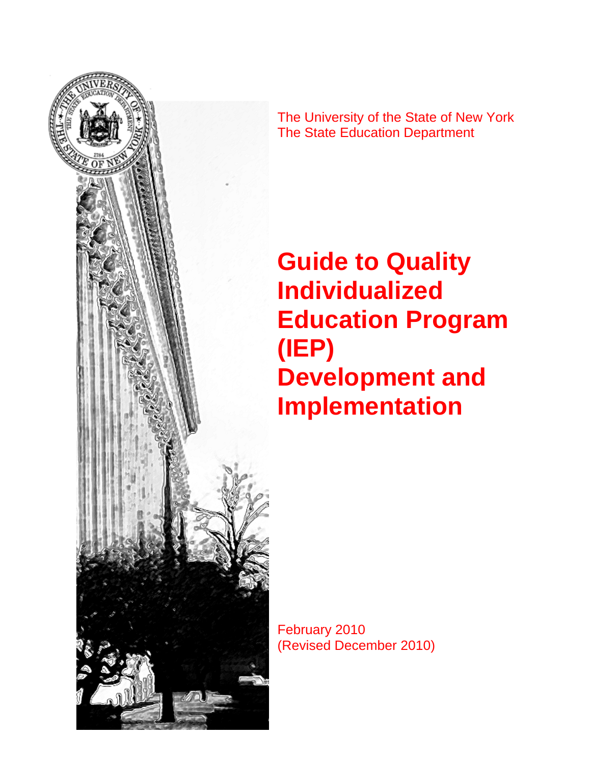The University of the State of New York
The State Education Department

# Guide to Quality Individualized Education Program (IEP) Development and Implementation

February 2010
(Revised December 2010)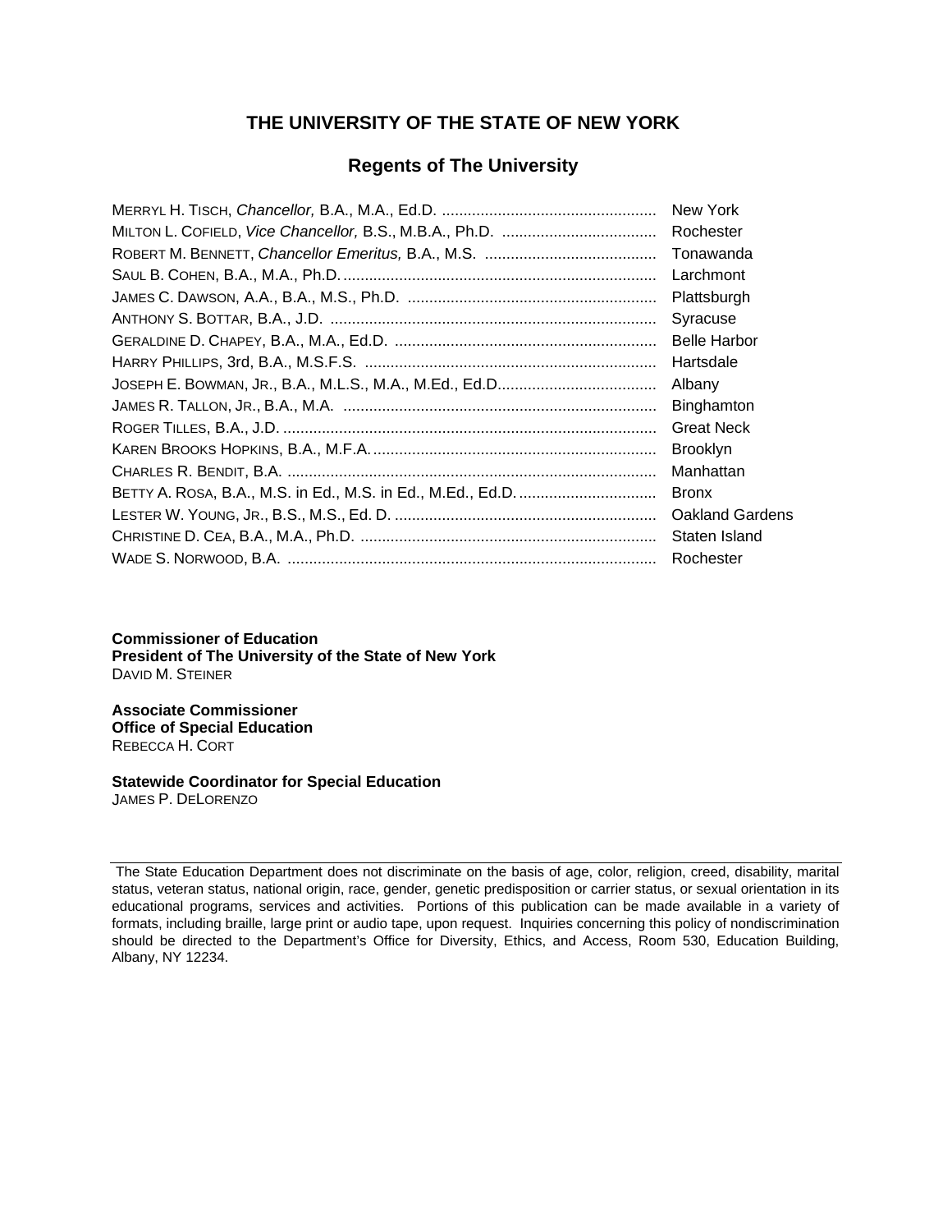## THE UNIVERSITY OF THE STATE OF NEW YORK

### Regents of The University

| | |
|---|---|
| MERRYL H. TISCH, *Chancellor,* B.A., M.A., Ed.D. | New York |
| MILTON L. COFIELD, *Vice Chancellor,* B.S., M.B.A., Ph.D. | Rochester |
| ROBERT M. BENNETT, *Chancellor Emeritus,* B.A., M.S. | Tonawanda |
| SAUL B. COHEN, B.A., M.A., Ph.D. | Larchmont |
| JAMES C. DAWSON, A.A., B.A., M.S., Ph.D. | Plattsburgh |
| ANTHONY S. BOTTAR, B.A., J.D. | Syracuse |
| GERALDINE D. CHAPEY, B.A., M.A., Ed.D. | Belle Harbor |
| HARRY PHILLIPS, 3rd, B.A., M.S.F.S. | Hartsdale |
| JOSEPH E. BOWMAN, JR., B.A., M.L.S., M.A., M.Ed., Ed.D. | Albany |
| JAMES R. TALLON, JR., B.A., M.A. | Binghamton |
| ROGER TILLES, B.A., J.D. | Great Neck |
| KAREN BROOKS HOPKINS, B.A., M.F.A. | Brooklyn |
| CHARLES R. BENDIT, B.A. | Manhattan |
| BETTY A. ROSA, B.A., M.S. in Ed., M.S. in Ed., M.Ed., Ed.D. | Bronx |
| LESTER W. YOUNG, JR., B.S., M.S., Ed. D. | Oakland Gardens |
| CHRISTINE D. CEA, B.A., M.A., Ph.D. | Staten Island |
| WADE S. NORWOOD, B.A. | Rochester |

**Commissioner of Education**
**President of The University of the State of New York**
DAVID M. STEINER

**Associate Commissioner**
**Office of Special Education**
REBECCA H. CORT

**Statewide Coordinator for Special Education**
JAMES P. DELORENZO

The State Education Department does not discriminate on the basis of age, color, religion, creed, disability, marital status, veteran status, national origin, race, gender, genetic predisposition or carrier status, or sexual orientation in its educational programs, services and activities. Portions of this publication can be made available in a variety of formats, including braille, large print or audio tape, upon request. Inquiries concerning this policy of nondiscrimination should be directed to the Department's Office for Diversity, Ethics, and Access, Room 530, Education Building, Albany, NY 12234.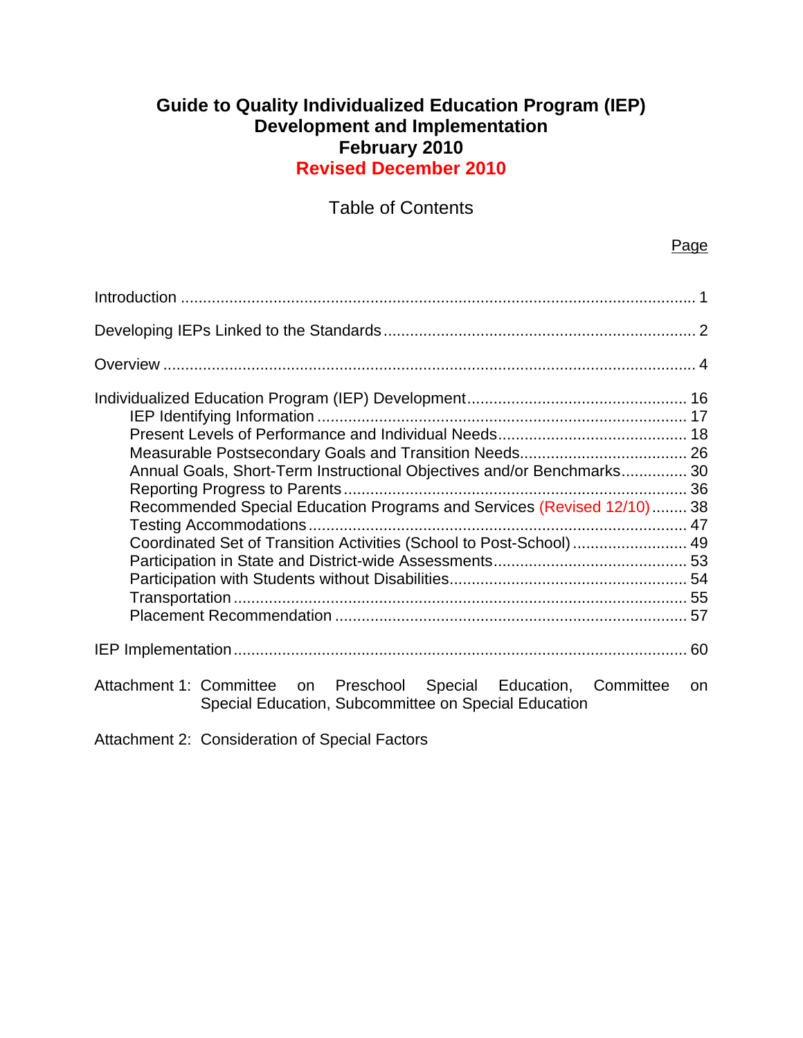# Guide to Quality Individualized Education Program (IEP) Development and Implementation

**February 2010**

**Revised December 2010**

## Table of Contents

| | Page |
|---|---|
| Introduction | 1 |
| Developing IEPs Linked to the Standards | 2 |
| Overview | 4 |
| Individualized Education Program (IEP) Development | 16 |
| IEP Identifying Information | 17 |
| Present Levels of Performance and Individual Needs | 18 |
| Measurable Postsecondary Goals and Transition Needs | 26 |
| Annual Goals, Short-Term Instructional Objectives and/or Benchmarks | 30 |
| Reporting Progress to Parents | 36 |
| Recommended Special Education Programs and Services (Revised 12/10) | 38 |
| Testing Accommodations | 47 |
| Coordinated Set of Transition Activities (School to Post-School) | 49 |
| Participation in State and District-wide Assessments | 53 |
| Participation with Students without Disabilities | 54 |
| Transportation | 55 |
| Placement Recommendation | 57 |
| IEP Implementation | 60 |

Attachment 1: Committee on Preschool Special Education, Committee on Special Education, Subcommittee on Special Education

Attachment 2: Consideration of Special Factors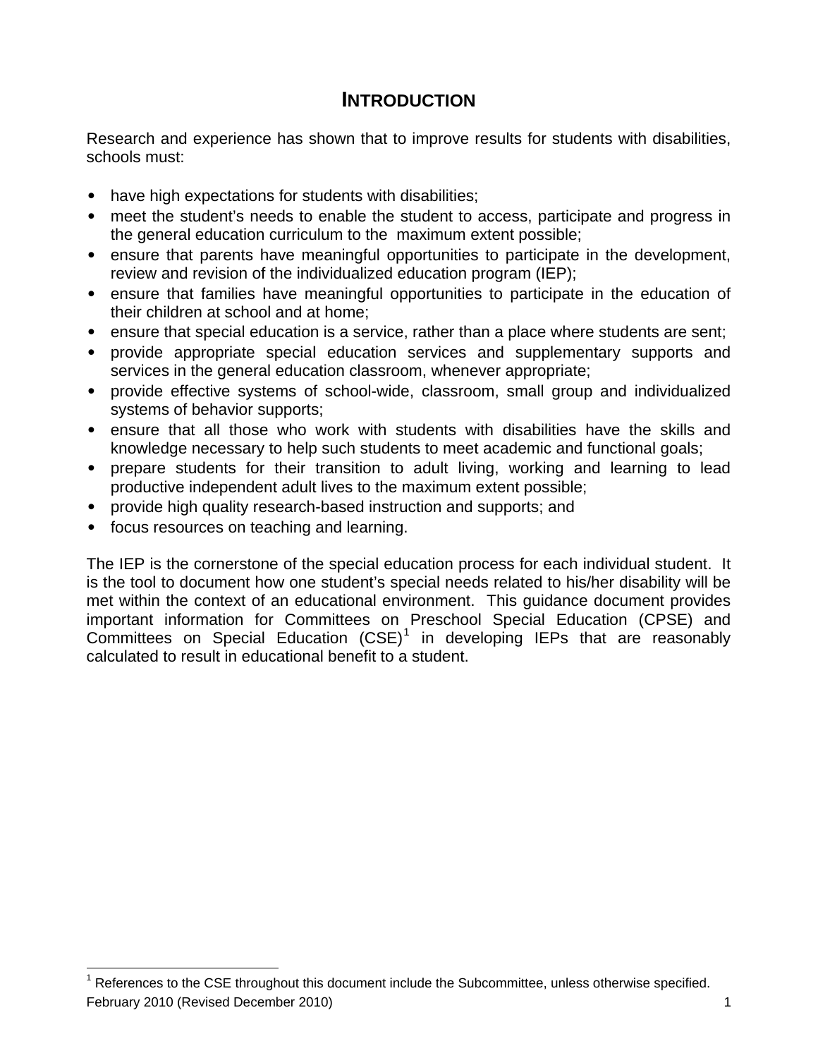# INTRODUCTION

Research and experience has shown that to improve results for students with disabilities, schools must:

- have high expectations for students with disabilities;
- meet the student's needs to enable the student to access, participate and progress in the general education curriculum to the maximum extent possible;
- ensure that parents have meaningful opportunities to participate in the development, review and revision of the individualized education program (IEP);
- ensure that families have meaningful opportunities to participate in the education of their children at school and at home;
- ensure that special education is a service, rather than a place where students are sent;
- provide appropriate special education services and supplementary supports and services in the general education classroom, whenever appropriate;
- provide effective systems of school-wide, classroom, small group and individualized systems of behavior supports;
- ensure that all those who work with students with disabilities have the skills and knowledge necessary to help such students to meet academic and functional goals;
- prepare students for their transition to adult living, working and learning to lead productive independent adult lives to the maximum extent possible;
- provide high quality research-based instruction and supports; and
- focus resources on teaching and learning.

The IEP is the cornerstone of the special education process for each individual student. It is the tool to document how one student's special needs related to his/her disability will be met within the context of an educational environment. This guidance document provides important information for Committees on Preschool Special Education (CPSE) and Committees on Special Education (CSE)[1] in developing IEPs that are reasonably calculated to result in educational benefit to a student.

[1] References to the CSE throughout this document include the Subcommittee, unless otherwise specified.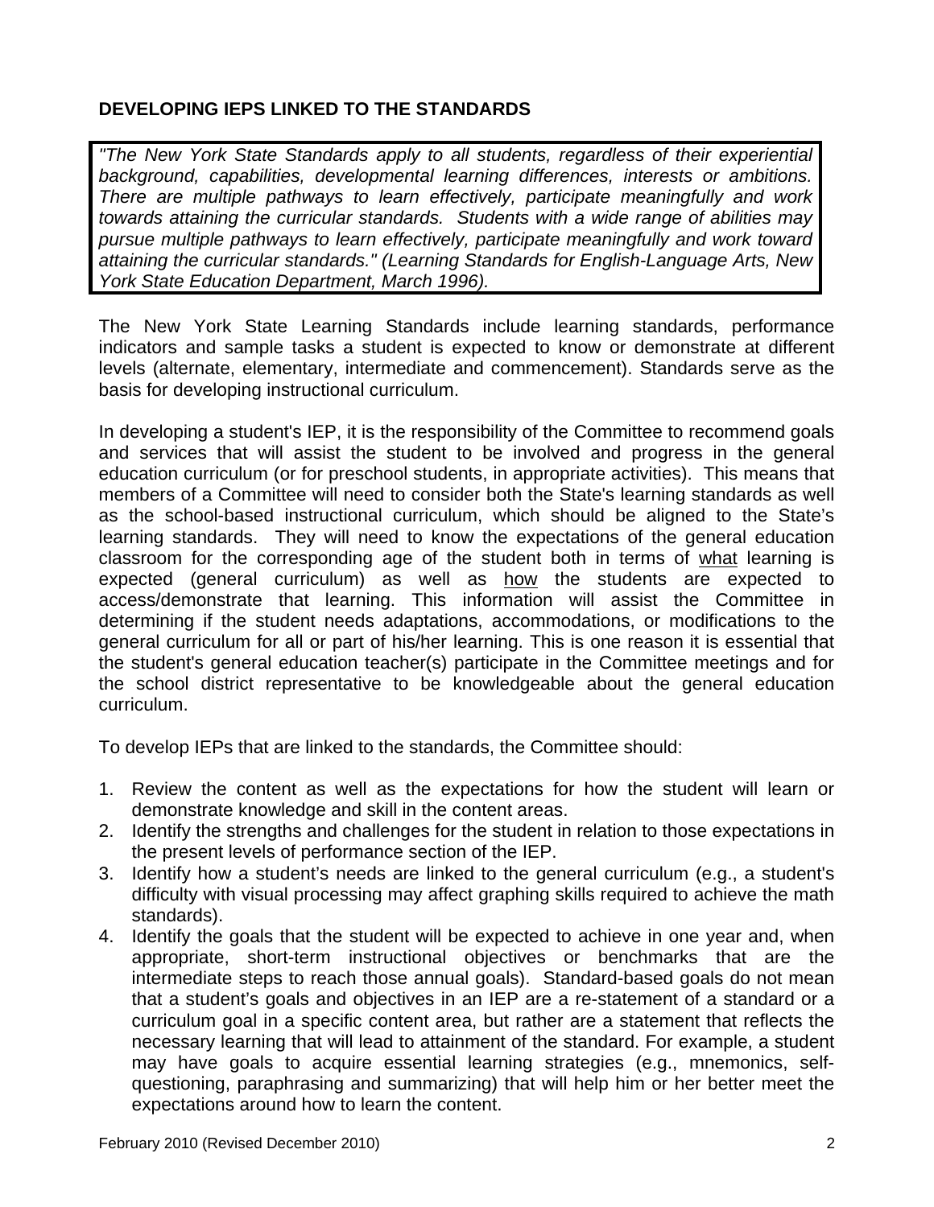## DEVELOPING IEPS LINKED TO THE STANDARDS

> *"The New York State Standards apply to all students, regardless of their experiential background, capabilities, developmental learning differences, interests or ambitions. There are multiple pathways to learn effectively, participate meaningfully and work towards attaining the curricular standards. Students with a wide range of abilities may pursue multiple pathways to learn effectively, participate meaningfully and work toward attaining the curricular standards." (Learning Standards for English-Language Arts, New York State Education Department, March 1996).*

The New York State Learning Standards include learning standards, performance indicators and sample tasks a student is expected to know or demonstrate at different levels (alternate, elementary, intermediate and commencement). Standards serve as the basis for developing instructional curriculum.

In developing a student's IEP, it is the responsibility of the Committee to recommend goals and services that will assist the student to be involved and progress in the general education curriculum (or for preschool students, in appropriate activities). This means that members of a Committee will need to consider both the State's learning standards as well as the school-based instructional curriculum, which should be aligned to the State's learning standards. They will need to know the expectations of the general education classroom for the corresponding age of the student both in terms of <u>what</u> learning is expected (general curriculum) as well as <u>how</u> the students are expected to access/demonstrate that learning. This information will assist the Committee in determining if the student needs adaptations, accommodations, or modifications to the general curriculum for all or part of his/her learning. This is one reason it is essential that the student's general education teacher(s) participate in the Committee meetings and for the school district representative to be knowledgeable about the general education curriculum.

To develop IEPs that are linked to the standards, the Committee should:

1. Review the content as well as the expectations for how the student will learn or demonstrate knowledge and skill in the content areas.
2. Identify the strengths and challenges for the student in relation to those expectations in the present levels of performance section of the IEP.
3. Identify how a student's needs are linked to the general curriculum (e.g., a student's difficulty with visual processing may affect graphing skills required to achieve the math standards).
4. Identify the goals that the student will be expected to achieve in one year and, when appropriate, short-term instructional objectives or benchmarks that are the intermediate steps to reach those annual goals). Standard-based goals do not mean that a student's goals and objectives in an IEP are a re-statement of a standard or a curriculum goal in a specific content area, but rather are a statement that reflects the necessary learning that will lead to attainment of the standard. For example, a student may have goals to acquire essential learning strategies (e.g., mnemonics, self-questioning, paraphrasing and summarizing) that will help him or her better meet the expectations around how to learn the content.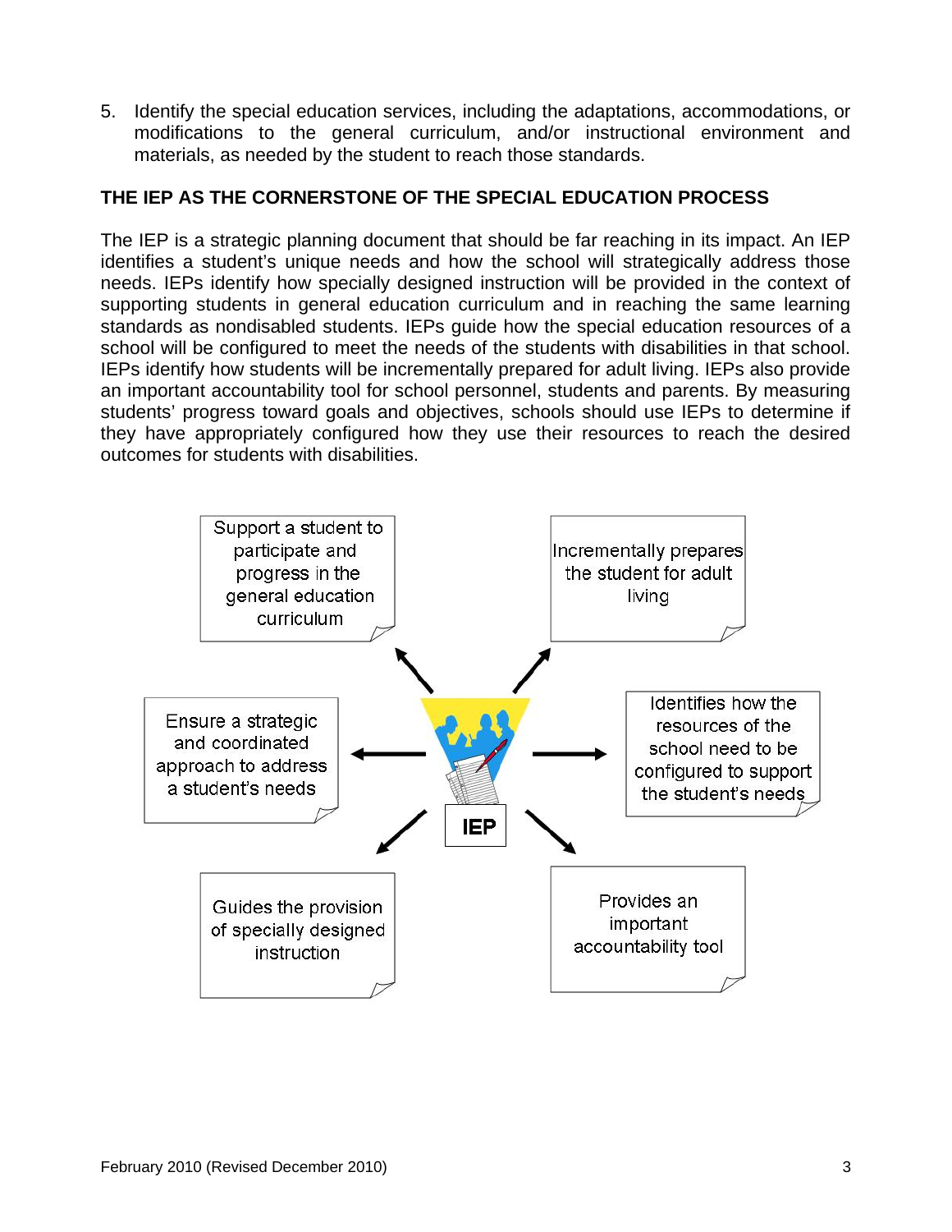5. Identify the special education services, including the adaptations, accommodations, or modifications to the general curriculum, and/or instructional environment and materials, as needed by the student to reach those standards.

## THE IEP AS THE CORNERSTONE OF THE SPECIAL EDUCATION PROCESS

The IEP is a strategic planning document that should be far reaching in its impact. An IEP identifies a student's unique needs and how the school will strategically address those needs. IEPs identify how specially designed instruction will be provided in the context of supporting students in general education curriculum and in reaching the same learning standards as nondisabled students. IEPs guide how the special education resources of a school will be configured to meet the needs of the students with disabilities in that school. IEPs identify how students will be incrementally prepared for adult living. IEPs also provide an important accountability tool for school personnel, students and parents. By measuring students' progress toward goals and objectives, schools should use IEPs to determine if they have appropriately configured how they use their resources to reach the desired outcomes for students with disabilities.

Support a student to participate and progress in the general education curriculum

Incrementally prepares the student for adult living

Ensure a strategic and coordinated approach to address a student's needs

IEP

Identifies how the resources of the school need to be configured to support the student's needs

Guides the provision of specially designed instruction

Provides an important accountability tool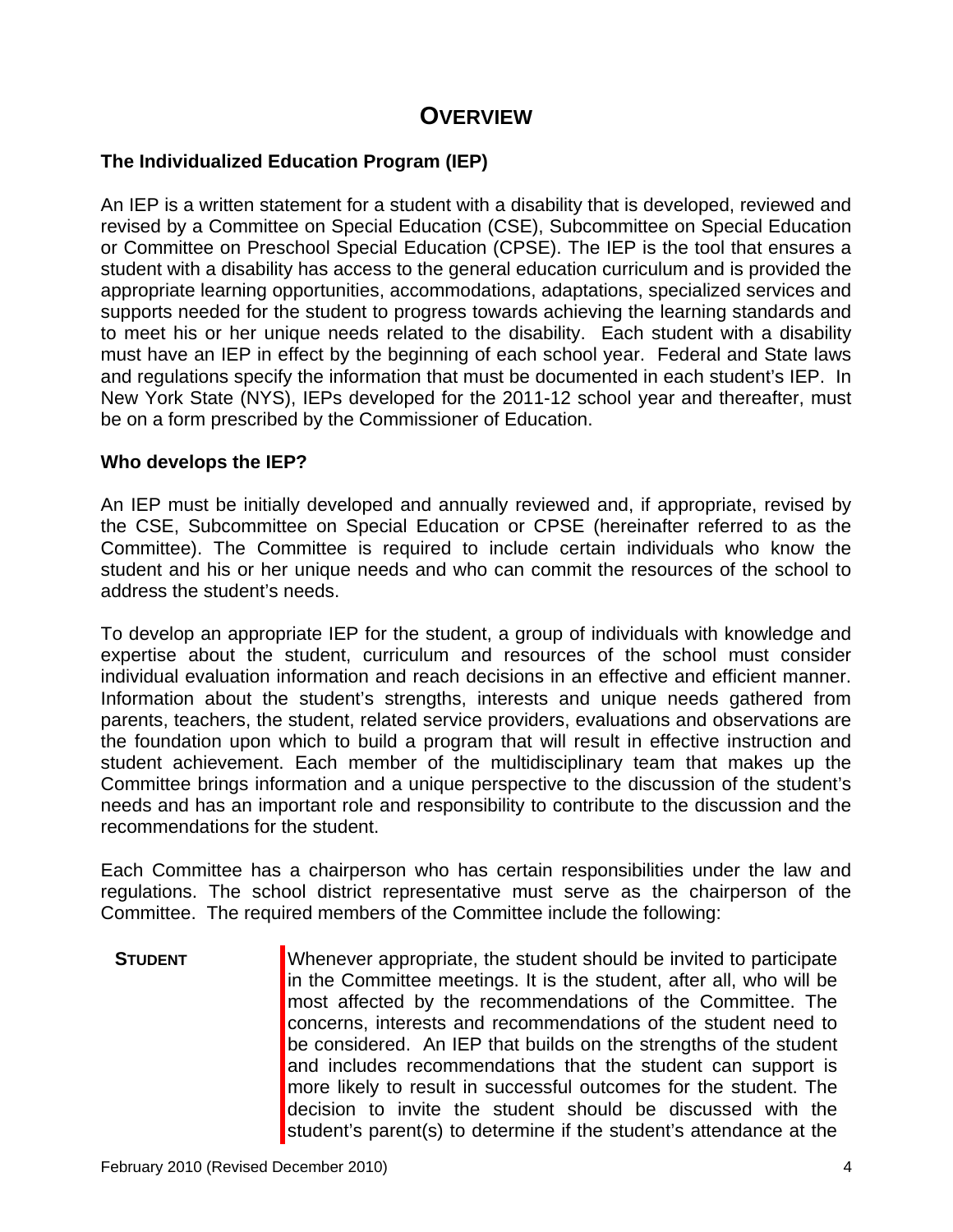# OVERVIEW

## The Individualized Education Program (IEP)

An IEP is a written statement for a student with a disability that is developed, reviewed and revised by a Committee on Special Education (CSE), Subcommittee on Special Education or Committee on Preschool Special Education (CPSE). The IEP is the tool that ensures a student with a disability has access to the general education curriculum and is provided the appropriate learning opportunities, accommodations, adaptations, specialized services and supports needed for the student to progress towards achieving the learning standards and to meet his or her unique needs related to the disability. Each student with a disability must have an IEP in effect by the beginning of each school year. Federal and State laws and regulations specify the information that must be documented in each student's IEP. In New York State (NYS), IEPs developed for the 2011-12 school year and thereafter, must be on a form prescribed by the Commissioner of Education.

## Who develops the IEP?

An IEP must be initially developed and annually reviewed and, if appropriate, revised by the CSE, Subcommittee on Special Education or CPSE (hereinafter referred to as the Committee). The Committee is required to include certain individuals who know the student and his or her unique needs and who can commit the resources of the school to address the student's needs.

To develop an appropriate IEP for the student, a group of individuals with knowledge and expertise about the student, curriculum and resources of the school must consider individual evaluation information and reach decisions in an effective and efficient manner. Information about the student's strengths, interests and unique needs gathered from parents, teachers, the student, related service providers, evaluations and observations are the foundation upon which to build a program that will result in effective instruction and student achievement. Each member of the multidisciplinary team that makes up the Committee brings information and a unique perspective to the discussion of the student's needs and has an important role and responsibility to contribute to the discussion and the recommendations for the student.

Each Committee has a chairperson who has certain responsibilities under the law and regulations. The school district representative must serve as the chairperson of the Committee. The required members of the Committee include the following:

**STUDENT**

Whenever appropriate, the student should be invited to participate in the Committee meetings. It is the student, after all, who will be most affected by the recommendations of the Committee. The concerns, interests and recommendations of the student need to be considered. An IEP that builds on the strengths of the student and includes recommendations that the student can support is more likely to result in successful outcomes for the student. The decision to invite the student should be discussed with the student's parent(s) to determine if the student's attendance at the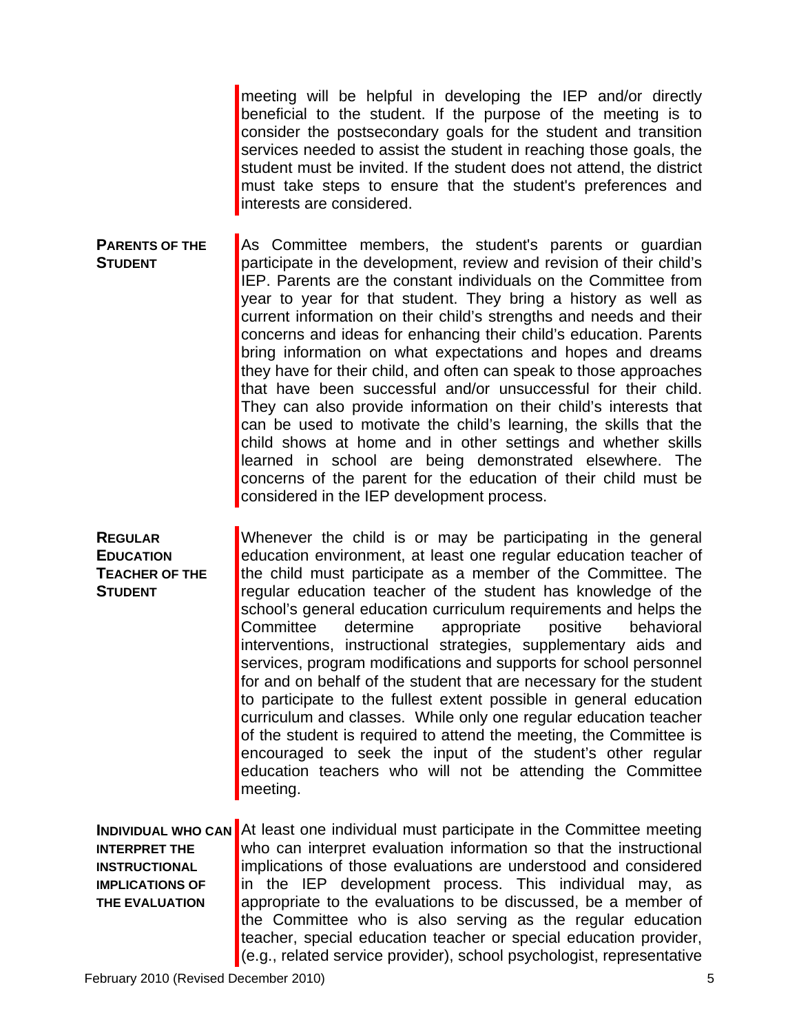meeting will be helpful in developing the IEP and/or directly beneficial to the student. If the purpose of the meeting is to consider the postsecondary goals for the student and transition services needed to assist the student in reaching those goals, the student must be invited. If the student does not attend, the district must take steps to ensure that the student's preferences and interests are considered.

**PARENTS OF THE STUDENT**

As Committee members, the student's parents or guardian participate in the development, review and revision of their child's IEP. Parents are the constant individuals on the Committee from year to year for that student. They bring a history as well as current information on their child's strengths and needs and their concerns and ideas for enhancing their child's education. Parents bring information on what expectations and hopes and dreams they have for their child, and often can speak to those approaches that have been successful and/or unsuccessful for their child. They can also provide information on their child's interests that can be used to motivate the child's learning, the skills that the child shows at home and in other settings and whether skills learned in school are being demonstrated elsewhere. The concerns of the parent for the education of their child must be considered in the IEP development process.

**REGULAR EDUCATION TEACHER OF THE STUDENT**

Whenever the child is or may be participating in the general education environment, at least one regular education teacher of the child must participate as a member of the Committee. The regular education teacher of the student has knowledge of the school's general education curriculum requirements and helps the Committee determine appropriate positive behavioral interventions, instructional strategies, supplementary aids and services, program modifications and supports for school personnel for and on behalf of the student that are necessary for the student to participate to the fullest extent possible in general education curriculum and classes. While only one regular education teacher of the student is required to attend the meeting, the Committee is encouraged to seek the input of the student's other regular education teachers who will not be attending the Committee meeting.

**INDIVIDUAL WHO CAN INTERPRET THE INSTRUCTIONAL IMPLICATIONS OF THE EVALUATION**

At least one individual must participate in the Committee meeting who can interpret evaluation information so that the instructional implications of those evaluations are understood and considered in the IEP development process. This individual may, as appropriate to the evaluations to be discussed, be a member of the Committee who is also serving as the regular education teacher, special education teacher or special education provider, (e.g., related service provider), school psychologist, representative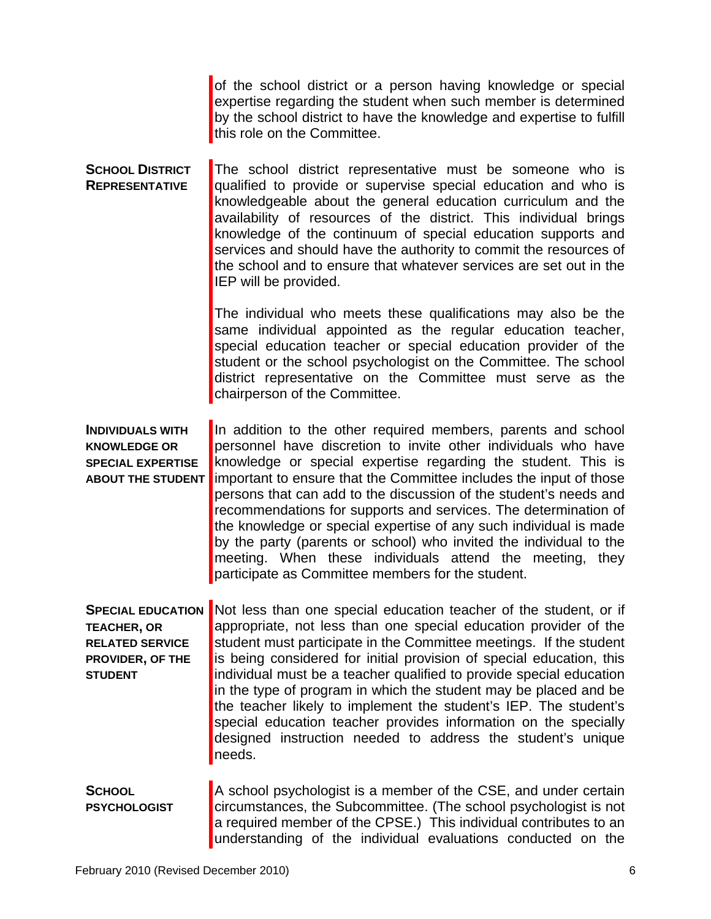of the school district or a person having knowledge or special expertise regarding the student when such member is determined by the school district to have the knowledge and expertise to fulfill this role on the Committee.

**School District Representative**

The school district representative must be someone who is qualified to provide or supervise special education and who is knowledgeable about the general education curriculum and the availability of resources of the district. This individual brings knowledge of the continuum of special education supports and services and should have the authority to commit the resources of the school and to ensure that whatever services are set out in the IEP will be provided.

The individual who meets these qualifications may also be the same individual appointed as the regular education teacher, special education teacher or special education provider of the student or the school psychologist on the Committee. The school district representative on the Committee must serve as the chairperson of the Committee.

**Individuals with Knowledge or Special Expertise About the Student**

In addition to the other required members, parents and school personnel have discretion to invite other individuals who have knowledge or special expertise regarding the student. This is important to ensure that the Committee includes the input of those persons that can add to the discussion of the student's needs and recommendations for supports and services. The determination of the knowledge or special expertise of any such individual is made by the party (parents or school) who invited the individual to the meeting. When these individuals attend the meeting, they participate as Committee members for the student.

**Special Education Teacher, or Related Service Provider, of the Student**

Not less than one special education teacher of the student, or if appropriate, not less than one special education provider of the student must participate in the Committee meetings. If the student is being considered for initial provision of special education, this individual must be a teacher qualified to provide special education in the type of program in which the student may be placed and be the teacher likely to implement the student's IEP. The student's special education teacher provides information on the specially designed instruction needed to address the student's unique needs.

**School Psychologist**

A school psychologist is a member of the CSE, and under certain circumstances, the Subcommittee. (The school psychologist is not a required member of the CPSE.) This individual contributes to an understanding of the individual evaluations conducted on the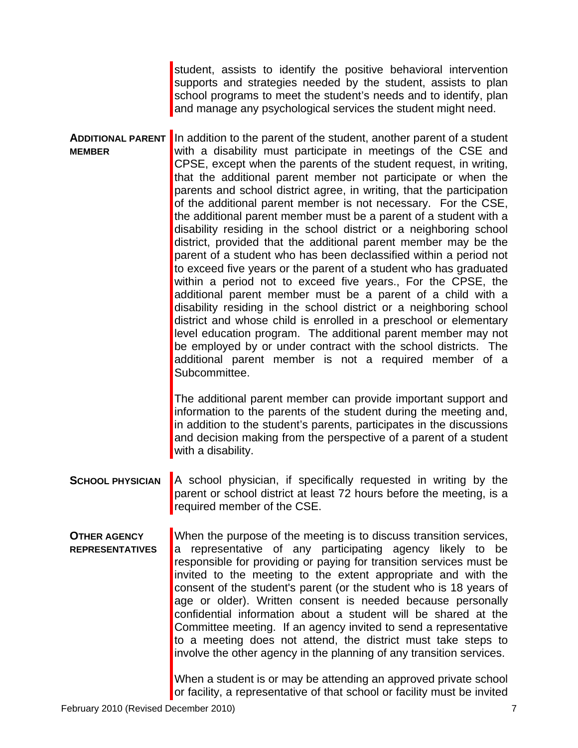student, assists to identify the positive behavioral intervention supports and strategies needed by the student, assists to plan school programs to meet the student's needs and to identify, plan and manage any psychological services the student might need.

**ADDITIONAL PARENT MEMBER**

In addition to the parent of the student, another parent of a student with a disability must participate in meetings of the CSE and CPSE, except when the parents of the student request, in writing, that the additional parent member not participate or when the parents and school district agree, in writing, that the participation of the additional parent member is not necessary. For the CSE, the additional parent member must be a parent of a student with a disability residing in the school district or a neighboring school district, provided that the additional parent member may be the parent of a student who has been declassified within a period not to exceed five years or the parent of a student who has graduated within a period not to exceed five years., For the CPSE, the additional parent member must be a parent of a child with a disability residing in the school district or a neighboring school district and whose child is enrolled in a preschool or elementary level education program. The additional parent member may not be employed by or under contract with the school districts. The additional parent member is not a required member of a Subcommittee.

The additional parent member can provide important support and information to the parents of the student during the meeting and, in addition to the student's parents, participates in the discussions and decision making from the perspective of a parent of a student with a disability.

**SCHOOL PHYSICIAN**

A school physician, if specifically requested in writing by the parent or school district at least 72 hours before the meeting, is a required member of the CSE.

**OTHER AGENCY REPRESENTATIVES**

When the purpose of the meeting is to discuss transition services, a representative of any participating agency likely to be responsible for providing or paying for transition services must be invited to the meeting to the extent appropriate and with the consent of the student's parent (or the student who is 18 years of age or older). Written consent is needed because personally confidential information about a student will be shared at the Committee meeting. If an agency invited to send a representative to a meeting does not attend, the district must take steps to involve the other agency in the planning of any transition services.

When a student is or may be attending an approved private school or facility, a representative of that school or facility must be invited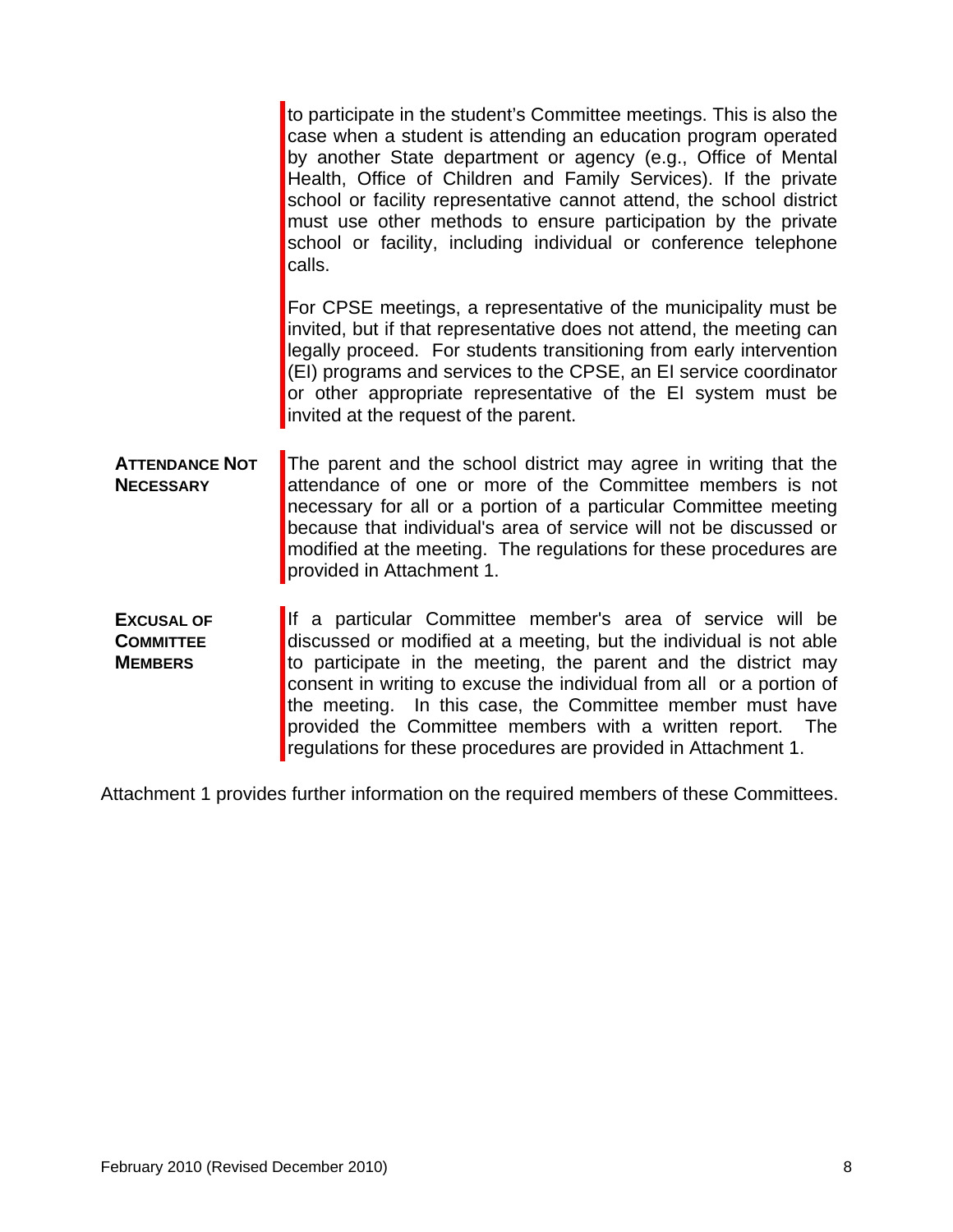to participate in the student's Committee meetings. This is also the case when a student is attending an education program operated by another State department or agency (e.g., Office of Mental Health, Office of Children and Family Services). If the private school or facility representative cannot attend, the school district must use other methods to ensure participation by the private school or facility, including individual or conference telephone calls.

For CPSE meetings, a representative of the municipality must be invited, but if that representative does not attend, the meeting can legally proceed. For students transitioning from early intervention (EI) programs and services to the CPSE, an EI service coordinator or other appropriate representative of the EI system must be invited at the request of the parent.

**ATTENDANCE NOT NECESSARY**

The parent and the school district may agree in writing that the attendance of one or more of the Committee members is not necessary for all or a portion of a particular Committee meeting because that individual's area of service will not be discussed or modified at the meeting. The regulations for these procedures are provided in Attachment 1.

**EXCUSAL OF COMMITTEE MEMBERS**

If a particular Committee member's area of service will be discussed or modified at a meeting, but the individual is not able to participate in the meeting, the parent and the district may consent in writing to excuse the individual from all or a portion of the meeting. In this case, the Committee member must have provided the Committee members with a written report. The regulations for these procedures are provided in Attachment 1.

Attachment 1 provides further information on the required members of these Committees.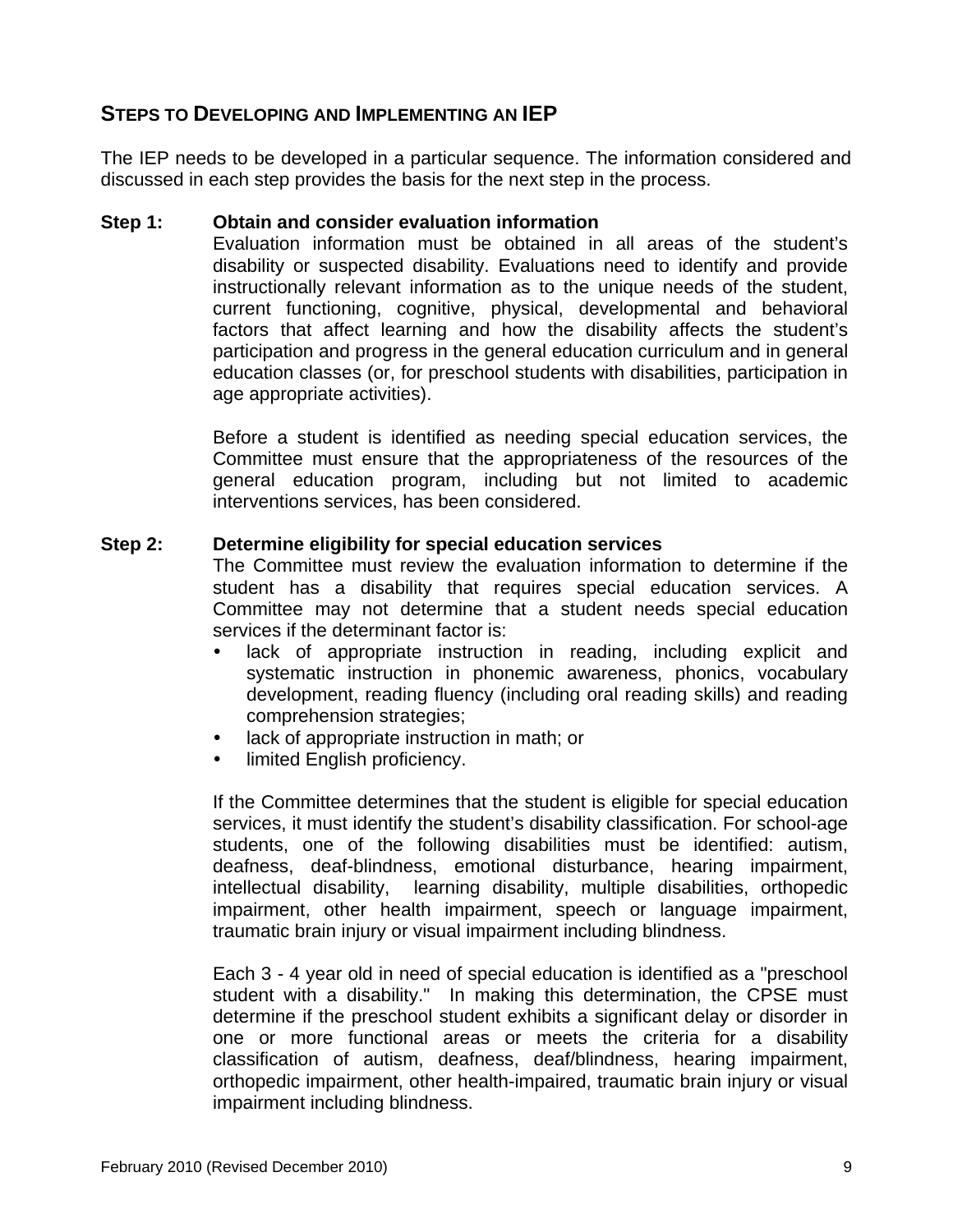## STEPS TO DEVELOPING AND IMPLEMENTING AN IEP

The IEP needs to be developed in a particular sequence. The information considered and discussed in each step provides the basis for the next step in the process.

**Step 1: Obtain and consider evaluation information**

Evaluation information must be obtained in all areas of the student's disability or suspected disability. Evaluations need to identify and provide instructionally relevant information as to the unique needs of the student, current functioning, cognitive, physical, developmental and behavioral factors that affect learning and how the disability affects the student's participation and progress in the general education curriculum and in general education classes (or, for preschool students with disabilities, participation in age appropriate activities).

Before a student is identified as needing special education services, the Committee must ensure that the appropriateness of the resources of the general education program, including but not limited to academic interventions services, has been considered.

**Step 2: Determine eligibility for special education services**

The Committee must review the evaluation information to determine if the student has a disability that requires special education services. A Committee may not determine that a student needs special education services if the determinant factor is:

- lack of appropriate instruction in reading, including explicit and systematic instruction in phonemic awareness, phonics, vocabulary development, reading fluency (including oral reading skills) and reading comprehension strategies;
- lack of appropriate instruction in math; or
- limited English proficiency.

If the Committee determines that the student is eligible for special education services, it must identify the student's disability classification. For school-age students, one of the following disabilities must be identified: autism, deafness, deaf-blindness, emotional disturbance, hearing impairment, intellectual disability, learning disability, multiple disabilities, orthopedic impairment, other health impairment, speech or language impairment, traumatic brain injury or visual impairment including blindness.

Each 3 - 4 year old in need of special education is identified as a "preschool student with a disability." In making this determination, the CPSE must determine if the preschool student exhibits a significant delay or disorder in one or more functional areas or meets the criteria for a disability classification of autism, deafness, deaf/blindness, hearing impairment, orthopedic impairment, other health-impaired, traumatic brain injury or visual impairment including blindness.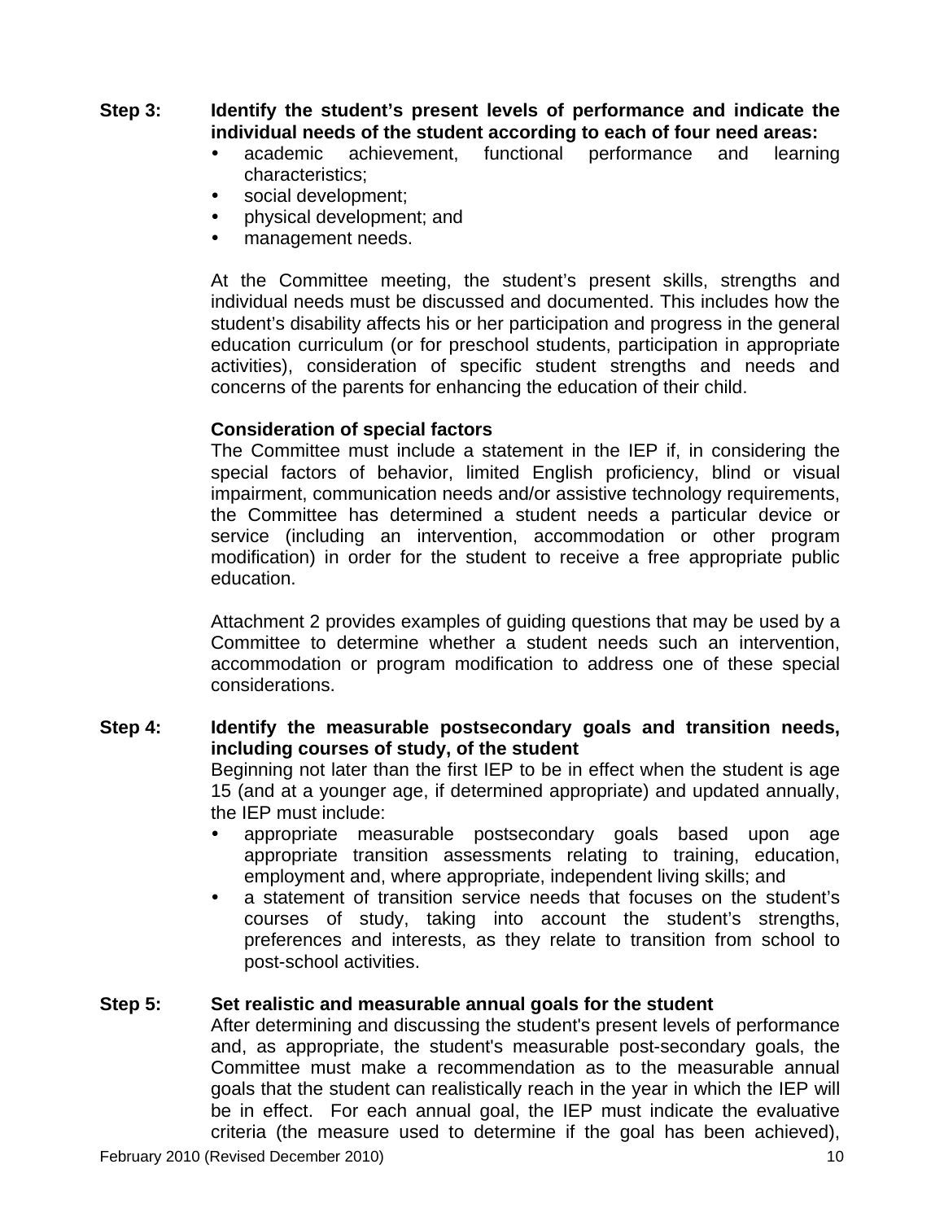**Step 3: Identify the student's present levels of performance and indicate the individual needs of the student according to each of four need areas:**

- academic achievement, functional performance and learning characteristics;
- social development;
- physical development; and
- management needs.

At the Committee meeting, the student's present skills, strengths and individual needs must be discussed and documented. This includes how the student's disability affects his or her participation and progress in the general education curriculum (or for preschool students, participation in appropriate activities), consideration of specific student strengths and needs and concerns of the parents for enhancing the education of their child.

**Consideration of special factors**

The Committee must include a statement in the IEP if, in considering the special factors of behavior, limited English proficiency, blind or visual impairment, communication needs and/or assistive technology requirements, the Committee has determined a student needs a particular device or service (including an intervention, accommodation or other program modification) in order for the student to receive a free appropriate public education.

Attachment 2 provides examples of guiding questions that may be used by a Committee to determine whether a student needs such an intervention, accommodation or program modification to address one of these special considerations.

**Step 4: Identify the measurable postsecondary goals and transition needs, including courses of study, of the student**

Beginning not later than the first IEP to be in effect when the student is age 15 (and at a younger age, if determined appropriate) and updated annually, the IEP must include:

- appropriate measurable postsecondary goals based upon age appropriate transition assessments relating to training, education, employment and, where appropriate, independent living skills; and
- a statement of transition service needs that focuses on the student's courses of study, taking into account the student's strengths, preferences and interests, as they relate to transition from school to post-school activities.

**Step 5: Set realistic and measurable annual goals for the student**

After determining and discussing the student's present levels of performance and, as appropriate, the student's measurable post-secondary goals, the Committee must make a recommendation as to the measurable annual goals that the student can realistically reach in the year in which the IEP will be in effect. For each annual goal, the IEP must indicate the evaluative criteria (the measure used to determine if the goal has been achieved),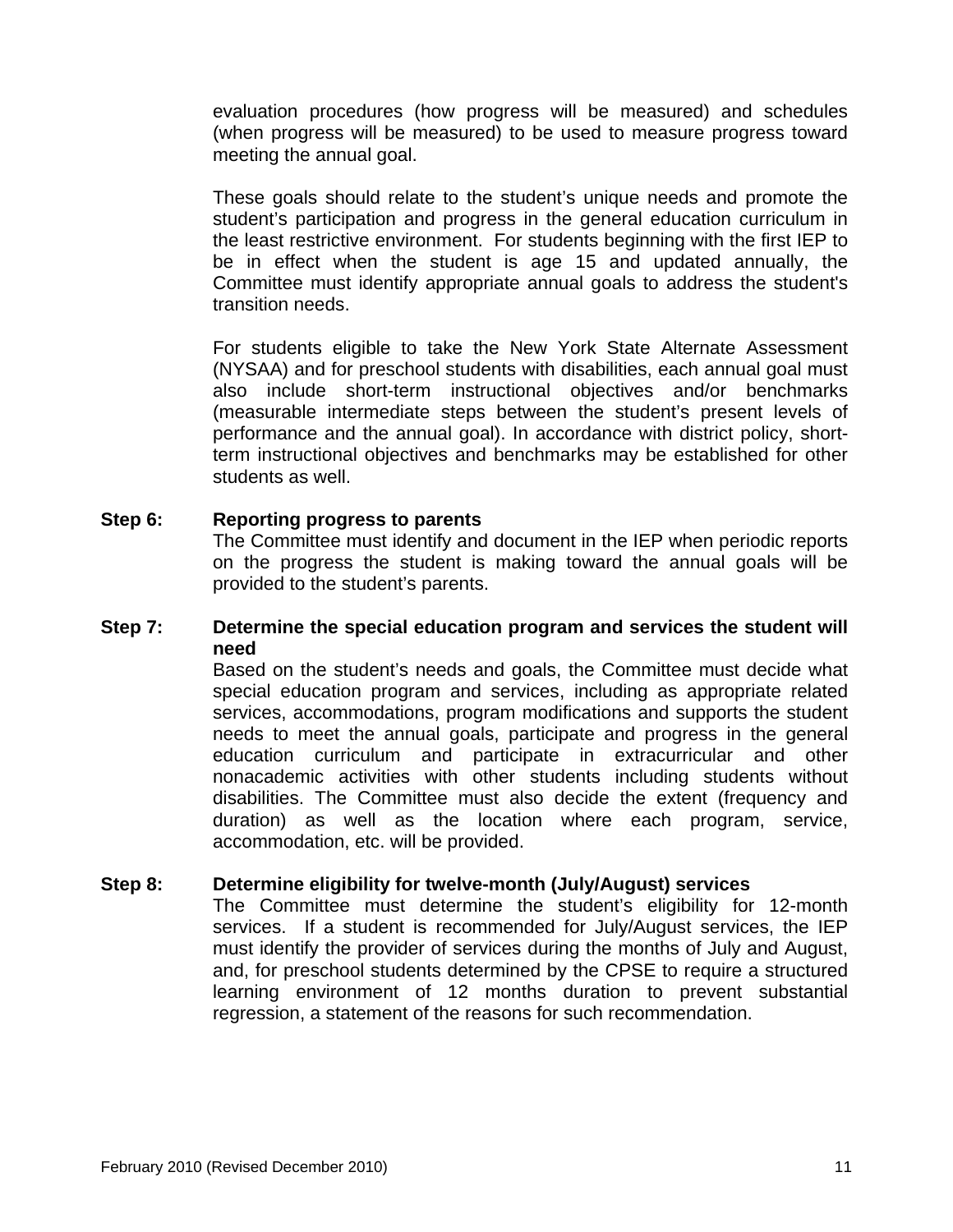evaluation procedures (how progress will be measured) and schedules (when progress will be measured) to be used to measure progress toward meeting the annual goal.

These goals should relate to the student's unique needs and promote the student's participation and progress in the general education curriculum in the least restrictive environment. For students beginning with the first IEP to be in effect when the student is age 15 and updated annually, the Committee must identify appropriate annual goals to address the student's transition needs.

For students eligible to take the New York State Alternate Assessment (NYSAA) and for preschool students with disabilities, each annual goal must also include short-term instructional objectives and/or benchmarks (measurable intermediate steps between the student's present levels of performance and the annual goal). In accordance with district policy, short-term instructional objectives and benchmarks may be established for other students as well.

**Step 6: Reporting progress to parents**

The Committee must identify and document in the IEP when periodic reports on the progress the student is making toward the annual goals will be provided to the student's parents.

**Step 7: Determine the special education program and services the student will need**

Based on the student's needs and goals, the Committee must decide what special education program and services, including as appropriate related services, accommodations, program modifications and supports the student needs to meet the annual goals, participate and progress in the general education curriculum and participate in extracurricular and other nonacademic activities with other students including students without disabilities. The Committee must also decide the extent (frequency and duration) as well as the location where each program, service, accommodation, etc. will be provided.

**Step 8: Determine eligibility for twelve-month (July/August) services**

The Committee must determine the student's eligibility for 12-month services. If a student is recommended for July/August services, the IEP must identify the provider of services during the months of July and August, and, for preschool students determined by the CPSE to require a structured learning environment of 12 months duration to prevent substantial regression, a statement of the reasons for such recommendation.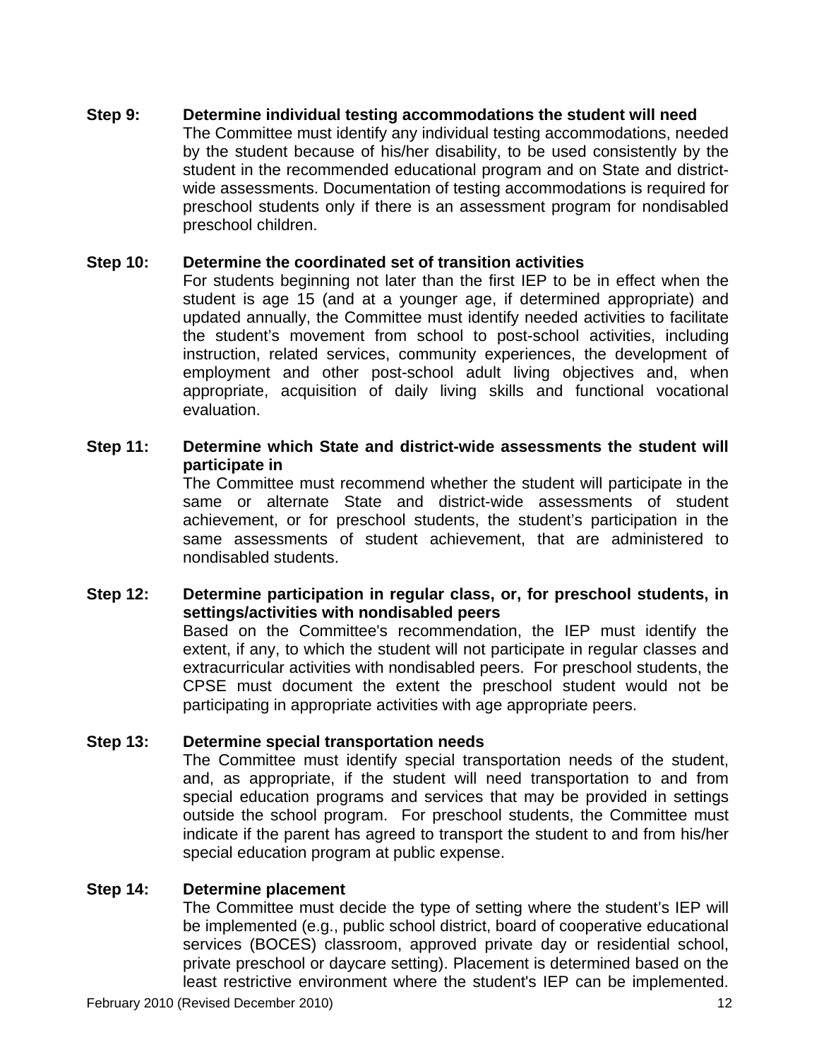**Step 9: Determine individual testing accommodations the student will need**

The Committee must identify any individual testing accommodations, needed by the student because of his/her disability, to be used consistently by the student in the recommended educational program and on State and district-wide assessments. Documentation of testing accommodations is required for preschool students only if there is an assessment program for nondisabled preschool children.

**Step 10: Determine the coordinated set of transition activities**

For students beginning not later than the first IEP to be in effect when the student is age 15 (and at a younger age, if determined appropriate) and updated annually, the Committee must identify needed activities to facilitate the student's movement from school to post-school activities, including instruction, related services, community experiences, the development of employment and other post-school adult living objectives and, when appropriate, acquisition of daily living skills and functional vocational evaluation.

**Step 11: Determine which State and district-wide assessments the student will participate in**

The Committee must recommend whether the student will participate in the same or alternate State and district-wide assessments of student achievement, or for preschool students, the student's participation in the same assessments of student achievement, that are administered to nondisabled students.

**Step 12: Determine participation in regular class, or, for preschool students, in settings/activities with nondisabled peers**

Based on the Committee's recommendation, the IEP must identify the extent, if any, to which the student will not participate in regular classes and extracurricular activities with nondisabled peers. For preschool students, the CPSE must document the extent the preschool student would not be participating in appropriate activities with age appropriate peers.

**Step 13: Determine special transportation needs**

The Committee must identify special transportation needs of the student, and, as appropriate, if the student will need transportation to and from special education programs and services that may be provided in settings outside the school program. For preschool students, the Committee must indicate if the parent has agreed to transport the student to and from his/her special education program at public expense.

**Step 14: Determine placement**

The Committee must decide the type of setting where the student's IEP will be implemented (e.g., public school district, board of cooperative educational services (BOCES) classroom, approved private day or residential school, private preschool or daycare setting). Placement is determined based on the least restrictive environment where the student's IEP can be implemented.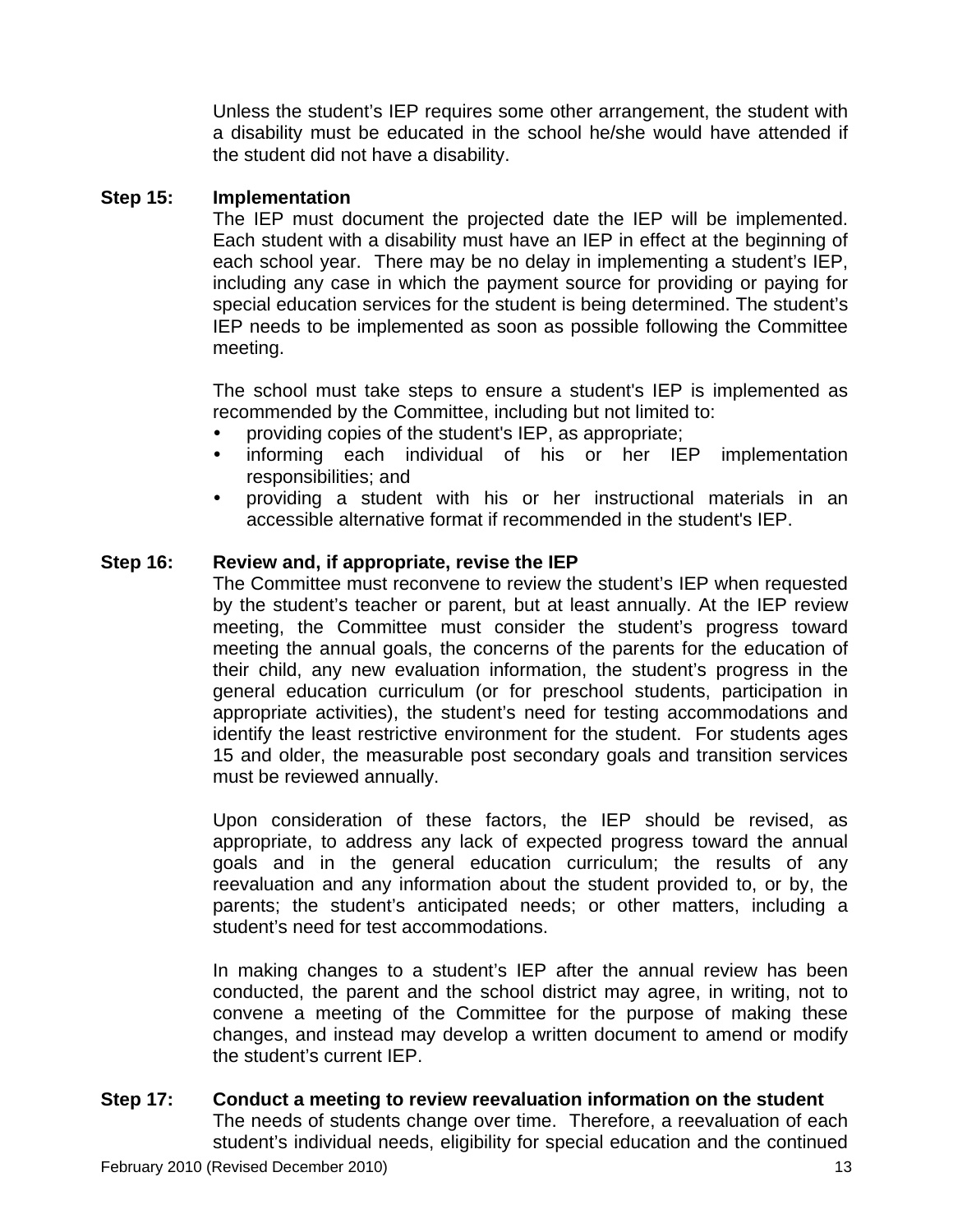Unless the student's IEP requires some other arrangement, the student with a disability must be educated in the school he/she would have attended if the student did not have a disability.

**Step 15: Implementation**

The IEP must document the projected date the IEP will be implemented. Each student with a disability must have an IEP in effect at the beginning of each school year. There may be no delay in implementing a student's IEP, including any case in which the payment source for providing or paying for special education services for the student is being determined. The student's IEP needs to be implemented as soon as possible following the Committee meeting.

The school must take steps to ensure a student's IEP is implemented as recommended by the Committee, including but not limited to:

- providing copies of the student's IEP, as appropriate;
- informing each individual of his or her IEP implementation responsibilities; and
- providing a student with his or her instructional materials in an accessible alternative format if recommended in the student's IEP.

**Step 16: Review and, if appropriate, revise the IEP**

The Committee must reconvene to review the student's IEP when requested by the student's teacher or parent, but at least annually. At the IEP review meeting, the Committee must consider the student's progress toward meeting the annual goals, the concerns of the parents for the education of their child, any new evaluation information, the student's progress in the general education curriculum (or for preschool students, participation in appropriate activities), the student's need for testing accommodations and identify the least restrictive environment for the student. For students ages 15 and older, the measurable post secondary goals and transition services must be reviewed annually.

Upon consideration of these factors, the IEP should be revised, as appropriate, to address any lack of expected progress toward the annual goals and in the general education curriculum; the results of any reevaluation and any information about the student provided to, or by, the parents; the student's anticipated needs; or other matters, including a student's need for test accommodations.

In making changes to a student's IEP after the annual review has been conducted, the parent and the school district may agree, in writing, not to convene a meeting of the Committee for the purpose of making these changes, and instead may develop a written document to amend or modify the student's current IEP.

**Step 17: Conduct a meeting to review reevaluation information on the student**

The needs of students change over time. Therefore, a reevaluation of each student's individual needs, eligibility for special education and the continued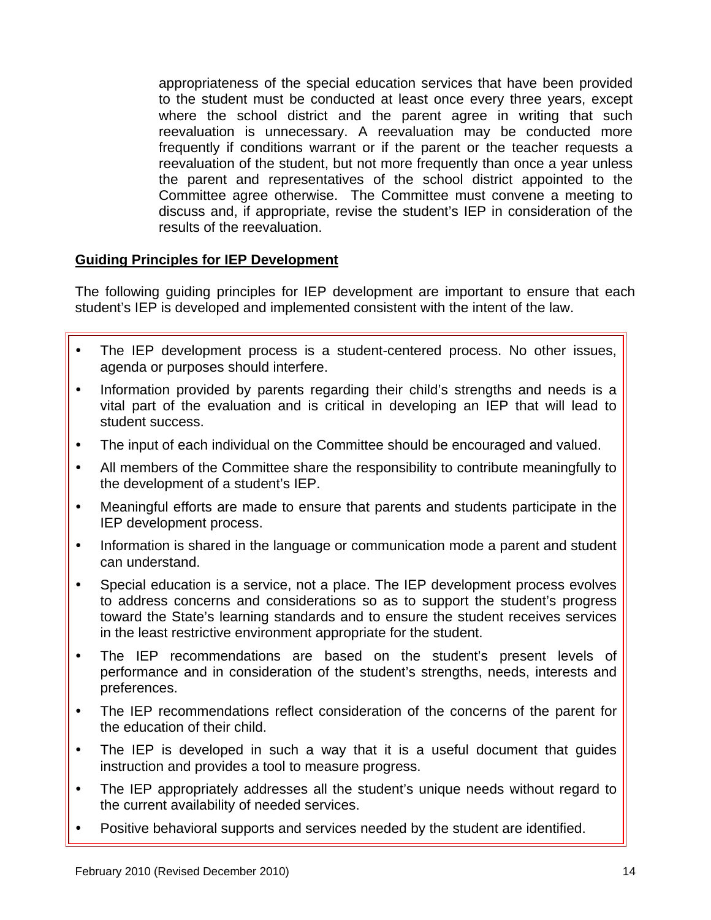appropriateness of the special education services that have been provided to the student must be conducted at least once every three years, except where the school district and the parent agree in writing that such reevaluation is unnecessary. A reevaluation may be conducted more frequently if conditions warrant or if the parent or the teacher requests a reevaluation of the student, but not more frequently than once a year unless the parent and representatives of the school district appointed to the Committee agree otherwise. The Committee must convene a meeting to discuss and, if appropriate, revise the student's IEP in consideration of the results of the reevaluation.

**Guiding Principles for IEP Development**

The following guiding principles for IEP development are important to ensure that each student's IEP is developed and implemented consistent with the intent of the law.

- The IEP development process is a student-centered process. No other issues, agenda or purposes should interfere.
- Information provided by parents regarding their child's strengths and needs is a vital part of the evaluation and is critical in developing an IEP that will lead to student success.
- The input of each individual on the Committee should be encouraged and valued.
- All members of the Committee share the responsibility to contribute meaningfully to the development of a student's IEP.
- Meaningful efforts are made to ensure that parents and students participate in the IEP development process.
- Information is shared in the language or communication mode a parent and student can understand.
- Special education is a service, not a place. The IEP development process evolves to address concerns and considerations so as to support the student's progress toward the State's learning standards and to ensure the student receives services in the least restrictive environment appropriate for the student.
- The IEP recommendations are based on the student's present levels of performance and in consideration of the student's strengths, needs, interests and preferences.
- The IEP recommendations reflect consideration of the concerns of the parent for the education of their child.
- The IEP is developed in such a way that it is a useful document that guides instruction and provides a tool to measure progress.
- The IEP appropriately addresses all the student's unique needs without regard to the current availability of needed services.
- Positive behavioral supports and services needed by the student are identified.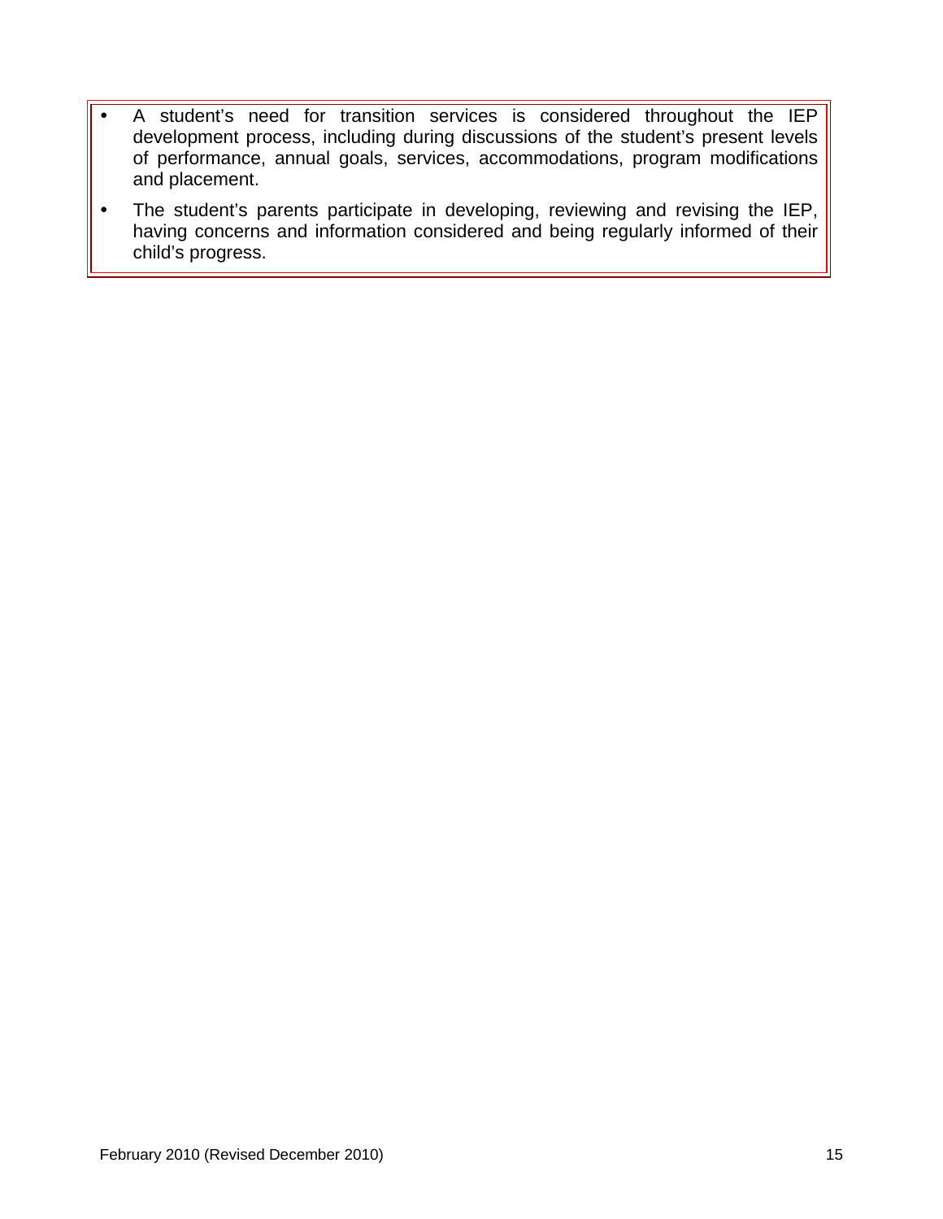- A student's need for transition services is considered throughout the IEP development process, including during discussions of the student's present levels of performance, annual goals, services, accommodations, program modifications and placement.
- The student's parents participate in developing, reviewing and revising the IEP, having concerns and information considered and being regularly informed of their child's progress.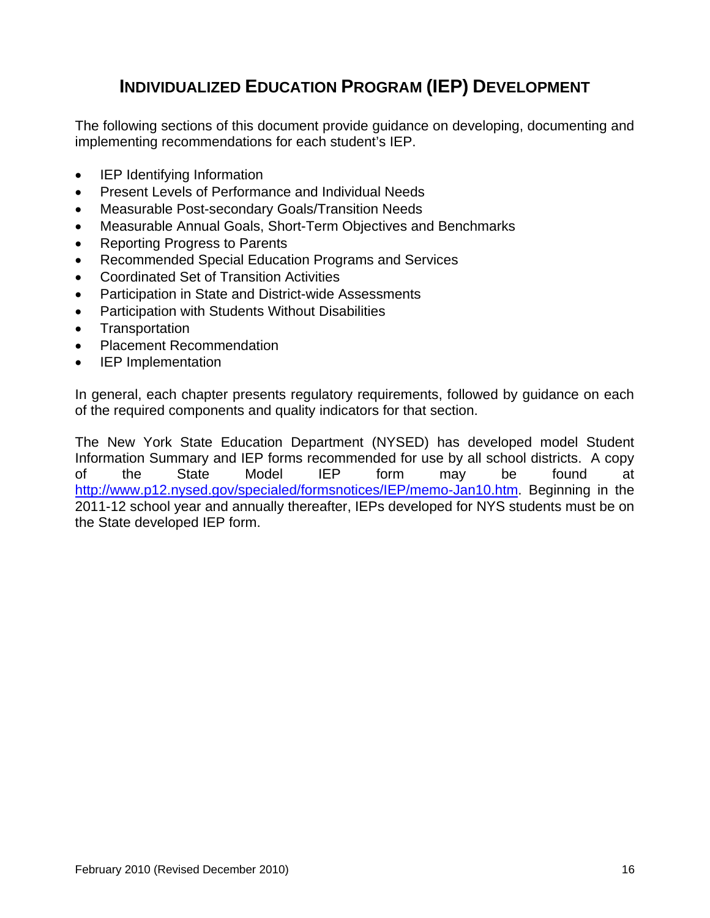# INDIVIDUALIZED EDUCATION PROGRAM (IEP) DEVELOPMENT

The following sections of this document provide guidance on developing, documenting and implementing recommendations for each student's IEP.

- IEP Identifying Information
- Present Levels of Performance and Individual Needs
- Measurable Post-secondary Goals/Transition Needs
- Measurable Annual Goals, Short-Term Objectives and Benchmarks
- Reporting Progress to Parents
- Recommended Special Education Programs and Services
- Coordinated Set of Transition Activities
- Participation in State and District-wide Assessments
- Participation with Students Without Disabilities
- Transportation
- Placement Recommendation
- IEP Implementation

In general, each chapter presents regulatory requirements, followed by guidance on each of the required components and quality indicators for that section.

The New York State Education Department (NYSED) has developed model Student Information Summary and IEP forms recommended for use by all school districts. A copy of the State Model IEP form may be found at http://www.p12.nysed.gov/specialed/formsnotices/IEP/memo-Jan10.htm. Beginning in the 2011-12 school year and annually thereafter, IEPs developed for NYS students must be on the State developed IEP form.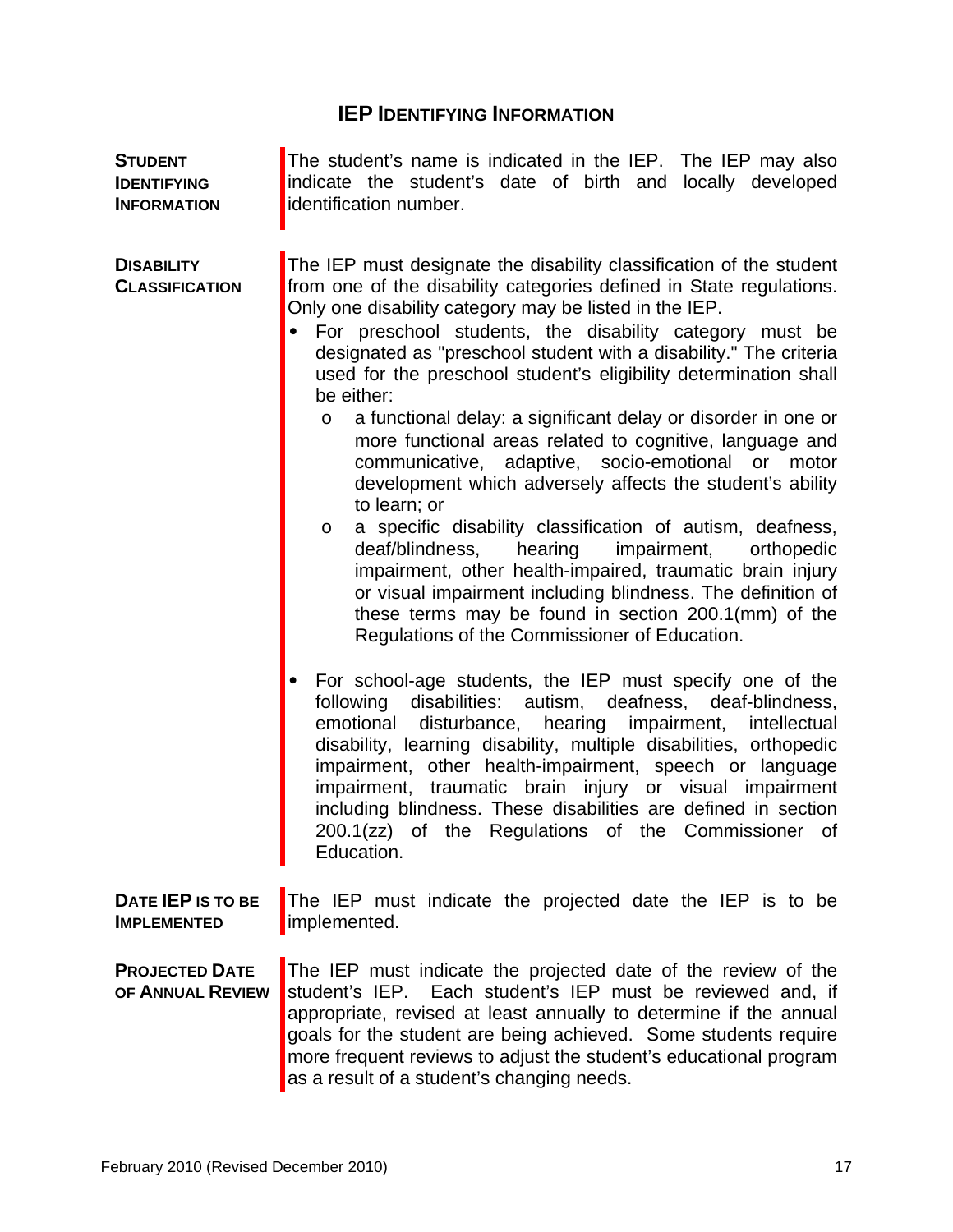## IEP IDENTIFYING INFORMATION

**STUDENT IDENTIFYING INFORMATION**

The student's name is indicated in the IEP. The IEP may also indicate the student's date of birth and locally developed identification number.

**DISABILITY CLASSIFICATION**

The IEP must designate the disability classification of the student from one of the disability categories defined in State regulations. Only one disability category may be listed in the IEP.

- For preschool students, the disability category must be designated as "preschool student with a disability." The criteria used for the preschool student's eligibility determination shall be either:
  - a functional delay: a significant delay or disorder in one or more functional areas related to cognitive, language and communicative, adaptive, socio-emotional or motor development which adversely affects the student's ability to learn; or
  - a specific disability classification of autism, deafness, deaf/blindness, hearing impairment, orthopedic impairment, other health-impaired, traumatic brain injury or visual impairment including blindness. The definition of these terms may be found in section 200.1(mm) of the Regulations of the Commissioner of Education.

- For school-age students, the IEP must specify one of the following disabilities: autism, deafness, deaf-blindness, emotional disturbance, hearing impairment, intellectual disability, learning disability, multiple disabilities, orthopedic impairment, other health-impairment, speech or language impairment, traumatic brain injury or visual impairment including blindness. These disabilities are defined in section 200.1(zz) of the Regulations of the Commissioner of Education.

**DATE IEP IS TO BE IMPLEMENTED**

The IEP must indicate the projected date the IEP is to be implemented.

**PROJECTED DATE OF ANNUAL REVIEW**

The IEP must indicate the projected date of the review of the student's IEP. Each student's IEP must be reviewed and, if appropriate, revised at least annually to determine if the annual goals for the student are being achieved. Some students require more frequent reviews to adjust the student's educational program as a result of a student's changing needs.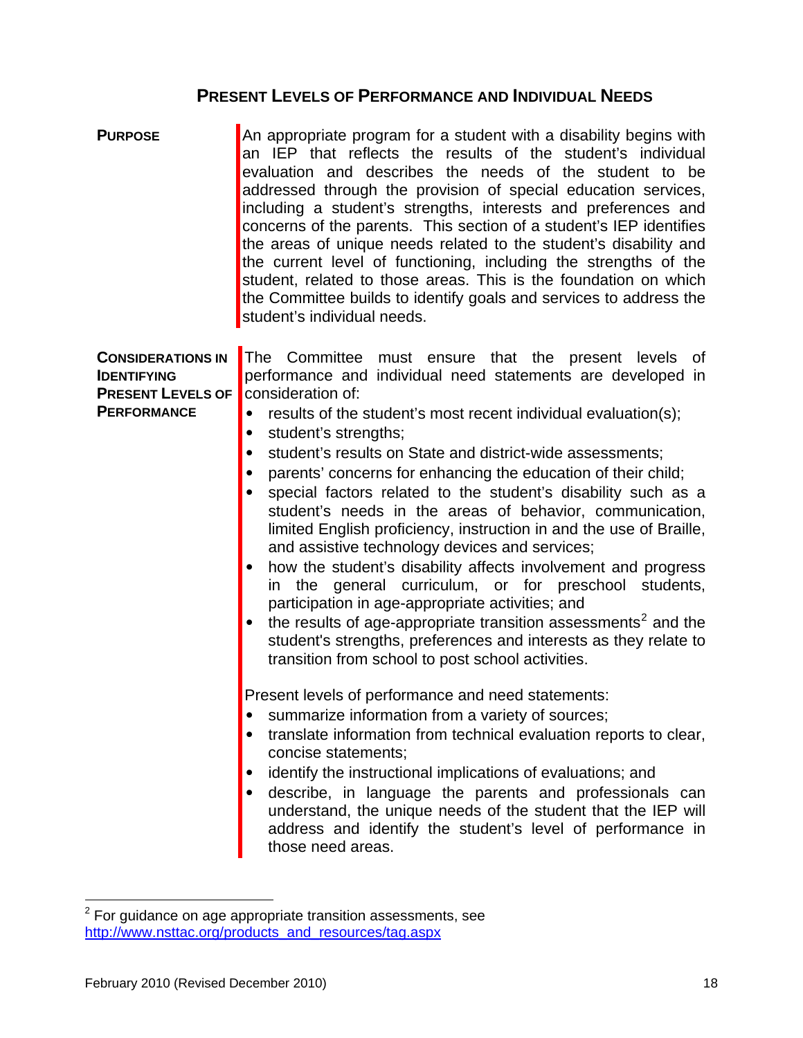## Present Levels of Performance and Individual Needs

**Purpose**

An appropriate program for a student with a disability begins with an IEP that reflects the results of the student's individual evaluation and describes the needs of the student to be addressed through the provision of special education services, including a student's strengths, interests and preferences and concerns of the parents. This section of a student's IEP identifies the areas of unique needs related to the student's disability and the current level of functioning, including the strengths of the student, related to those areas. This is the foundation on which the Committee builds to identify goals and services to address the student's individual needs.

**Considerations in Identifying Present Levels of Performance**

The Committee must ensure that the present levels of performance and individual need statements are developed in consideration of:

- results of the student's most recent individual evaluation(s);
- student's strengths;
- student's results on State and district-wide assessments;
- parents' concerns for enhancing the education of their child;
- special factors related to the student's disability such as a student's needs in the areas of behavior, communication, limited English proficiency, instruction in and the use of Braille, and assistive technology devices and services;
- how the student's disability affects involvement and progress in the general curriculum, or for preschool students, participation in age-appropriate activities; and
- the results of age-appropriate transition assessments[2] and the student's strengths, preferences and interests as they relate to transition from school to post school activities.

Present levels of performance and need statements:

- summarize information from a variety of sources;
- translate information from technical evaluation reports to clear, concise statements;
- identify the instructional implications of evaluations; and
- describe, in language the parents and professionals can understand, the unique needs of the student that the IEP will address and identify the student's level of performance in those need areas.

---

[2] For guidance on age appropriate transition assessments, see http://www.nsttac.org/products_and_resources/tag.aspx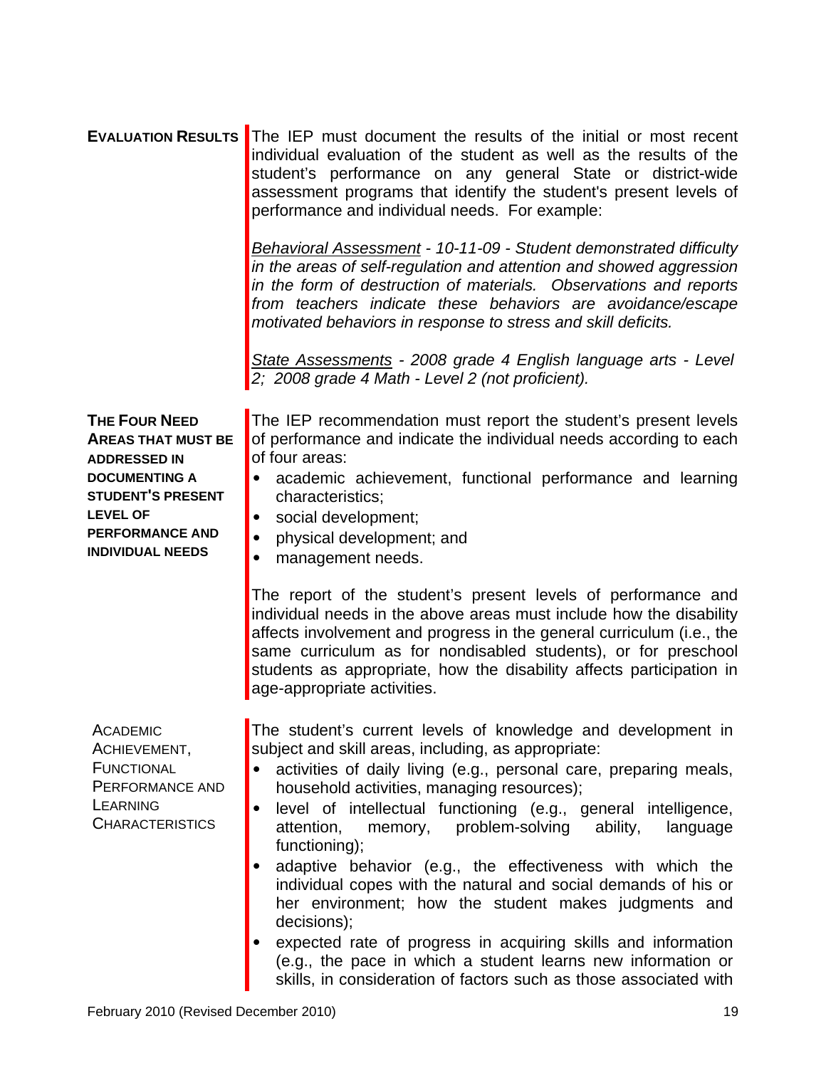**EVALUATION RESULTS**

The IEP must document the results of the initial or most recent individual evaluation of the student as well as the results of the student's performance on any general State or district-wide assessment programs that identify the student's present levels of performance and individual needs. For example:

*<u>Behavioral Assessment</u> - 10-11-09 - Student demonstrated difficulty in the areas of self-regulation and attention and showed aggression in the form of destruction of materials. Observations and reports from teachers indicate these behaviors are avoidance/escape motivated behaviors in response to stress and skill deficits.*

*<u>State Assessments</u> - 2008 grade 4 English language arts - Level 2; 2008 grade 4 Math - Level 2 (not proficient).*

**THE FOUR NEED AREAS THAT MUST BE ADDRESSED IN DOCUMENTING A STUDENT'S PRESENT LEVEL OF PERFORMANCE AND INDIVIDUAL NEEDS**

The IEP recommendation must report the student's present levels of performance and indicate the individual needs according to each of four areas:

- academic achievement, functional performance and learning characteristics;
- social development;
- physical development; and
- management needs.

The report of the student's present levels of performance and individual needs in the above areas must include how the disability affects involvement and progress in the general curriculum (i.e., the same curriculum as for nondisabled students), or for preschool students as appropriate, how the disability affects participation in age-appropriate activities.

ACADEMIC ACHIEVEMENT, FUNCTIONAL PERFORMANCE AND LEARNING CHARACTERISTICS

The student's current levels of knowledge and development in subject and skill areas, including, as appropriate:

- activities of daily living (e.g., personal care, preparing meals, household activities, managing resources);
- level of intellectual functioning (e.g., general intelligence, attention, memory, problem-solving ability, language functioning);
- adaptive behavior (e.g., the effectiveness with which the individual copes with the natural and social demands of his or her environment; how the student makes judgments and decisions);
- expected rate of progress in acquiring skills and information (e.g., the pace in which a student learns new information or skills, in consideration of factors such as those associated with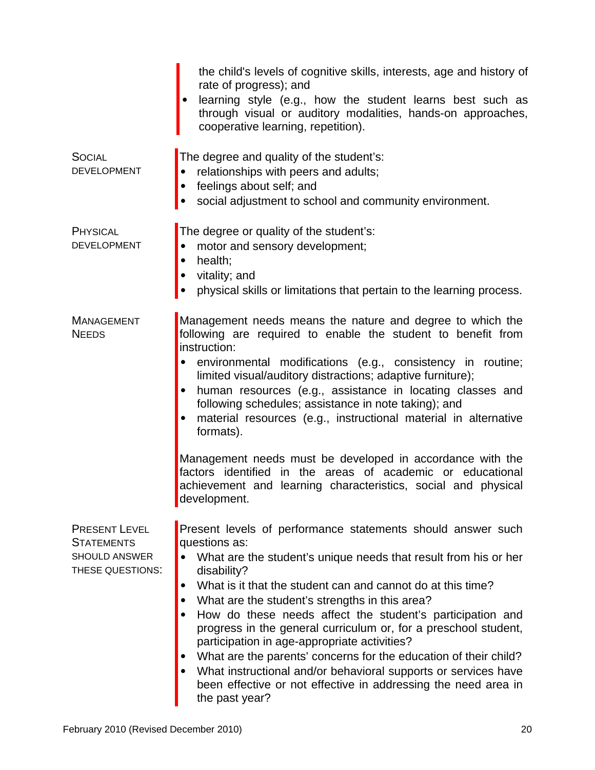the child's levels of cognitive skills, interests, age and history of rate of progress); and

- learning style (e.g., how the student learns best such as through visual or auditory modalities, hands-on approaches, cooperative learning, repetition).

**SOCIAL DEVELOPMENT**

The degree and quality of the student's:

- relationships with peers and adults;
- feelings about self; and
- social adjustment to school and community environment.

**PHYSICAL DEVELOPMENT**

The degree or quality of the student's:

- motor and sensory development;
- health;
- vitality; and
- physical skills or limitations that pertain to the learning process.

**MANAGEMENT NEEDS**

Management needs means the nature and degree to which the following are required to enable the student to benefit from instruction:

- environmental modifications (e.g., consistency in routine; limited visual/auditory distractions; adaptive furniture);
- human resources (e.g., assistance in locating classes and following schedules; assistance in note taking); and
- material resources (e.g., instructional material in alternative formats).

Management needs must be developed in accordance with the factors identified in the areas of academic or educational achievement and learning characteristics, social and physical development.

**PRESENT LEVEL STATEMENTS SHOULD ANSWER THESE QUESTIONS:**

Present levels of performance statements should answer such questions as:

- What are the student's unique needs that result from his or her disability?
- What is it that the student can and cannot do at this time?
- What are the student's strengths in this area?
- How do these needs affect the student's participation and progress in the general curriculum or, for a preschool student, participation in age-appropriate activities?
- What are the parents' concerns for the education of their child?
- What instructional and/or behavioral supports or services have been effective or not effective in addressing the need area in the past year?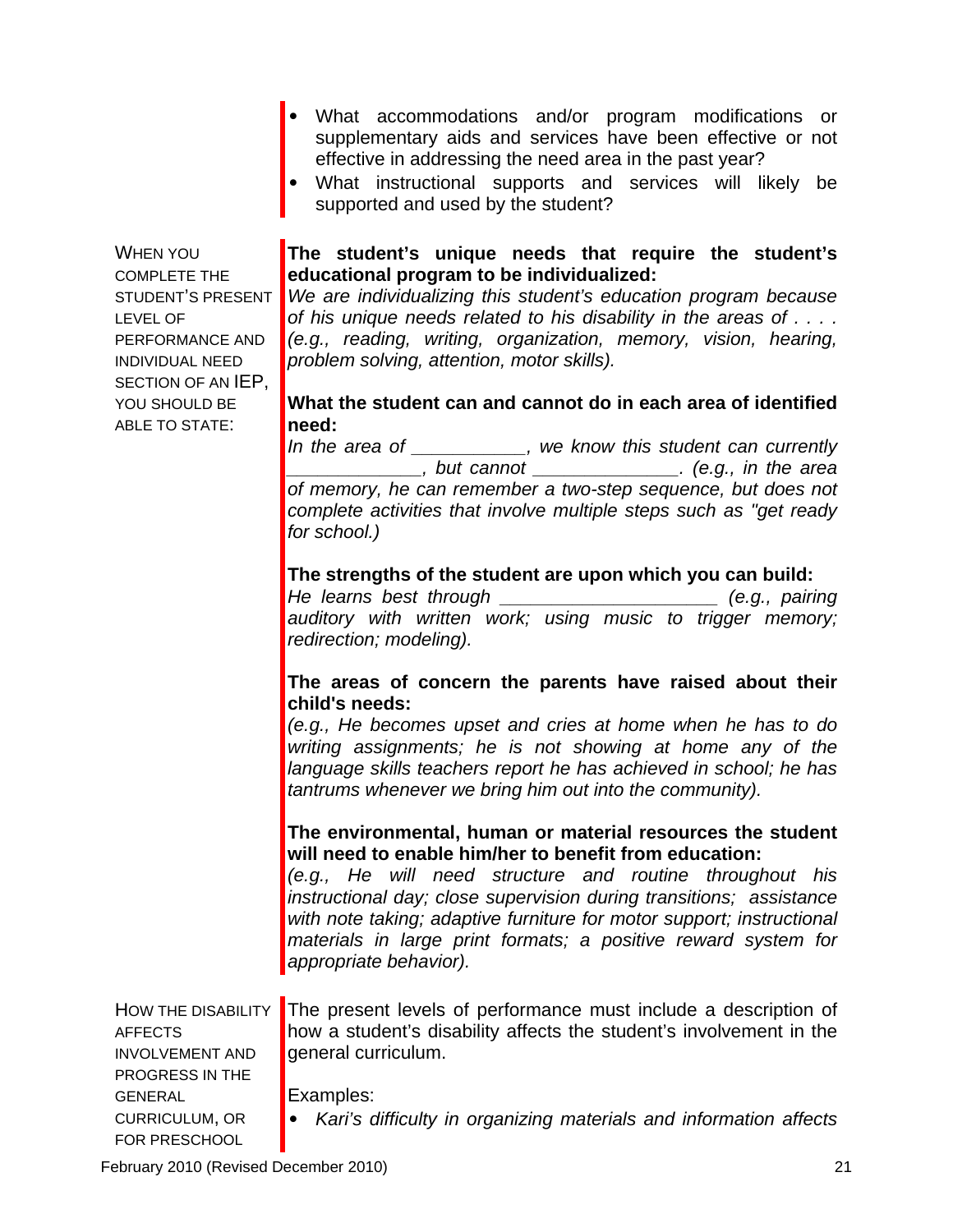- What accommodations and/or program modifications or supplementary aids and services have been effective or not effective in addressing the need area in the past year?
- What instructional supports and services will likely be supported and used by the student?

WHEN YOU COMPLETE THE STUDENT'S PRESENT LEVEL OF PERFORMANCE AND INDIVIDUAL NEED SECTION OF AN IEP, YOU SHOULD BE ABLE TO STATE:

**The student's unique needs that require the student's educational program to be individualized:**
*We are individualizing this student's education program because of his unique needs related to his disability in the areas of . . . . (e.g., reading, writing, organization, memory, vision, hearing, problem solving, attention, motor skills).*

**What the student can and cannot do in each area of identified need:**
*In the area of ___________, we know this student can currently _____________, but cannot ______________. (e.g., in the area of memory, he can remember a two-step sequence, but does not complete activities that involve multiple steps such as "get ready for school.)*

**The strengths of the student are upon which you can build:**
*He learns best through ____________________ (e.g., pairing auditory with written work; using music to trigger memory; redirection; modeling).*

**The areas of concern the parents have raised about their child's needs:**
*(e.g., He becomes upset and cries at home when he has to do writing assignments; he is not showing at home any of the language skills teachers report he has achieved in school; he has tantrums whenever we bring him out into the community).*

**The environmental, human or material resources the student will need to enable him/her to benefit from education:**
*(e.g., He will need structure and routine throughout his instructional day; close supervision during transitions; assistance with note taking; adaptive furniture for motor support; instructional materials in large print formats; a positive reward system for appropriate behavior).*

HOW THE DISABILITY AFFECTS INVOLVEMENT AND PROGRESS IN THE GENERAL CURRICULUM, OR FOR PRESCHOOL

The present levels of performance must include a description of how a student's disability affects the student's involvement in the general curriculum.

Examples:

- *Kari's difficulty in organizing materials and information affects*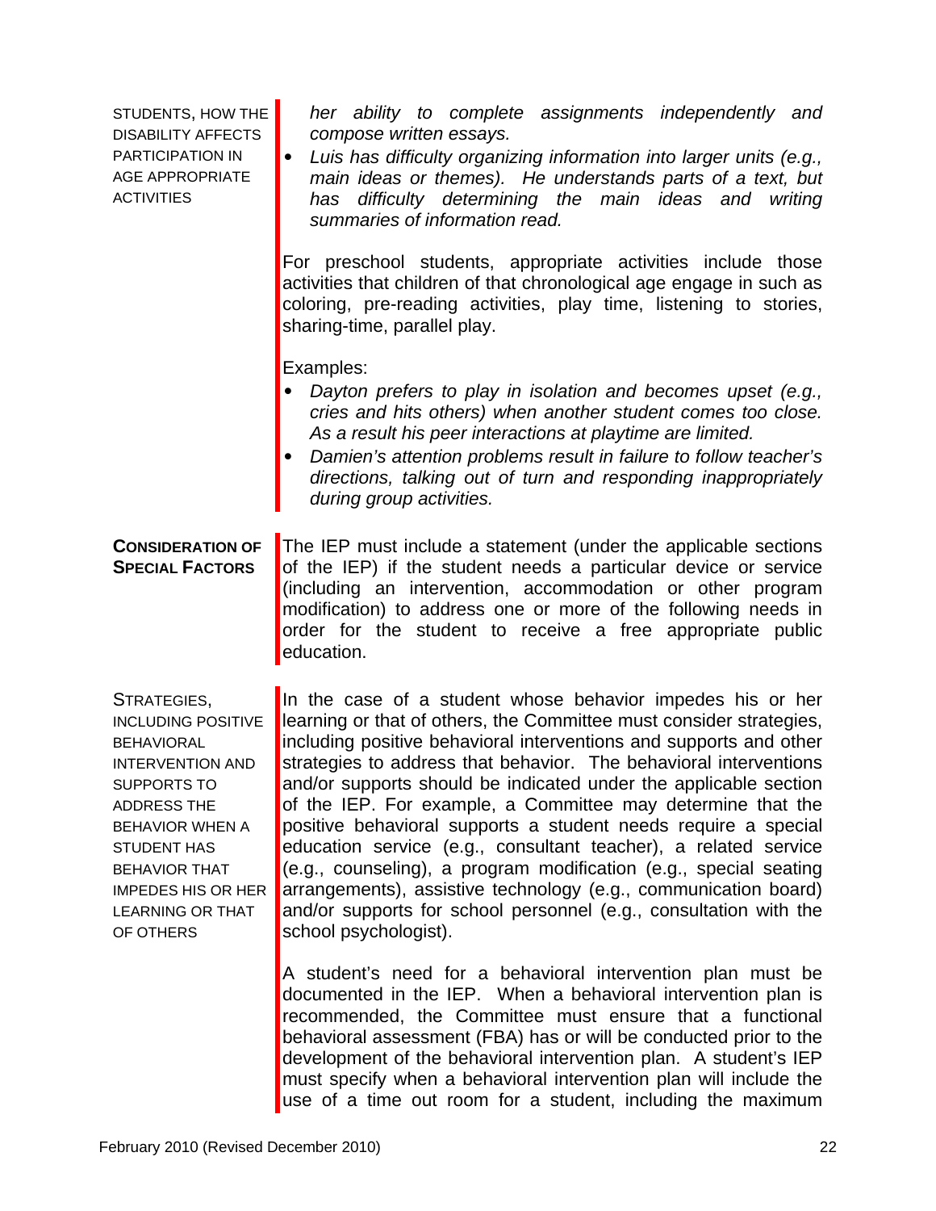STUDENTS, HOW THE DISABILITY AFFECTS PARTICIPATION IN AGE APPROPRIATE ACTIVITIES

*her ability to complete assignments independently and compose written essays.*

- *Luis has difficulty organizing information into larger units (e.g., main ideas or themes). He understands parts of a text, but has difficulty determining the main ideas and writing summaries of information read.*

For preschool students, appropriate activities include those activities that children of that chronological age engage in such as coloring, pre-reading activities, play time, listening to stories, sharing-time, parallel play.

Examples:

- *Dayton prefers to play in isolation and becomes upset (e.g., cries and hits others) when another student comes too close. As a result his peer interactions at playtime are limited.*
- *Damien's attention problems result in failure to follow teacher's directions, talking out of turn and responding inappropriately during group activities.*

**CONSIDERATION OF SPECIAL FACTORS**

The IEP must include a statement (under the applicable sections of the IEP) if the student needs a particular device or service (including an intervention, accommodation or other program modification) to address one or more of the following needs in order for the student to receive a free appropriate public education.

STRATEGIES, INCLUDING POSITIVE BEHAVIORAL INTERVENTION AND SUPPORTS TO ADDRESS THE BEHAVIOR WHEN A STUDENT HAS BEHAVIOR THAT IMPEDES HIS OR HER LEARNING OR THAT OF OTHERS

In the case of a student whose behavior impedes his or her learning or that of others, the Committee must consider strategies, including positive behavioral interventions and supports and other strategies to address that behavior. The behavioral interventions and/or supports should be indicated under the applicable section of the IEP. For example, a Committee may determine that the positive behavioral supports a student needs require a special education service (e.g., consultant teacher), a related service (e.g., counseling), a program modification (e.g., special seating arrangements), assistive technology (e.g., communication board) and/or supports for school personnel (e.g., consultation with the school psychologist).

A student's need for a behavioral intervention plan must be documented in the IEP. When a behavioral intervention plan is recommended, the Committee must ensure that a functional behavioral assessment (FBA) has or will be conducted prior to the development of the behavioral intervention plan. A student's IEP must specify when a behavioral intervention plan will include the use of a time out room for a student, including the maximum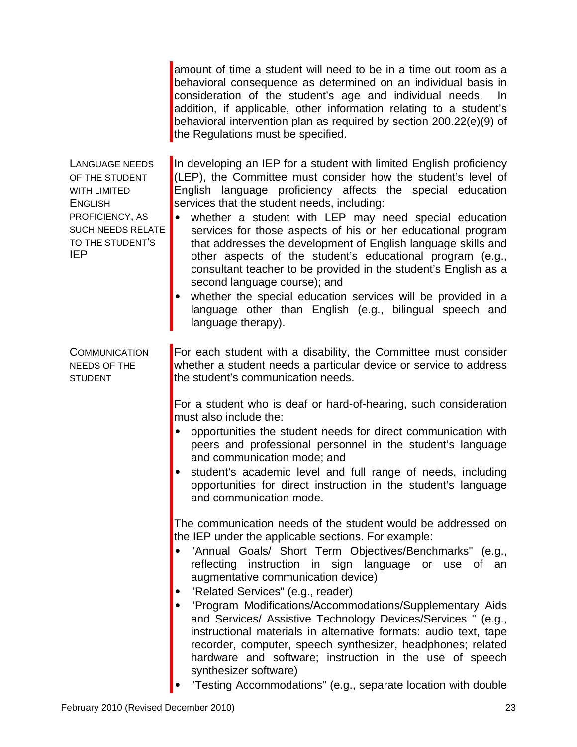amount of time a student will need to be in a time out room as a behavioral consequence as determined on an individual basis in consideration of the student's age and individual needs. In addition, if applicable, other information relating to a student's behavioral intervention plan as required by section 200.22(e)(9) of the Regulations must be specified.

**LANGUAGE NEEDS OF THE STUDENT WITH LIMITED ENGLISH PROFICIENCY, AS SUCH NEEDS RELATE TO THE STUDENT'S IEP**

In developing an IEP for a student with limited English proficiency (LEP), the Committee must consider how the student's level of English language proficiency affects the special education services that the student needs, including:

- whether a student with LEP may need special education services for those aspects of his or her educational program that addresses the development of English language skills and other aspects of the student's educational program (e.g., consultant teacher to be provided in the student's English as a second language course); and
- whether the special education services will be provided in a language other than English (e.g., bilingual speech and language therapy).

**COMMUNICATION NEEDS OF THE STUDENT**

For each student with a disability, the Committee must consider whether a student needs a particular device or service to address the student's communication needs.

For a student who is deaf or hard-of-hearing, such consideration must also include the:

- opportunities the student needs for direct communication with peers and professional personnel in the student's language and communication mode; and
- student's academic level and full range of needs, including opportunities for direct instruction in the student's language and communication mode.

The communication needs of the student would be addressed on the IEP under the applicable sections. For example:

- "Annual Goals/ Short Term Objectives/Benchmarks" (e.g., reflecting instruction in sign language or use of an augmentative communication device)
- "Related Services" (e.g., reader)
- "Program Modifications/Accommodations/Supplementary Aids and Services/ Assistive Technology Devices/Services " (e.g., instructional materials in alternative formats: audio text, tape recorder, computer, speech synthesizer, headphones; related hardware and software; instruction in the use of speech synthesizer software)
- "Testing Accommodations" (e.g., separate location with double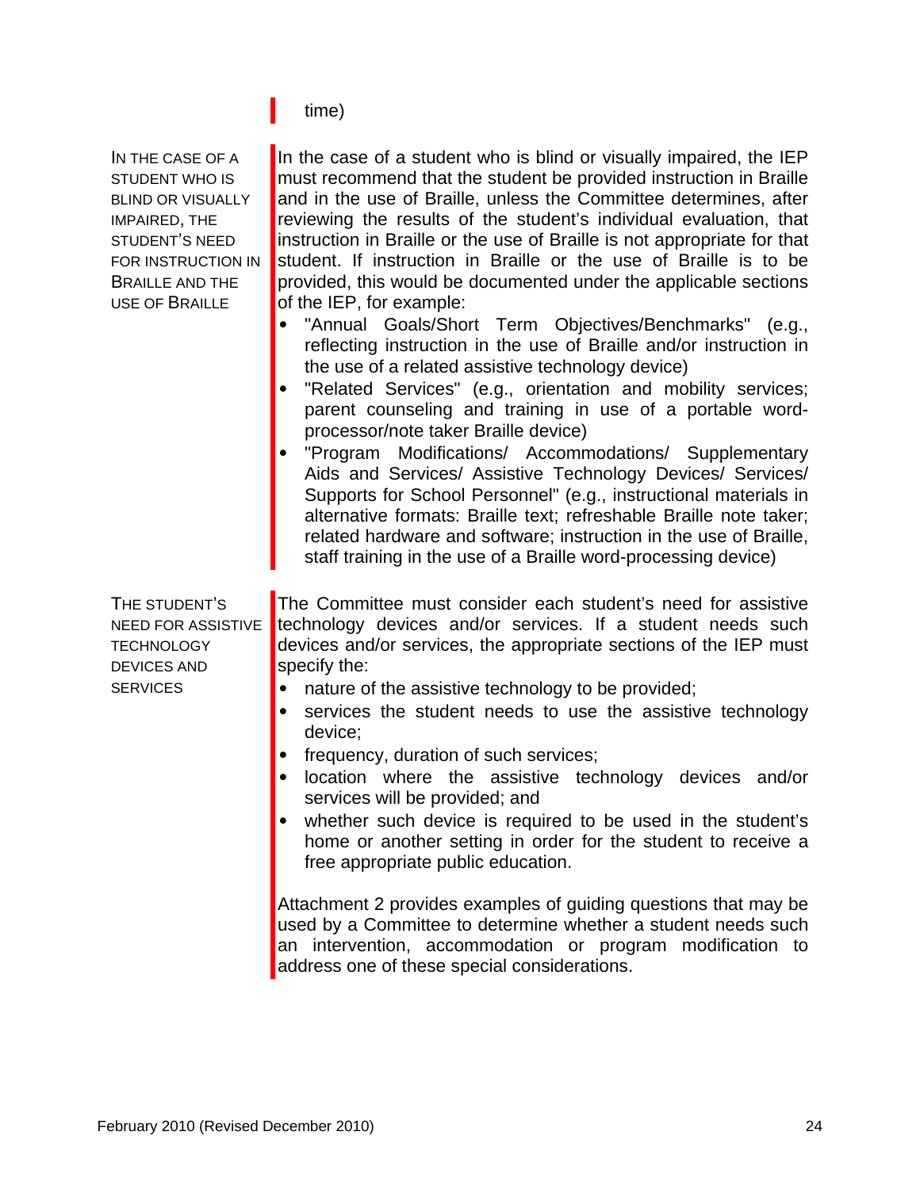time)

**IN THE CASE OF A STUDENT WHO IS BLIND OR VISUALLY IMPAIRED, THE STUDENT'S NEED FOR INSTRUCTION IN BRAILLE AND THE USE OF BRAILLE**

In the case of a student who is blind or visually impaired, the IEP must recommend that the student be provided instruction in Braille and in the use of Braille, unless the Committee determines, after reviewing the results of the student's individual evaluation, that instruction in Braille or the use of Braille is not appropriate for that student. If instruction in Braille or the use of Braille is to be provided, this would be documented under the applicable sections of the IEP, for example:

- "Annual Goals/Short Term Objectives/Benchmarks" (e.g., reflecting instruction in the use of Braille and/or instruction in the use of a related assistive technology device)
- "Related Services" (e.g., orientation and mobility services; parent counseling and training in use of a portable word-processor/note taker Braille device)
- "Program Modifications/ Accommodations/ Supplementary Aids and Services/ Assistive Technology Devices/ Services/ Supports for School Personnel" (e.g., instructional materials in alternative formats: Braille text; refreshable Braille note taker; related hardware and software; instruction in the use of Braille, staff training in the use of a Braille word-processing device)

**THE STUDENT'S NEED FOR ASSISTIVE TECHNOLOGY DEVICES AND SERVICES**

The Committee must consider each student's need for assistive technology devices and/or services. If a student needs such devices and/or services, the appropriate sections of the IEP must specify the:

- nature of the assistive technology to be provided;
- services the student needs to use the assistive technology device;
- frequency, duration of such services;
- location where the assistive technology devices and/or services will be provided; and
- whether such device is required to be used in the student's home or another setting in order for the student to receive a free appropriate public education.

Attachment 2 provides examples of guiding questions that may be used by a Committee to determine whether a student needs such an intervention, accommodation or program modification to address one of these special considerations.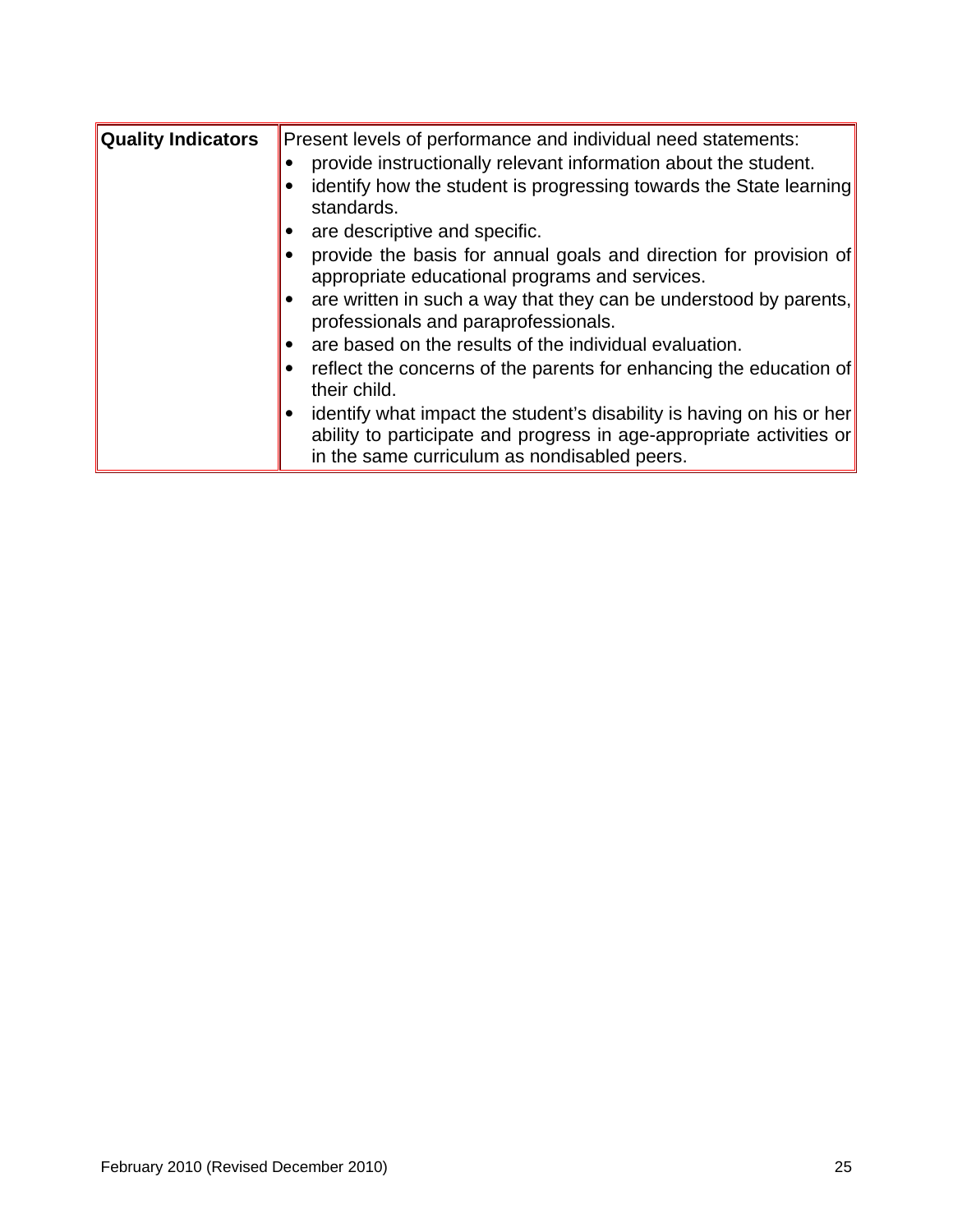| | |
|---|---|
| **Quality Indicators** | Present levels of performance and individual need statements:<br>• provide instructionally relevant information about the student.<br>• identify how the student is progressing towards the State learning standards.<br>• are descriptive and specific.<br>• provide the basis for annual goals and direction for provision of appropriate educational programs and services.<br>• are written in such a way that they can be understood by parents, professionals and paraprofessionals.<br>• are based on the results of the individual evaluation.<br>• reflect the concerns of the parents for enhancing the education of their child.<br>• identify what impact the student's disability is having on his or her ability to participate and progress in age-appropriate activities or in the same curriculum as nondisabled peers. |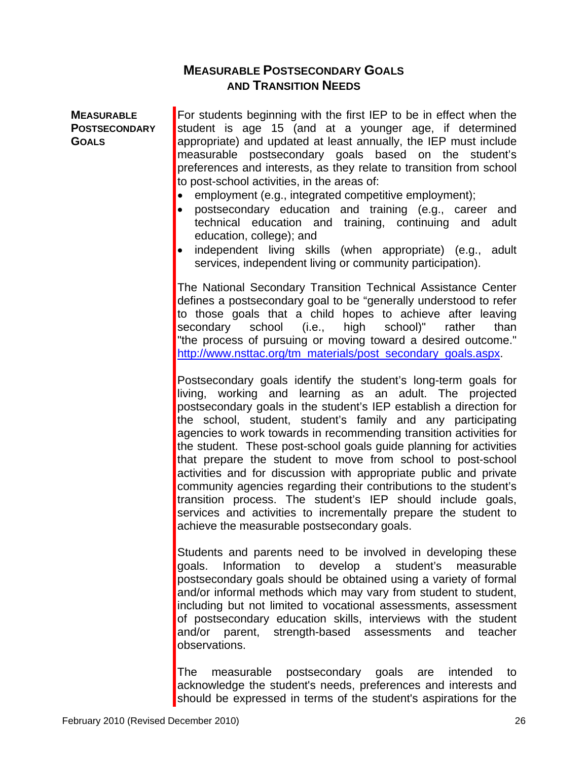## MEASURABLE POSTSECONDARY GOALS AND TRANSITION NEEDS

### MEASURABLE POSTSECONDARY GOALS

For students beginning with the first IEP to be in effect when the student is age 15 (and at a younger age, if determined appropriate) and updated at least annually, the IEP must include measurable postsecondary goals based on the student's preferences and interests, as they relate to transition from school to post-school activities, in the areas of:

- employment (e.g., integrated competitive employment);
- postsecondary education and training (e.g., career and technical education and training, continuing and adult education, college); and
- independent living skills (when appropriate) (e.g., adult services, independent living or community participation).

The National Secondary Transition Technical Assistance Center defines a postsecondary goal to be "generally understood to refer to those goals that a child hopes to achieve after leaving secondary school (i.e., high school)" rather than "the process of pursuing or moving toward a desired outcome." http://www.nsttac.org/tm_materials/post_secondary_goals.aspx.

Postsecondary goals identify the student's long-term goals for living, working and learning as an adult. The projected postsecondary goals in the student's IEP establish a direction for the school, student, student's family and any participating agencies to work towards in recommending transition activities for the student. These post-school goals guide planning for activities that prepare the student to move from school to post-school activities and for discussion with appropriate public and private community agencies regarding their contributions to the student's transition process. The student's IEP should include goals, services and activities to incrementally prepare the student to achieve the measurable postsecondary goals.

Students and parents need to be involved in developing these goals. Information to develop a student's measurable postsecondary goals should be obtained using a variety of formal and/or informal methods which may vary from student to student, including but not limited to vocational assessments, assessment of postsecondary education skills, interviews with the student and/or parent, strength-based assessments and teacher observations.

The measurable postsecondary goals are intended to acknowledge the student's needs, preferences and interests and should be expressed in terms of the student's aspirations for the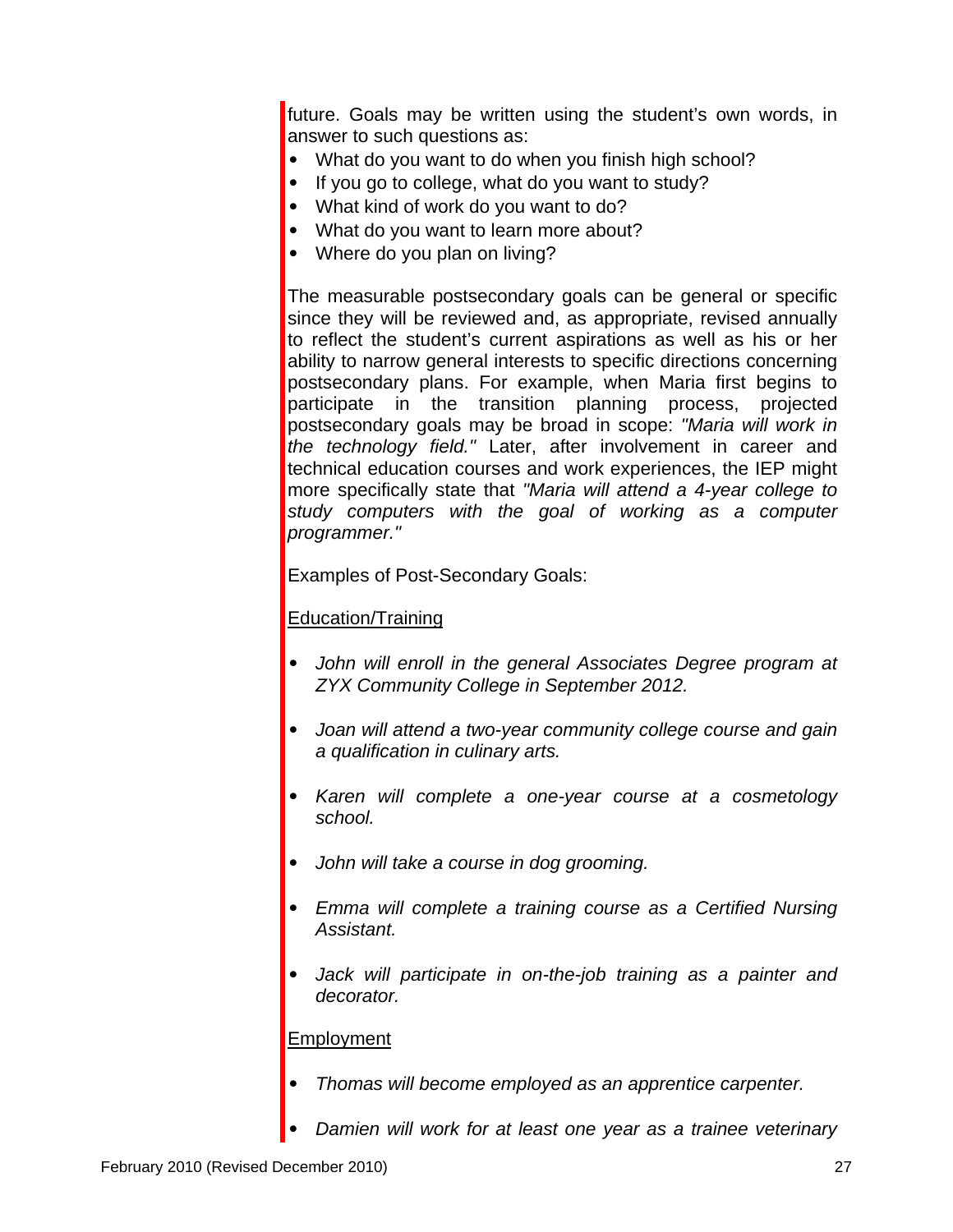future. Goals may be written using the student's own words, in answer to such questions as:

- What do you want to do when you finish high school?
- If you go to college, what do you want to study?
- What kind of work do you want to do?
- What do you want to learn more about?
- Where do you plan on living?

The measurable postsecondary goals can be general or specific since they will be reviewed and, as appropriate, revised annually to reflect the student's current aspirations as well as his or her ability to narrow general interests to specific directions concerning postsecondary plans. For example, when Maria first begins to participate in the transition planning process, projected postsecondary goals may be broad in scope: *"Maria will work in the technology field."* Later, after involvement in career and technical education courses and work experiences, the IEP might more specifically state that *"Maria will attend a 4-year college to study computers with the goal of working as a computer programmer."*

Examples of Post-Secondary Goals:

<u>Education/Training</u>

- *John will enroll in the general Associates Degree program at ZYX Community College in September 2012.*

- *Joan will attend a two-year community college course and gain a qualification in culinary arts.*

- *Karen will complete a one-year course at a cosmetology school.*

- *John will take a course in dog grooming.*

- *Emma will complete a training course as a Certified Nursing Assistant.*

- *Jack will participate in on-the-job training as a painter and decorator.*

<u>Employment</u>

- *Thomas will become employed as an apprentice carpenter.*

- *Damien will work for at least one year as a trainee veterinary*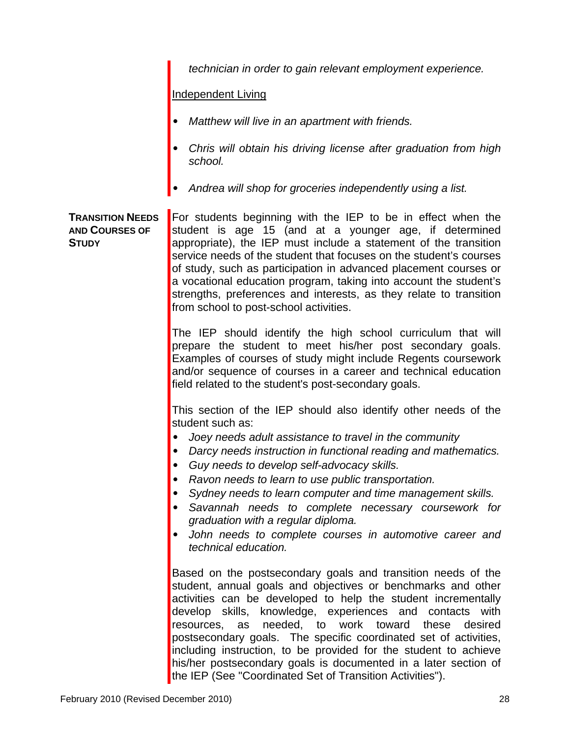*technician in order to gain relevant employment experience.*

Independent Living

- *Matthew will live in an apartment with friends.*
- *Chris will obtain his driving license after graduation from high school.*
- *Andrea will shop for groceries independently using a list.*

**TRANSITION NEEDS AND COURSES OF STUDY**

For students beginning with the IEP to be in effect when the student is age 15 (and at a younger age, if determined appropriate), the IEP must include a statement of the transition service needs of the student that focuses on the student's courses of study, such as participation in advanced placement courses or a vocational education program, taking into account the student's strengths, preferences and interests, as they relate to transition from school to post-school activities.

The IEP should identify the high school curriculum that will prepare the student to meet his/her post secondary goals. Examples of courses of study might include Regents coursework and/or sequence of courses in a career and technical education field related to the student's post-secondary goals.

This section of the IEP should also identify other needs of the student such as:

- *Joey needs adult assistance to travel in the community*
- *Darcy needs instruction in functional reading and mathematics.*
- *Guy needs to develop self-advocacy skills.*
- *Ravon needs to learn to use public transportation.*
- *Sydney needs to learn computer and time management skills.*
- *Savannah needs to complete necessary coursework for graduation with a regular diploma.*
- *John needs to complete courses in automotive career and technical education.*

Based on the postsecondary goals and transition needs of the student, annual goals and objectives or benchmarks and other activities can be developed to help the student incrementally develop skills, knowledge, experiences and contacts with resources, as needed, to work toward these desired postsecondary goals. The specific coordinated set of activities, including instruction, to be provided for the student to achieve his/her postsecondary goals is documented in a later section of the IEP (See "Coordinated Set of Transition Activities").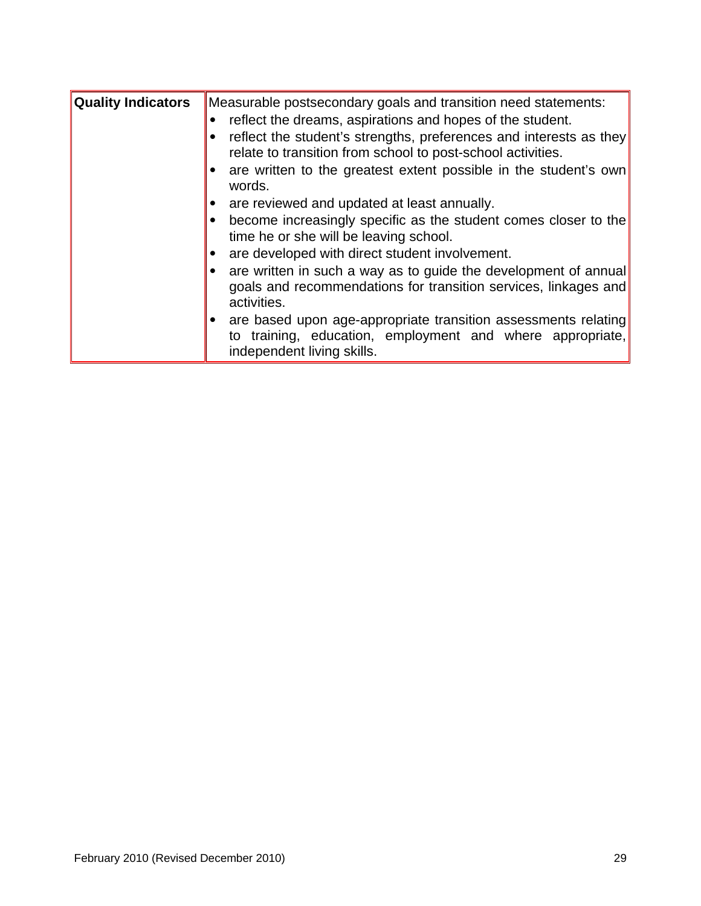| | |
|---|---|
| **Quality Indicators** | Measurable postsecondary goals and transition need statements:<br>• reflect the dreams, aspirations and hopes of the student.<br>• reflect the student's strengths, preferences and interests as they relate to transition from school to post-school activities.<br>• are written to the greatest extent possible in the student's own words.<br>• are reviewed and updated at least annually.<br>• become increasingly specific as the student comes closer to the time he or she will be leaving school.<br>• are developed with direct student involvement.<br>• are written in such a way as to guide the development of annual goals and recommendations for transition services, linkages and activities.<br>• are based upon age-appropriate transition assessments relating to training, education, employment and where appropriate, independent living skills. |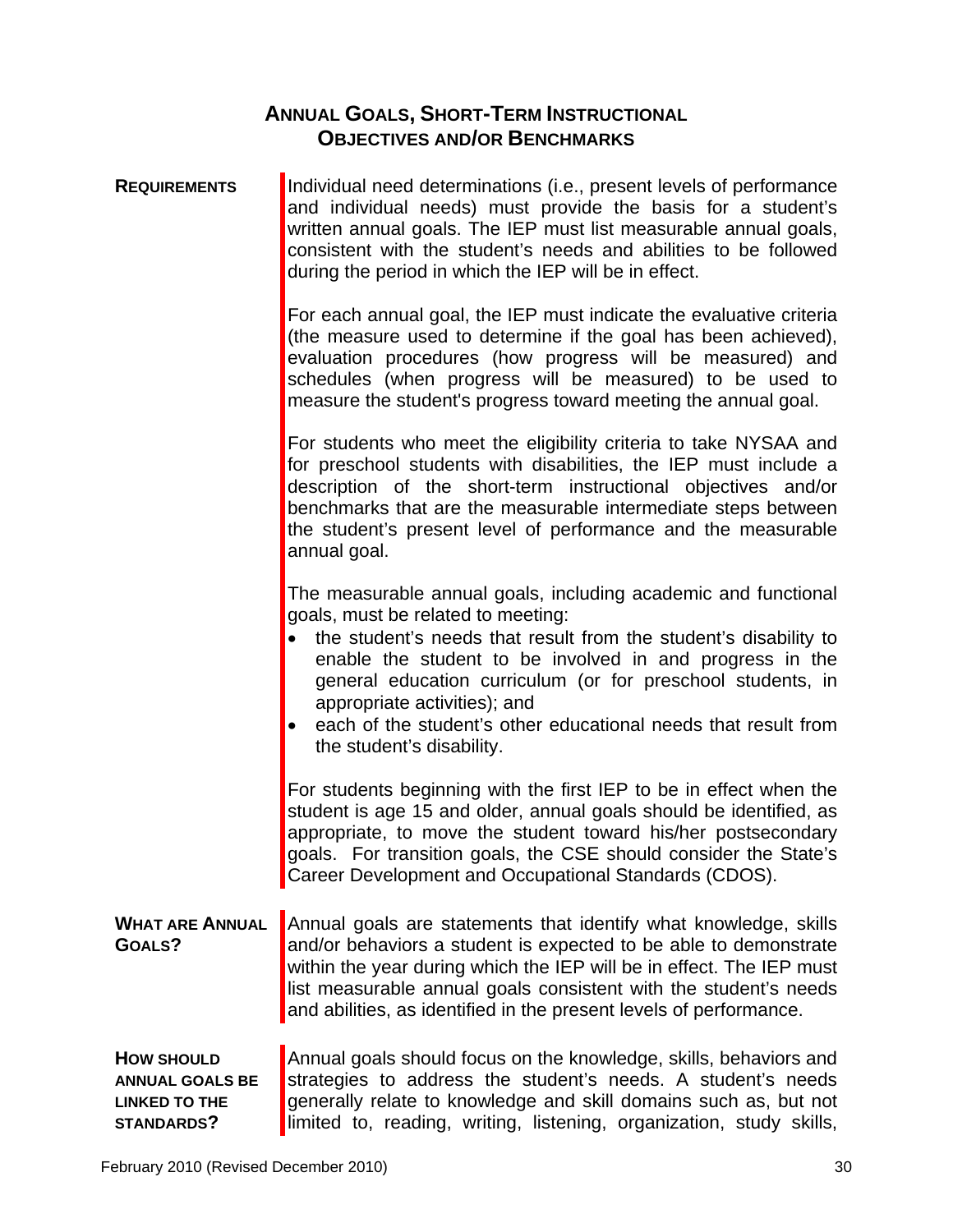## Annual Goals, Short-Term Instructional Objectives and/or Benchmarks

**Requirements**

Individual need determinations (i.e., present levels of performance and individual needs) must provide the basis for a student's written annual goals. The IEP must list measurable annual goals, consistent with the student's needs and abilities to be followed during the period in which the IEP will be in effect.

For each annual goal, the IEP must indicate the evaluative criteria (the measure used to determine if the goal has been achieved), evaluation procedures (how progress will be measured) and schedules (when progress will be measured) to be used to measure the student's progress toward meeting the annual goal.

For students who meet the eligibility criteria to take NYSAA and for preschool students with disabilities, the IEP must include a description of the short-term instructional objectives and/or benchmarks that are the measurable intermediate steps between the student's present level of performance and the measurable annual goal.

The measurable annual goals, including academic and functional goals, must be related to meeting:

- the student's needs that result from the student's disability to enable the student to be involved in and progress in the general education curriculum (or for preschool students, in appropriate activities); and
- each of the student's other educational needs that result from the student's disability.

For students beginning with the first IEP to be in effect when the student is age 15 and older, annual goals should be identified, as appropriate, to move the student toward his/her postsecondary goals. For transition goals, the CSE should consider the State's Career Development and Occupational Standards (CDOS).

**What are Annual Goals?**

Annual goals are statements that identify what knowledge, skills and/or behaviors a student is expected to be able to demonstrate within the year during which the IEP will be in effect. The IEP must list measurable annual goals consistent with the student's needs and abilities, as identified in the present levels of performance.

**How should Annual Goals be Linked to the Standards?**

Annual goals should focus on the knowledge, skills, behaviors and strategies to address the student's needs. A student's needs generally relate to knowledge and skill domains such as, but not limited to, reading, writing, listening, organization, study skills,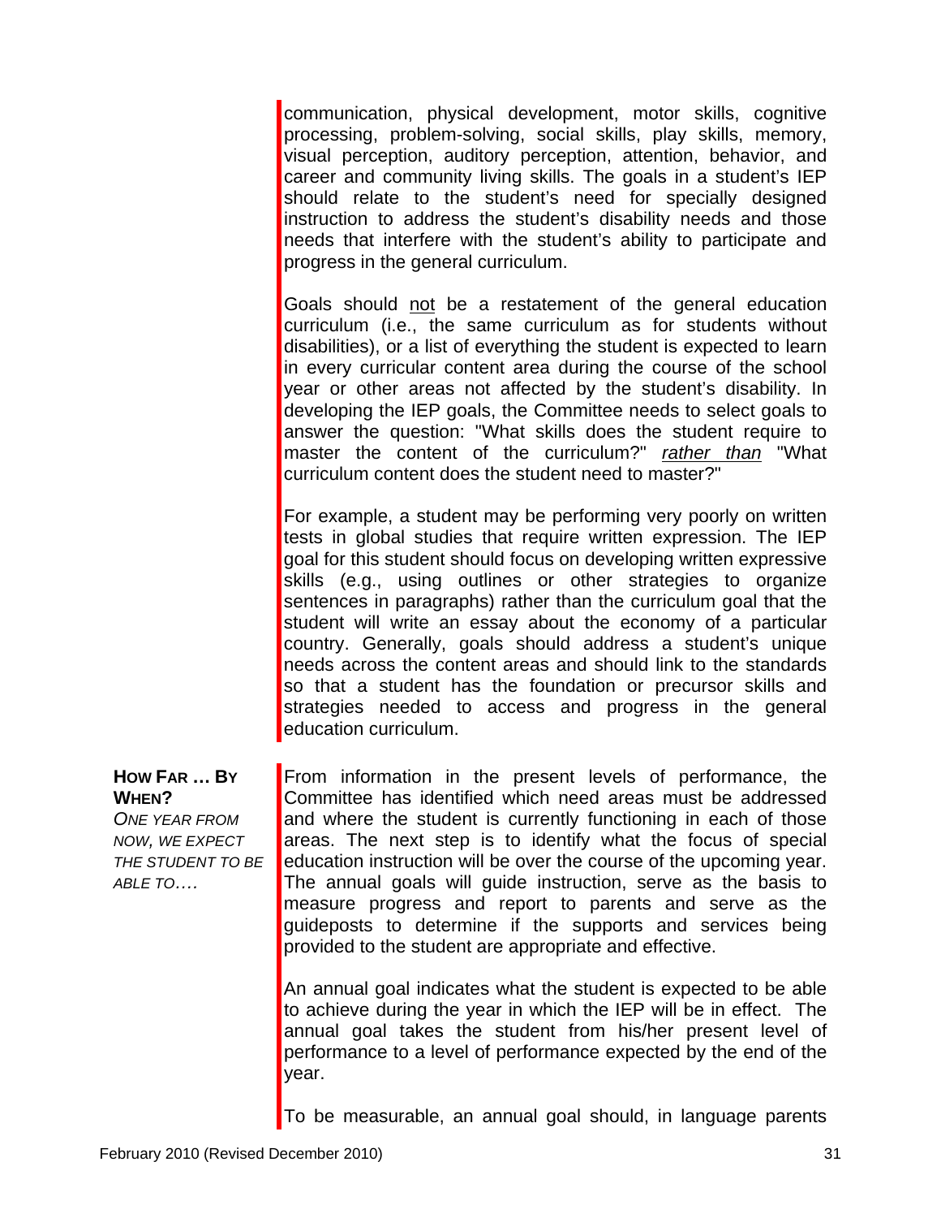communication, physical development, motor skills, cognitive processing, problem-solving, social skills, play skills, memory, visual perception, auditory perception, attention, behavior, and career and community living skills. The goals in a student's IEP should relate to the student's need for specially designed instruction to address the student's disability needs and those needs that interfere with the student's ability to participate and progress in the general curriculum.

Goals should not be a restatement of the general education curriculum (i.e., the same curriculum as for students without disabilities), or a list of everything the student is expected to learn in every curricular content area during the course of the school year or other areas not affected by the student's disability. In developing the IEP goals, the Committee needs to select goals to answer the question: "What skills does the student require to master the content of the curriculum?" *rather than* "What curriculum content does the student need to master?"

For example, a student may be performing very poorly on written tests in global studies that require written expression. The IEP goal for this student should focus on developing written expressive skills (e.g., using outlines or other strategies to organize sentences in paragraphs) rather than the curriculum goal that the student will write an essay about the economy of a particular country. Generally, goals should address a student's unique needs across the content areas and should link to the standards so that a student has the foundation or precursor skills and strategies needed to access and progress in the general education curriculum.

**HOW FAR … BY WHEN?**

*ONE YEAR FROM NOW, WE EXPECT THE STUDENT TO BE ABLE TO….*

From information in the present levels of performance, the Committee has identified which need areas must be addressed and where the student is currently functioning in each of those areas. The next step is to identify what the focus of special education instruction will be over the course of the upcoming year. The annual goals will guide instruction, serve as the basis to measure progress and report to parents and serve as the guideposts to determine if the supports and services being provided to the student are appropriate and effective.

An annual goal indicates what the student is expected to be able to achieve during the year in which the IEP will be in effect. The annual goal takes the student from his/her present level of performance to a level of performance expected by the end of the year.

To be measurable, an annual goal should, in language parents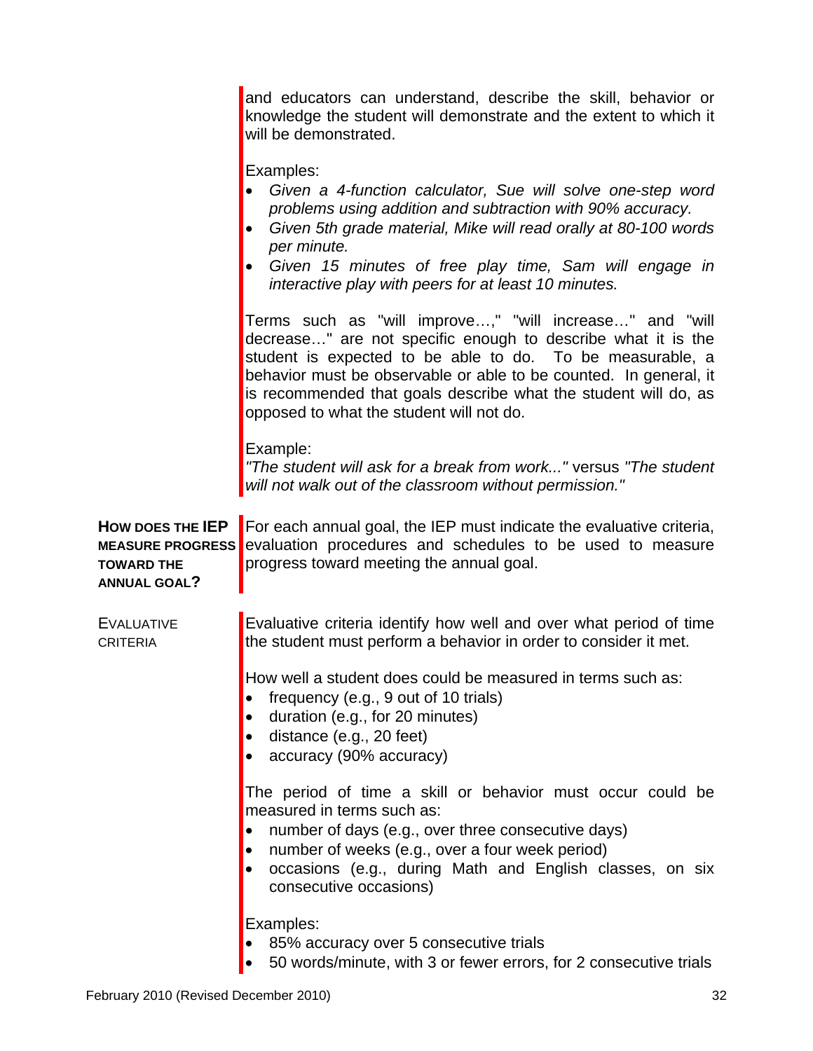and educators can understand, describe the skill, behavior or knowledge the student will demonstrate and the extent to which it will be demonstrated.

Examples:

- *Given a 4-function calculator, Sue will solve one-step word problems using addition and subtraction with 90% accuracy.*
- *Given 5th grade material, Mike will read orally at 80-100 words per minute.*
- *Given 15 minutes of free play time, Sam will engage in interactive play with peers for at least 10 minutes.*

Terms such as "will improve…," "will increase…" and "will decrease…" are not specific enough to describe what it is the student is expected to be able to do. To be measurable, a behavior must be observable or able to be counted. In general, it is recommended that goals describe what the student will do, as opposed to what the student will not do.

Example:
*"The student will ask for a break from work..."* versus *"The student will not walk out of the classroom without permission."*

## How does the IEP measure progress toward the annual goal?

For each annual goal, the IEP must indicate the evaluative criteria, evaluation procedures and schedules to be used to measure progress toward meeting the annual goal.

### Evaluative Criteria

Evaluative criteria identify how well and over what period of time the student must perform a behavior in order to consider it met.

How well a student does could be measured in terms such as:

- frequency (e.g., 9 out of 10 trials)
- duration (e.g., for 20 minutes)
- distance (e.g., 20 feet)
- accuracy (90% accuracy)

The period of time a skill or behavior must occur could be measured in terms such as:

- number of days (e.g., over three consecutive days)
- number of weeks (e.g., over a four week period)
- occasions (e.g., during Math and English classes, on six consecutive occasions)

Examples:

- 85% accuracy over 5 consecutive trials
- 50 words/minute, with 3 or fewer errors, for 2 consecutive trials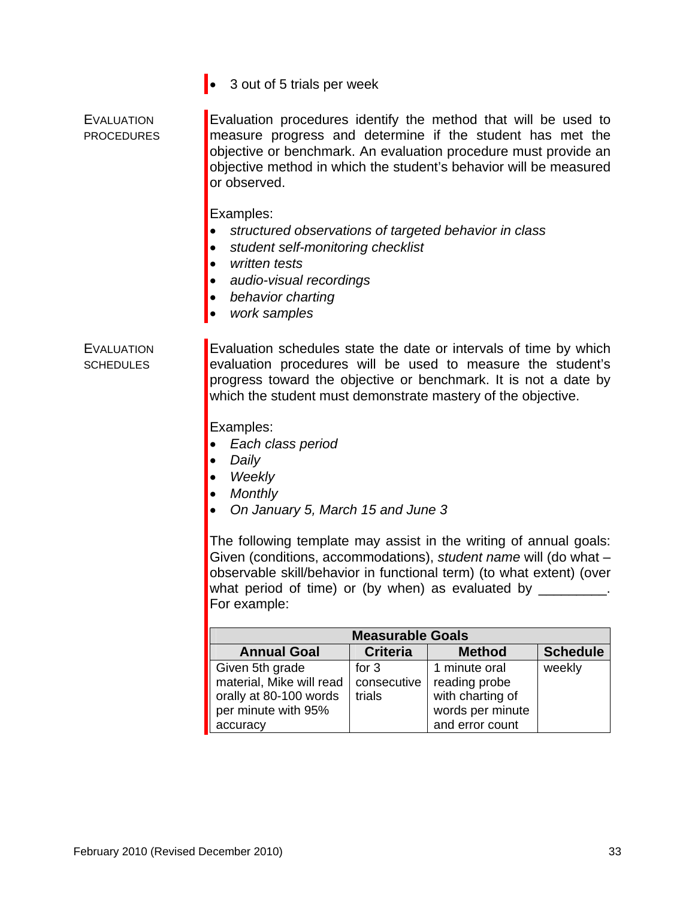- 3 out of 5 trials per week

EVALUATION PROCEDURES

Evaluation procedures identify the method that will be used to measure progress and determine if the student has met the objective or benchmark. An evaluation procedure must provide an objective method in which the student's behavior will be measured or observed.

Examples:

- *structured observations of targeted behavior in class*
- *student self-monitoring checklist*
- *written tests*
- *audio-visual recordings*
- *behavior charting*
- *work samples*

EVALUATION SCHEDULES

Evaluation schedules state the date or intervals of time by which evaluation procedures will be used to measure the student's progress toward the objective or benchmark. It is not a date by which the student must demonstrate mastery of the objective.

Examples:

- *Each class period*
- *Daily*
- *Weekly*
- *Monthly*
- *On January 5, March 15 and June 3*

The following template may assist in the writing of annual goals: Given (conditions, accommodations), *student name* will (do what – observable skill/behavior in functional term) (to what extent) (over what period of time) or (by when) as evaluated by _________. For example:

| **Measurable Goals** | | | |
|---|---|---|---|
| **Annual Goal** | **Criteria** | **Method** | **Schedule** |
| Given 5th grade material, Mike will read orally at 80-100 words per minute with 95% accuracy | for 3 consecutive trials | 1 minute oral reading probe with charting of words per minute and error count | weekly |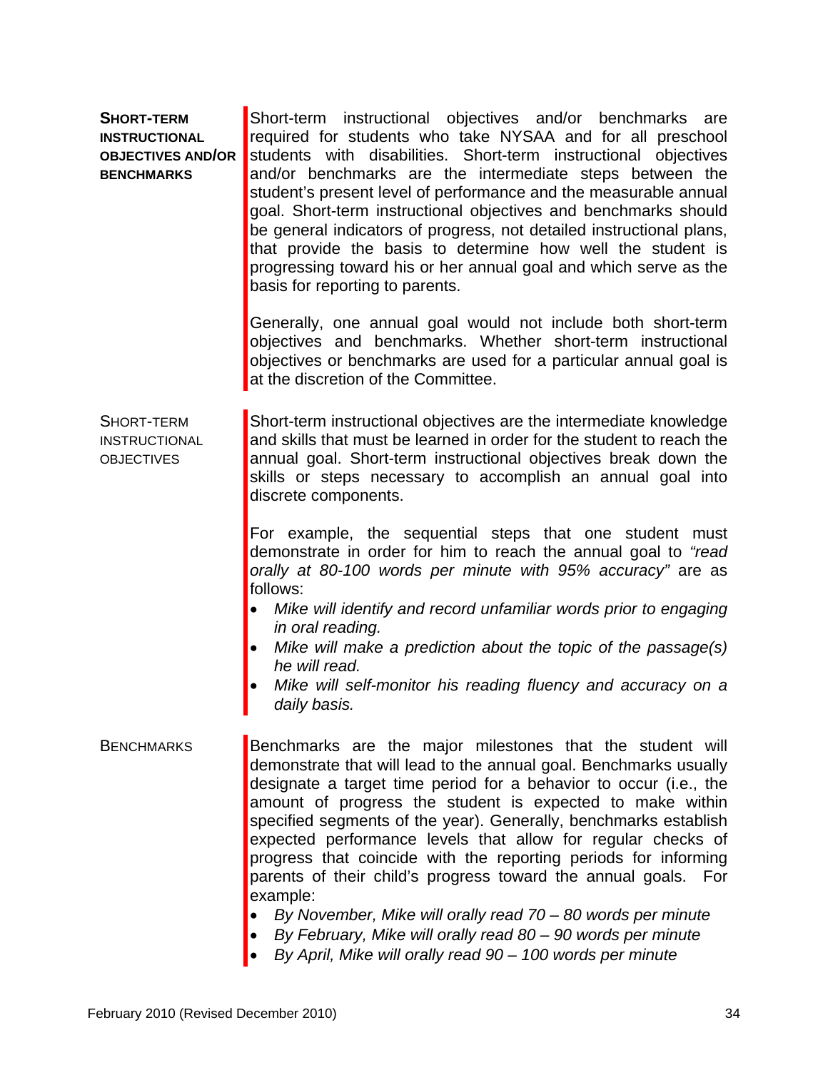## SHORT-TERM INSTRUCTIONAL OBJECTIVES AND/OR BENCHMARKS

Short-term instructional objectives and/or benchmarks are required for students who take NYSAA and for all preschool students with disabilities. Short-term instructional objectives and/or benchmarks are the intermediate steps between the student's present level of performance and the measurable annual goal. Short-term instructional objectives and benchmarks should be general indicators of progress, not detailed instructional plans, that provide the basis to determine how well the student is progressing toward his or her annual goal and which serve as the basis for reporting to parents.

Generally, one annual goal would not include both short-term objectives and benchmarks. Whether short-term instructional objectives or benchmarks are used for a particular annual goal is at the discretion of the Committee.

### SHORT-TERM INSTRUCTIONAL OBJECTIVES

Short-term instructional objectives are the intermediate knowledge and skills that must be learned in order for the student to reach the annual goal. Short-term instructional objectives break down the skills or steps necessary to accomplish an annual goal into discrete components.

For example, the sequential steps that one student must demonstrate in order for him to reach the annual goal to *"read orally at 80-100 words per minute with 95% accuracy"* are as follows:

- *Mike will identify and record unfamiliar words prior to engaging in oral reading.*
- *Mike will make a prediction about the topic of the passage(s) he will read.*
- *Mike will self-monitor his reading fluency and accuracy on a daily basis.*

### BENCHMARKS

Benchmarks are the major milestones that the student will demonstrate that will lead to the annual goal. Benchmarks usually designate a target time period for a behavior to occur (i.e., the amount of progress the student is expected to make within specified segments of the year). Generally, benchmarks establish expected performance levels that allow for regular checks of progress that coincide with the reporting periods for informing parents of their child's progress toward the annual goals. For example:

- *By November, Mike will orally read 70 – 80 words per minute*
- *By February, Mike will orally read 80 – 90 words per minute*
- *By April, Mike will orally read 90 – 100 words per minute*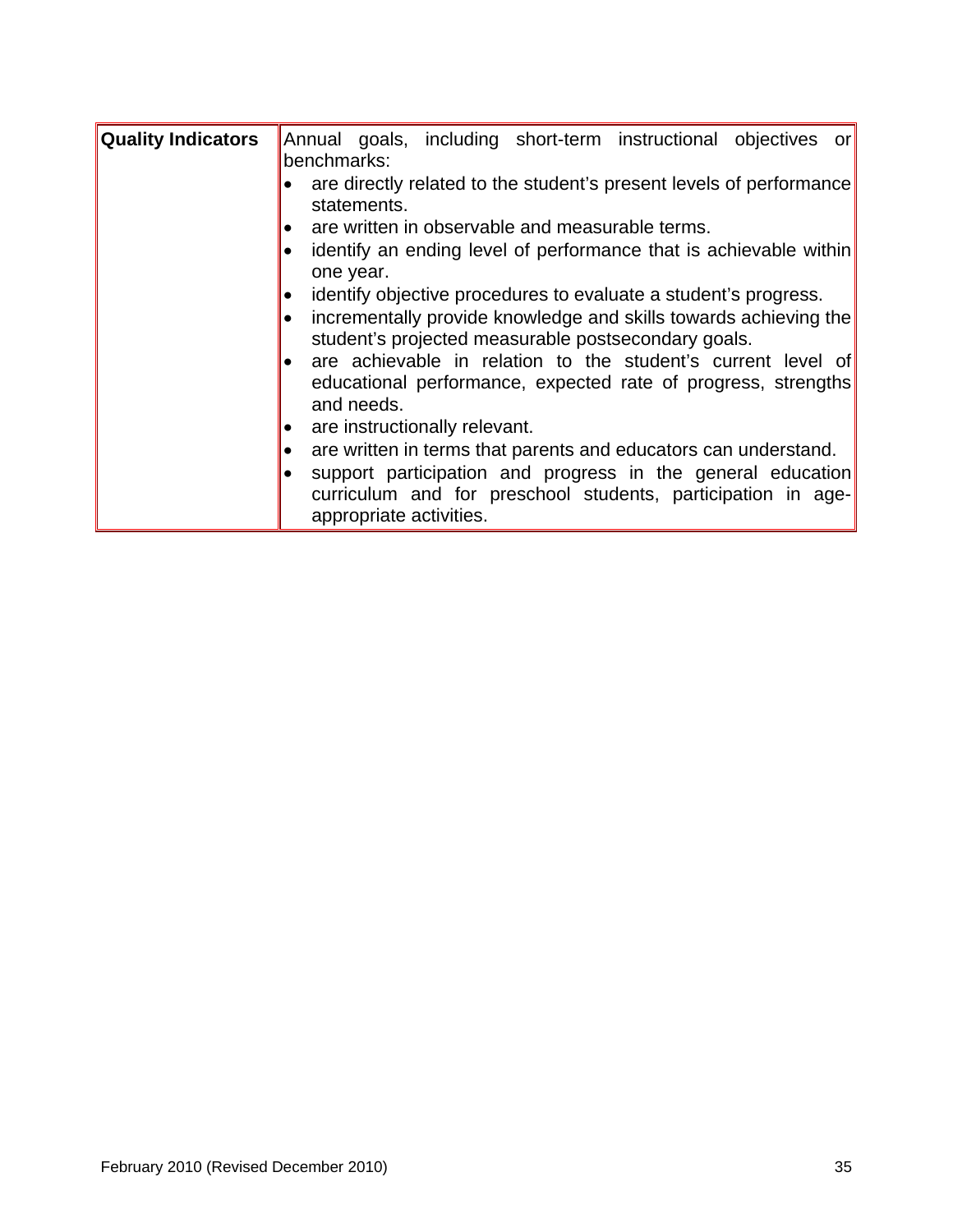| | |
|---|---|
| **Quality Indicators** | Annual goals, including short-term instructional objectives or benchmarks:<br>• are directly related to the student's present levels of performance statements.<br>• are written in observable and measurable terms.<br>• identify an ending level of performance that is achievable within one year.<br>• identify objective procedures to evaluate a student's progress.<br>• incrementally provide knowledge and skills towards achieving the student's projected measurable postsecondary goals.<br>• are achievable in relation to the student's current level of educational performance, expected rate of progress, strengths and needs.<br>• are instructionally relevant.<br>• are written in terms that parents and educators can understand.<br>• support participation and progress in the general education curriculum and for preschool students, participation in age-appropriate activities. |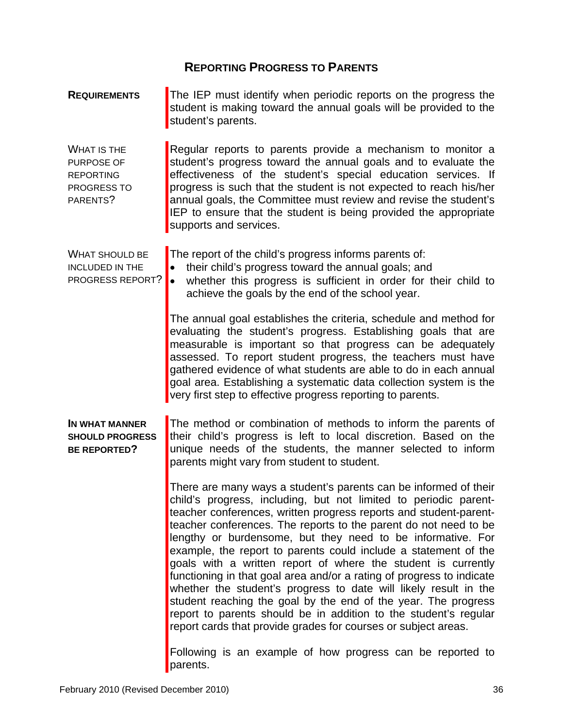## Reporting Progress to Parents

**Requirements**

The IEP must identify when periodic reports on the progress the student is making toward the annual goals will be provided to the student's parents.

**What is the purpose of reporting progress to parents?**

Regular reports to parents provide a mechanism to monitor a student's progress toward the annual goals and to evaluate the effectiveness of the student's special education services. If progress is such that the student is not expected to reach his/her annual goals, the Committee must review and revise the student's IEP to ensure that the student is being provided the appropriate supports and services.

**What should be included in the progress report?**

The report of the child's progress informs parents of:

- their child's progress toward the annual goals; and
- whether this progress is sufficient in order for their child to achieve the goals by the end of the school year.

The annual goal establishes the criteria, schedule and method for evaluating the student's progress. Establishing goals that are measurable is important so that progress can be adequately assessed. To report student progress, the teachers must have gathered evidence of what students are able to do in each annual goal area. Establishing a systematic data collection system is the very first step to effective progress reporting to parents.

**In what manner should progress be reported?**

The method or combination of methods to inform the parents of their child's progress is left to local discretion. Based on the unique needs of the students, the manner selected to inform parents might vary from student to student.

There are many ways a student's parents can be informed of their child's progress, including, but not limited to periodic parent-teacher conferences, written progress reports and student-parent-teacher conferences. The reports to the parent do not need to be lengthy or burdensome, but they need to be informative. For example, the report to parents could include a statement of the goals with a written report of where the student is currently functioning in that goal area and/or a rating of progress to indicate whether the student's progress to date will likely result in the student reaching the goal by the end of the year. The progress report to parents should be in addition to the student's regular report cards that provide grades for courses or subject areas.

Following is an example of how progress can be reported to parents.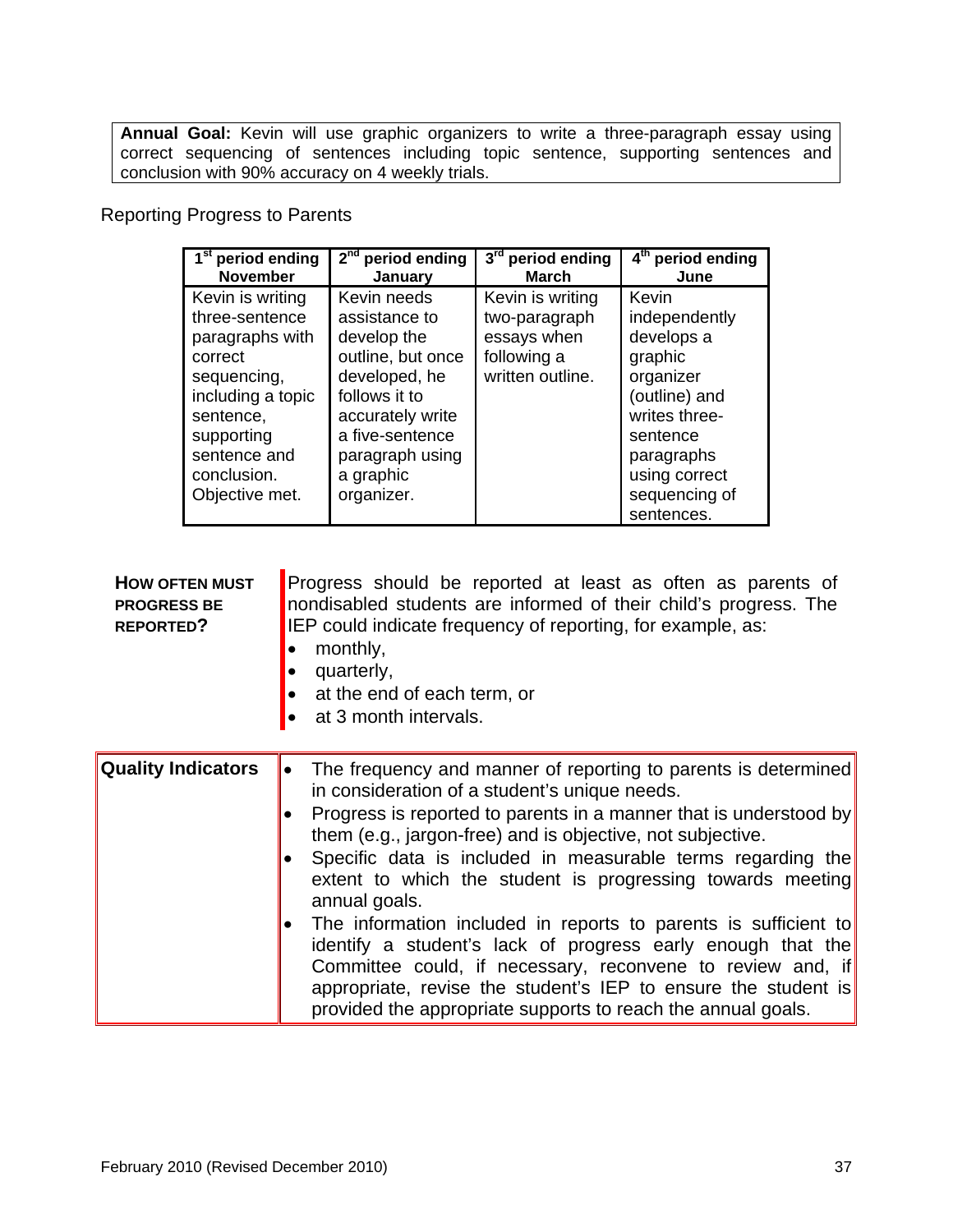**Annual Goal:** Kevin will use graphic organizers to write a three-paragraph essay using correct sequencing of sentences including topic sentence, supporting sentences and conclusion with 90% accuracy on 4 weekly trials.

Reporting Progress to Parents

| 1st period ending November | 2nd period ending January | 3rd period ending March | 4th period ending June |
|---|---|---|---|
| Kevin is writing three-sentence paragraphs with correct sequencing, including a topic sentence, supporting sentence and conclusion. Objective met. | Kevin needs assistance to develop the outline, but once developed, he follows it to accurately write a five-sentence paragraph using a graphic organizer. | Kevin is writing two-paragraph essays when following a written outline. | Kevin independently develops a graphic organizer (outline) and writes three-sentence paragraphs using correct sequencing of sentences. |

**HOW OFTEN MUST PROGRESS BE REPORTED?**

Progress should be reported at least as often as parents of nondisabled students are informed of their child's progress. The IEP could indicate frequency of reporting, for example, as:

- monthly,
- quarterly,
- at the end of each term, or
- at 3 month intervals.

| Quality Indicators | |
|---|---|
| | • The frequency and manner of reporting to parents is determined in consideration of a student's unique needs.<br>• Progress is reported to parents in a manner that is understood by them (e.g., jargon-free) and is objective, not subjective.<br>• Specific data is included in measurable terms regarding the extent to which the student is progressing towards meeting annual goals.<br>• The information included in reports to parents is sufficient to identify a student's lack of progress early enough that the Committee could, if necessary, reconvene to review and, if appropriate, revise the student's IEP to ensure the student is provided the appropriate supports to reach the annual goals. |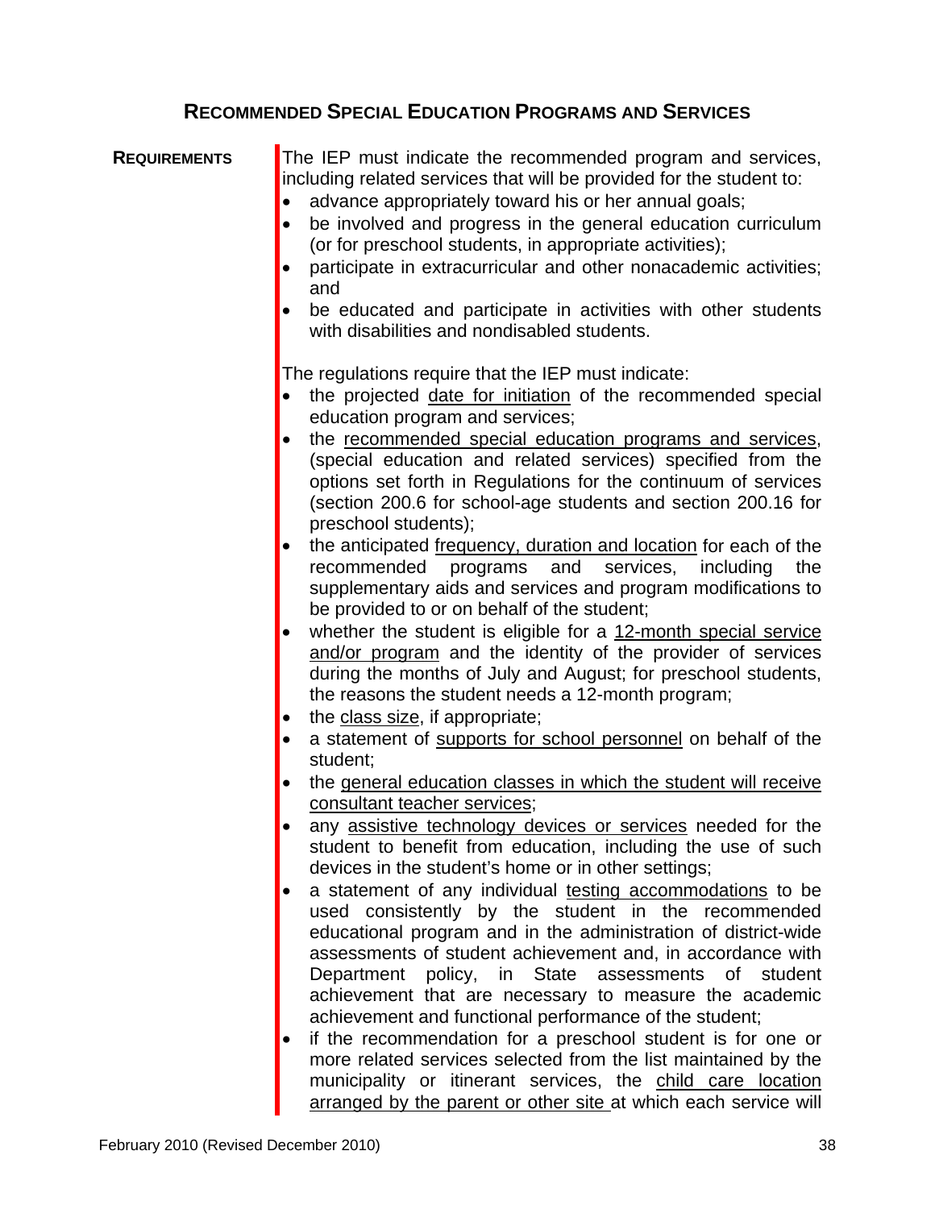## Recommended Special Education Programs and Services

**Requirements**

The IEP must indicate the recommended program and services, including related services that will be provided for the student to:

- advance appropriately toward his or her annual goals;
- be involved and progress in the general education curriculum (or for preschool students, in appropriate activities);
- participate in extracurricular and other nonacademic activities; and
- be educated and participate in activities with other students with disabilities and nondisabled students.

The regulations require that the IEP must indicate:

- the projected date for initiation of the recommended special education program and services;
- the recommended special education programs and services, (special education and related services) specified from the options set forth in Regulations for the continuum of services (section 200.6 for school-age students and section 200.16 for preschool students);
- the anticipated frequency, duration and location for each of the recommended programs and services, including the supplementary aids and services and program modifications to be provided to or on behalf of the student;
- whether the student is eligible for a 12-month special service and/or program and the identity of the provider of services during the months of July and August; for preschool students, the reasons the student needs a 12-month program;
- the class size, if appropriate;
- a statement of supports for school personnel on behalf of the student;
- the general education classes in which the student will receive consultant teacher services;
- any assistive technology devices or services needed for the student to benefit from education, including the use of such devices in the student's home or in other settings;
- a statement of any individual testing accommodations to be used consistently by the student in the recommended educational program and in the administration of district-wide assessments of student achievement and, in accordance with Department policy, in State assessments of student achievement that are necessary to measure the academic achievement and functional performance of the student;
- if the recommendation for a preschool student is for one or more related services selected from the list maintained by the municipality or itinerant services, the child care location arranged by the parent or other site at which each service will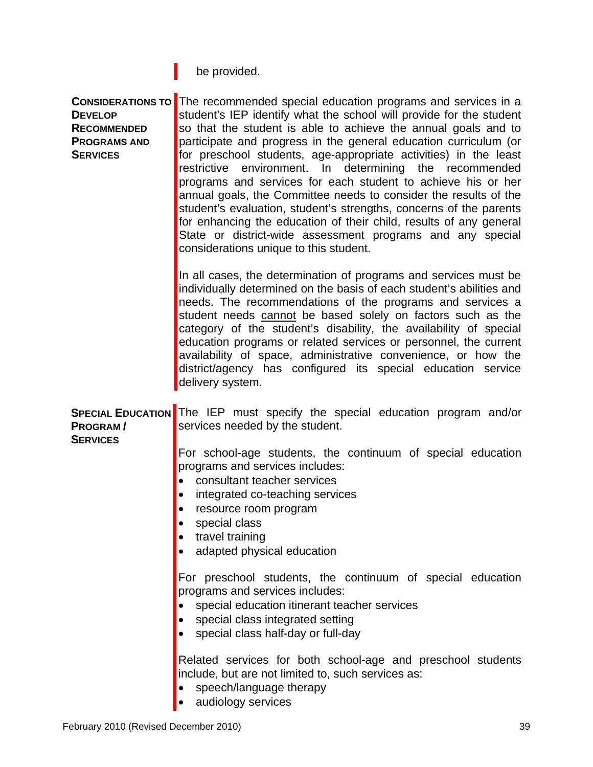be provided.

**CONSIDERATIONS TO DEVELOP RECOMMENDED PROGRAMS AND SERVICES**

The recommended special education programs and services in a student's IEP identify what the school will provide for the student so that the student is able to achieve the annual goals and to participate and progress in the general education curriculum (or for preschool students, age-appropriate activities) in the least restrictive environment. In determining the recommended programs and services for each student to achieve his or her annual goals, the Committee needs to consider the results of the student's evaluation, student's strengths, concerns of the parents for enhancing the education of their child, results of any general State or district-wide assessment programs and any special considerations unique to this student.

In all cases, the determination of programs and services must be individually determined on the basis of each student's abilities and needs. The recommendations of the programs and services a student needs <u>cannot</u> be based solely on factors such as the category of the student's disability, the availability of special education programs or related services or personnel, the current availability of space, administrative convenience, or how the district/agency has configured its special education service delivery system.

**SPECIAL EDUCATION PROGRAM / SERVICES**

The IEP must specify the special education program and/or services needed by the student.

For school-age students, the continuum of special education programs and services includes:

- consultant teacher services
- integrated co-teaching services
- resource room program
- special class
- travel training
- adapted physical education

For preschool students, the continuum of special education programs and services includes:

- special education itinerant teacher services
- special class integrated setting
- special class half-day or full-day

Related services for both school-age and preschool students include, but are not limited to, such services as:

- speech/language therapy
- audiology services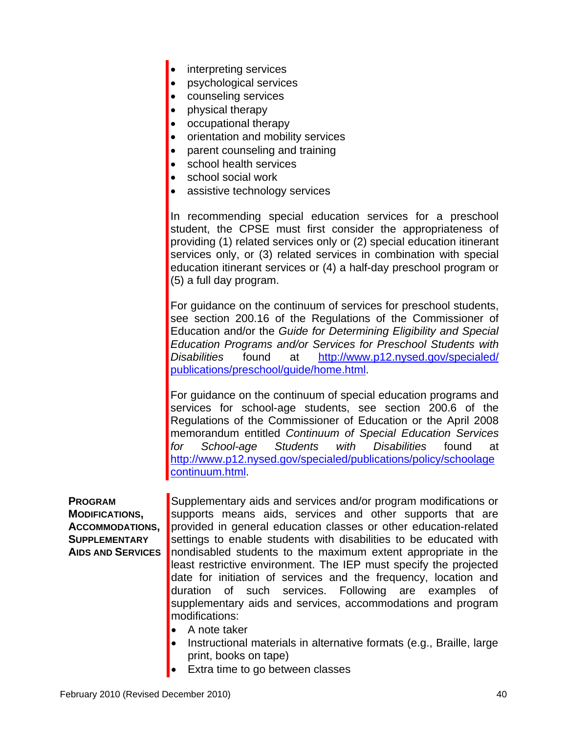- interpreting services
- psychological services
- counseling services
- physical therapy
- occupational therapy
- orientation and mobility services
- parent counseling and training
- school health services
- school social work
- assistive technology services

In recommending special education services for a preschool student, the CPSE must first consider the appropriateness of providing (1) related services only or (2) special education itinerant services only, or (3) related services in combination with special education itinerant services or (4) a half-day preschool program or (5) a full day program.

For guidance on the continuum of services for preschool students, see section 200.16 of the Regulations of the Commissioner of Education and/or the *Guide for Determining Eligibility and Special Education Programs and/or Services for Preschool Students with Disabilities* found at http://www.p12.nysed.gov/specialed/publications/preschool/guide/home.html.

For guidance on the continuum of special education programs and services for school-age students, see section 200.6 of the Regulations of the Commissioner of Education or the April 2008 memorandum entitled *Continuum of Special Education Services for School-age Students with Disabilities* found at http://www.p12.nysed.gov/specialed/publications/policy/schoolagecontinuum.html.

**PROGRAM MODIFICATIONS, ACCOMMODATIONS, SUPPLEMENTARY AIDS AND SERVICES**

Supplementary aids and services and/or program modifications or supports means aids, services and other supports that are provided in general education classes or other education-related settings to enable students with disabilities to be educated with nondisabled students to the maximum extent appropriate in the least restrictive environment. The IEP must specify the projected date for initiation of services and the frequency, location and duration of such services. Following are examples of supplementary aids and services, accommodations and program modifications:

- A note taker
- Instructional materials in alternative formats (e.g., Braille, large print, books on tape)
- Extra time to go between classes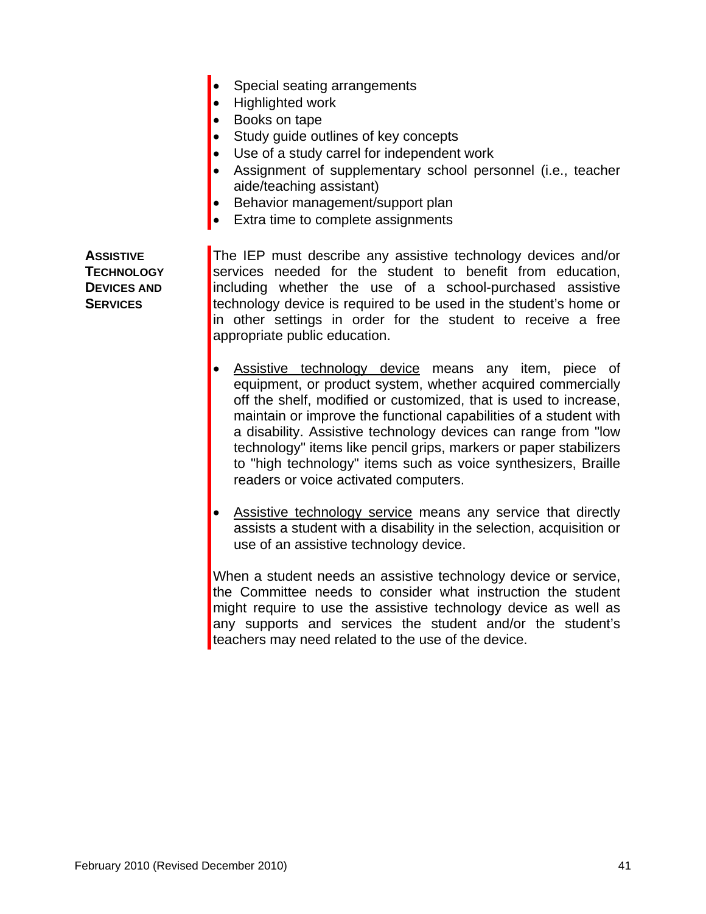- Special seating arrangements
- Highlighted work
- Books on tape
- Study guide outlines of key concepts
- Use of a study carrel for independent work
- Assignment of supplementary school personnel (i.e., teacher aide/teaching assistant)
- Behavior management/support plan
- Extra time to complete assignments

**ASSISTIVE TECHNOLOGY DEVICES AND SERVICES**

The IEP must describe any assistive technology devices and/or services needed for the student to benefit from education, including whether the use of a school-purchased assistive technology device is required to be used in the student's home or in other settings in order for the student to receive a free appropriate public education.

- <u>Assistive technology device</u> means any item, piece of equipment, or product system, whether acquired commercially off the shelf, modified or customized, that is used to increase, maintain or improve the functional capabilities of a student with a disability. Assistive technology devices can range from "low technology" items like pencil grips, markers or paper stabilizers to "high technology" items such as voice synthesizers, Braille readers or voice activated computers.

- <u>Assistive technology service</u> means any service that directly assists a student with a disability in the selection, acquisition or use of an assistive technology device.

When a student needs an assistive technology device or service, the Committee needs to consider what instruction the student might require to use the assistive technology device as well as any supports and services the student and/or the student's teachers may need related to the use of the device.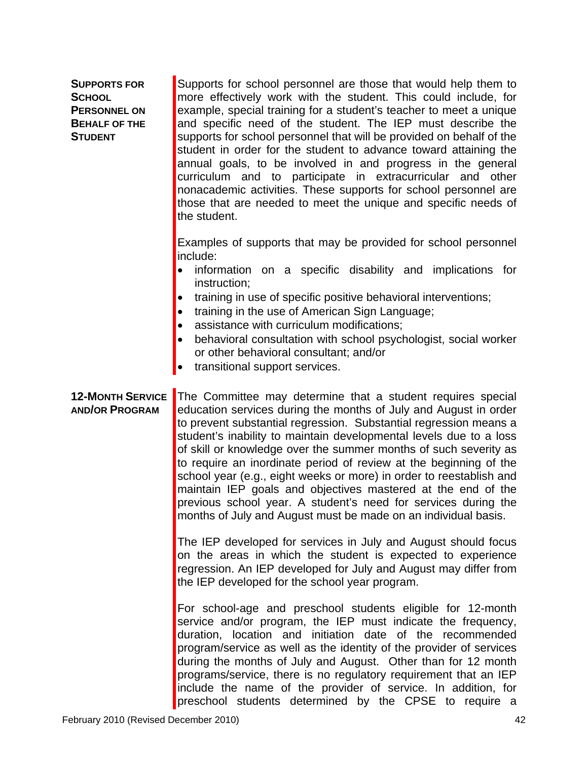### SUPPORTS FOR SCHOOL PERSONNEL ON BEHALF OF THE STUDENT

Supports for school personnel are those that would help them to more effectively work with the student. This could include, for example, special training for a student's teacher to meet a unique and specific need of the student. The IEP must describe the supports for school personnel that will be provided on behalf of the student in order for the student to advance toward attaining the annual goals, to be involved in and progress in the general curriculum and to participate in extracurricular and other nonacademic activities. These supports for school personnel are those that are needed to meet the unique and specific needs of the student.

Examples of supports that may be provided for school personnel include:

- information on a specific disability and implications for instruction;
- training in use of specific positive behavioral interventions;
- training in the use of American Sign Language;
- assistance with curriculum modifications;
- behavioral consultation with school psychologist, social worker or other behavioral consultant; and/or
- transitional support services.

### 12-MONTH SERVICE AND/OR PROGRAM

The Committee may determine that a student requires special education services during the months of July and August in order to prevent substantial regression. Substantial regression means a student's inability to maintain developmental levels due to a loss of skill or knowledge over the summer months of such severity as to require an inordinate period of review at the beginning of the school year (e.g., eight weeks or more) in order to reestablish and maintain IEP goals and objectives mastered at the end of the previous school year. A student's need for services during the months of July and August must be made on an individual basis.

The IEP developed for services in July and August should focus on the areas in which the student is expected to experience regression. An IEP developed for July and August may differ from the IEP developed for the school year program.

For school-age and preschool students eligible for 12-month service and/or program, the IEP must indicate the frequency, duration, location and initiation date of the recommended program/service as well as the identity of the provider of services during the months of July and August. Other than for 12 month programs/service, there is no regulatory requirement that an IEP include the name of the provider of service. In addition, for preschool students determined by the CPSE to require a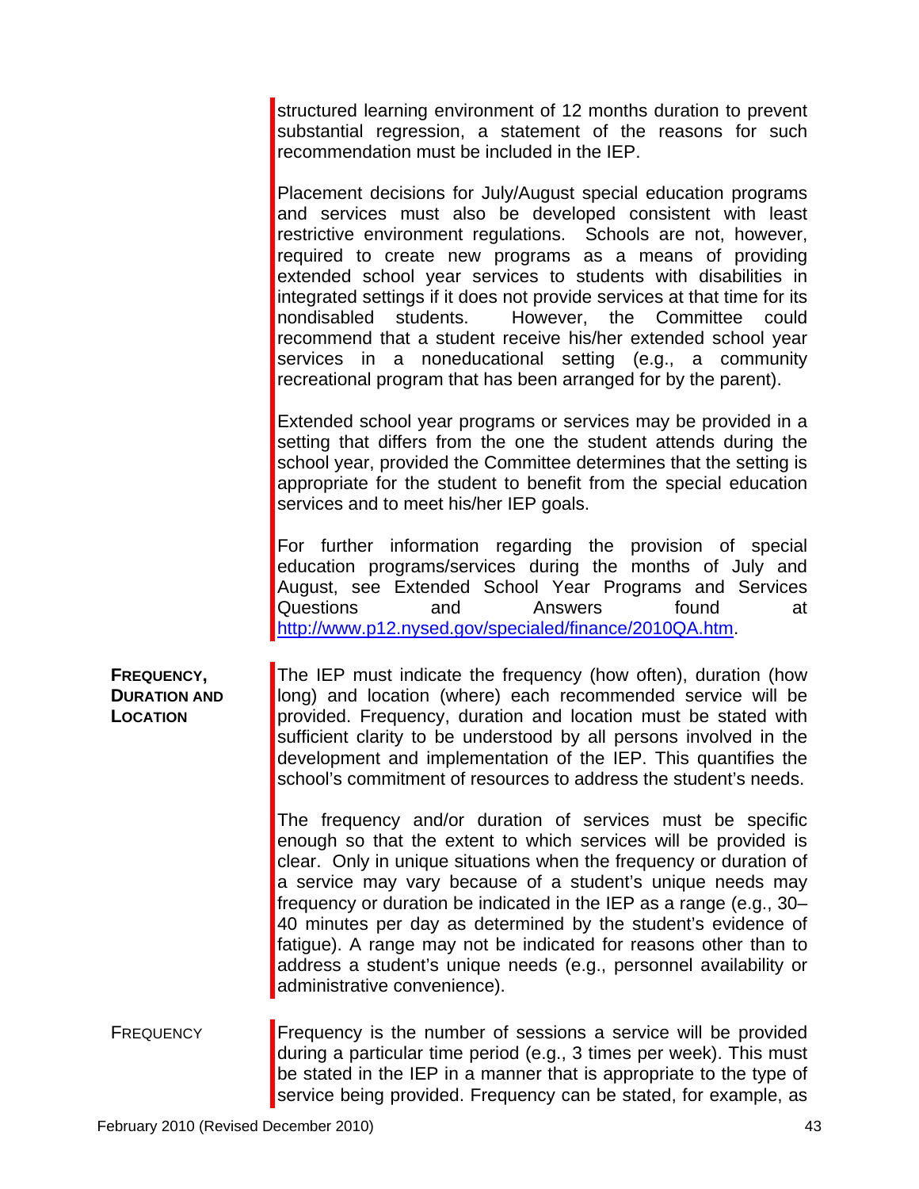structured learning environment of 12 months duration to prevent substantial regression, a statement of the reasons for such recommendation must be included in the IEP.

Placement decisions for July/August special education programs and services must also be developed consistent with least restrictive environment regulations. Schools are not, however, required to create new programs as a means of providing extended school year services to students with disabilities in integrated settings if it does not provide services at that time for its nondisabled students. However, the Committee could recommend that a student receive his/her extended school year services in a noneducational setting (e.g., a community recreational program that has been arranged for by the parent).

Extended school year programs or services may be provided in a setting that differs from the one the student attends during the school year, provided the Committee determines that the setting is appropriate for the student to benefit from the special education services and to meet his/her IEP goals.

For further information regarding the provision of special education programs/services during the months of July and August, see Extended School Year Programs and Services Questions and Answers found at http://www.p12.nysed.gov/specialed/finance/2010QA.htm.

## FREQUENCY, DURATION AND LOCATION

The IEP must indicate the frequency (how often), duration (how long) and location (where) each recommended service will be provided. Frequency, duration and location must be stated with sufficient clarity to be understood by all persons involved in the development and implementation of the IEP. This quantifies the school's commitment of resources to address the student's needs.

The frequency and/or duration of services must be specific enough so that the extent to which services will be provided is clear. Only in unique situations when the frequency or duration of a service may vary because of a student's unique needs may frequency or duration be indicated in the IEP as a range (e.g., 30–40 minutes per day as determined by the student's evidence of fatigue). A range may not be indicated for reasons other than to address a student's unique needs (e.g., personnel availability or administrative convenience).

### FREQUENCY

Frequency is the number of sessions a service will be provided during a particular time period (e.g., 3 times per week). This must be stated in the IEP in a manner that is appropriate to the type of service being provided. Frequency can be stated, for example, as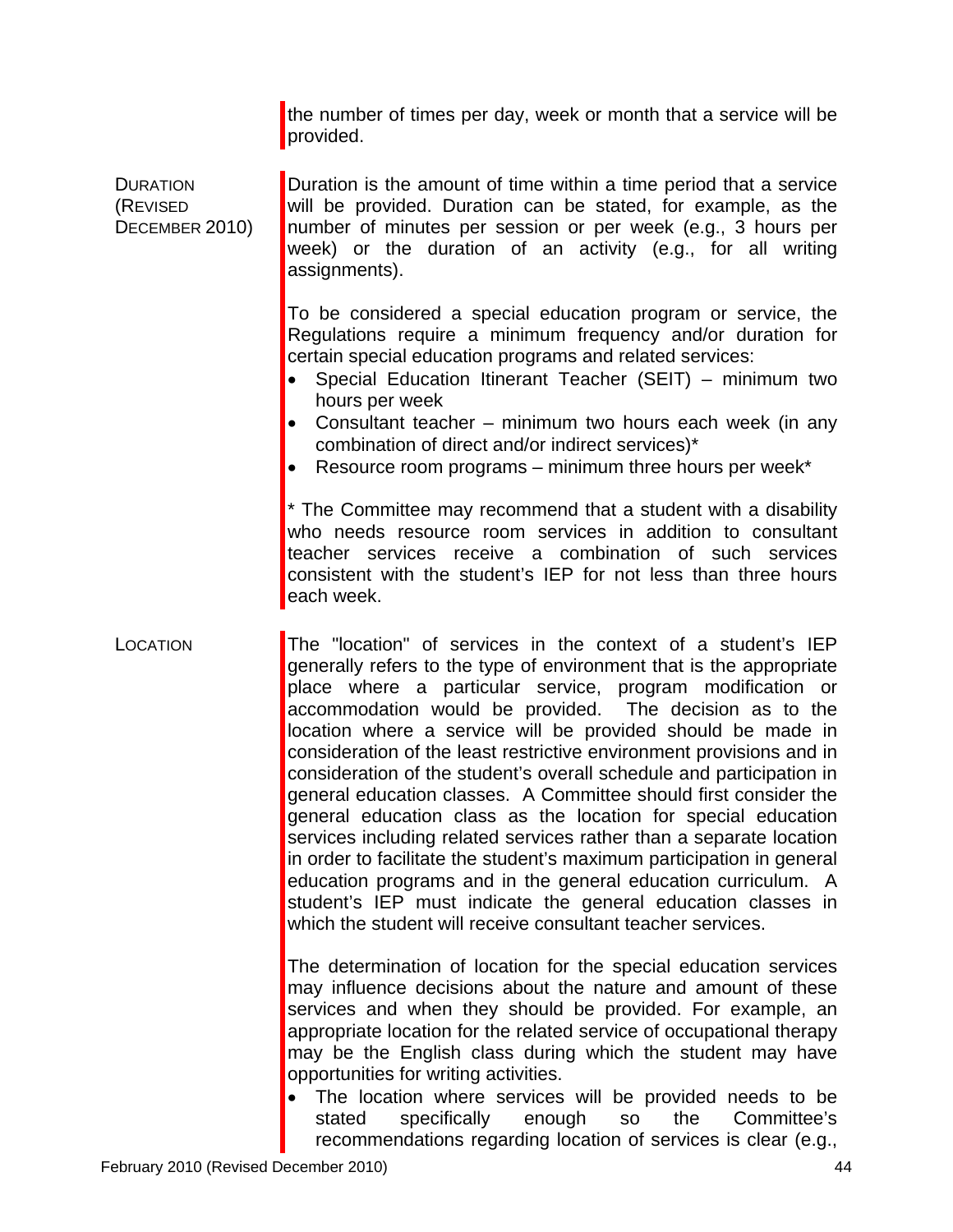the number of times per day, week or month that a service will be provided.

**DURATION (REVISED DECEMBER 2010)**

Duration is the amount of time within a time period that a service will be provided. Duration can be stated, for example, as the number of minutes per session or per week (e.g., 3 hours per week) or the duration of an activity (e.g., for all writing assignments).

To be considered a special education program or service, the Regulations require a minimum frequency and/or duration for certain special education programs and related services:

- Special Education Itinerant Teacher (SEIT) – minimum two hours per week
- Consultant teacher – minimum two hours each week (in any combination of direct and/or indirect services)*
- Resource room programs – minimum three hours per week*

* The Committee may recommend that a student with a disability who needs resource room services in addition to consultant teacher services receive a combination of such services consistent with the student's IEP for not less than three hours each week.

**LOCATION**

The "location" of services in the context of a student's IEP generally refers to the type of environment that is the appropriate place where a particular service, program modification or accommodation would be provided. The decision as to the location where a service will be provided should be made in consideration of the least restrictive environment provisions and in consideration of the student's overall schedule and participation in general education classes. A Committee should first consider the general education class as the location for special education services including related services rather than a separate location in order to facilitate the student's maximum participation in general education programs and in the general education curriculum. A student's IEP must indicate the general education classes in which the student will receive consultant teacher services.

The determination of location for the special education services may influence decisions about the nature and amount of these services and when they should be provided. For example, an appropriate location for the related service of occupational therapy may be the English class during which the student may have opportunities for writing activities.

- The location where services will be provided needs to be stated specifically enough so the Committee's recommendations regarding location of services is clear (e.g.,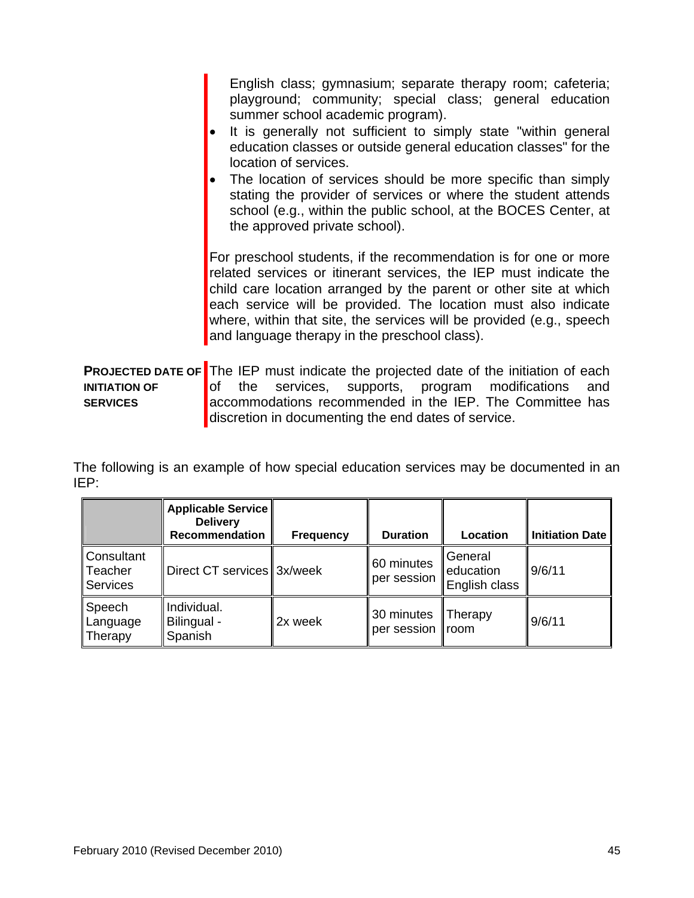English class; gymnasium; separate therapy room; cafeteria; playground; community; special class; general education summer school academic program).

- It is generally not sufficient to simply state "within general education classes or outside general education classes" for the location of services.
- The location of services should be more specific than simply stating the provider of services or where the student attends school (e.g., within the public school, at the BOCES Center, at the approved private school).

For preschool students, if the recommendation is for one or more related services or itinerant services, the IEP must indicate the child care location arranged by the parent or other site at which each service will be provided. The location must also indicate where, within that site, the services will be provided (e.g., speech and language therapy in the preschool class).

**PROJECTED DATE OF INITIATION OF SERVICES**

The IEP must indicate the projected date of the initiation of each of the services, supports, program modifications and accommodations recommended in the IEP. The Committee has discretion in documenting the end dates of service.

The following is an example of how special education services may be documented in an IEP:

| | Applicable Service Delivery Recommendation | Frequency | Duration | Location | Initiation Date |
|---|---|---|---|---|---|
| Consultant Teacher Services | Direct CT services | 3x/week | 60 minutes per session | General education English class | 9/6/11 |
| Speech Language Therapy | Individual. Bilingual - Spanish | 2x week | 30 minutes per session | Therapy room | 9/6/11 |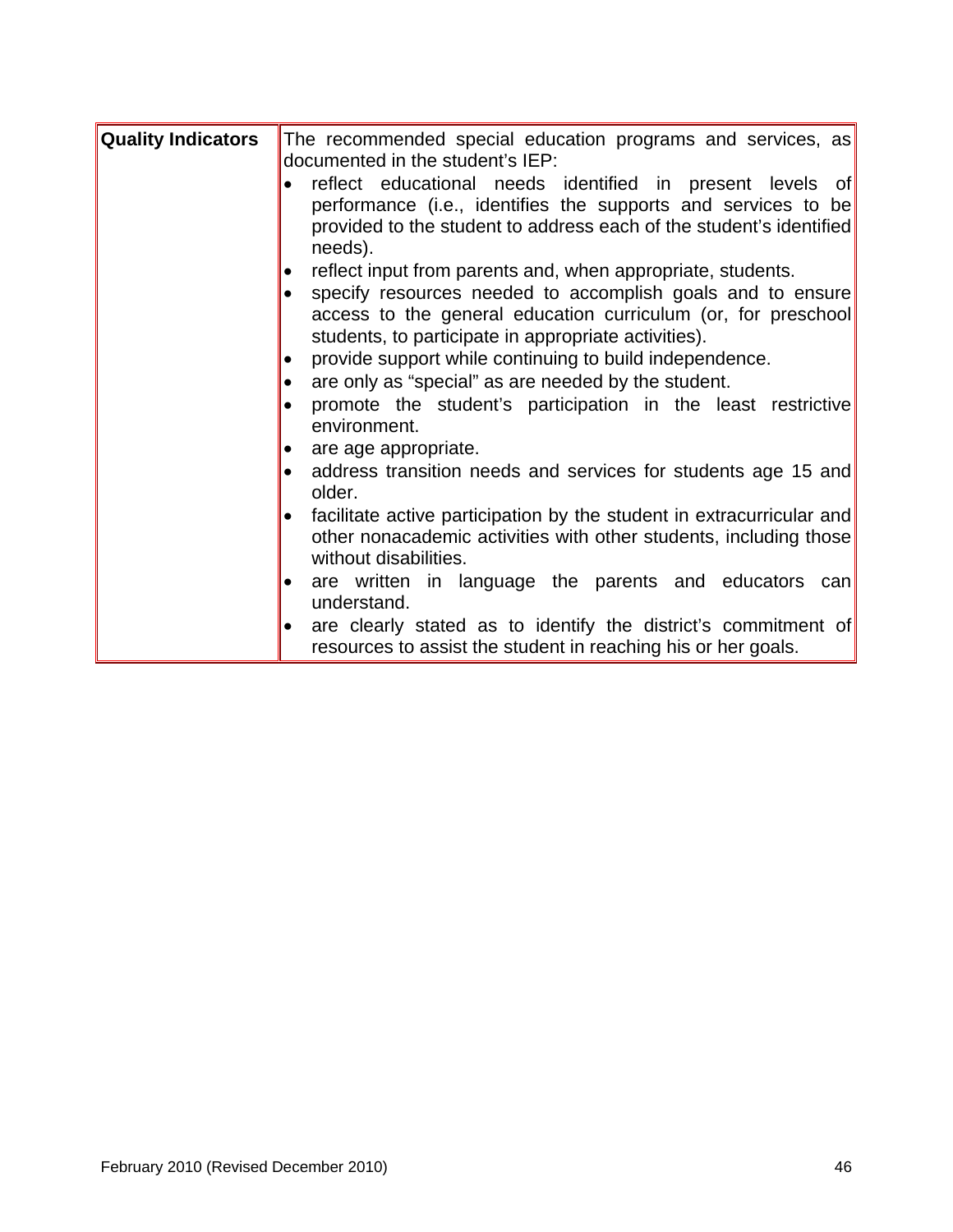| | |
|---|---|
| **Quality Indicators** | The recommended special education programs and services, as documented in the student's IEP:<br>• reflect educational needs identified in present levels of performance (i.e., identifies the supports and services to be provided to the student to address each of the student's identified needs).<br>• reflect input from parents and, when appropriate, students.<br>• specify resources needed to accomplish goals and to ensure access to the general education curriculum (or, for preschool students, to participate in appropriate activities).<br>• provide support while continuing to build independence.<br>• are only as "special" as are needed by the student.<br>• promote the student's participation in the least restrictive environment.<br>• are age appropriate.<br>• address transition needs and services for students age 15 and older.<br>• facilitate active participation by the student in extracurricular and other nonacademic activities with other students, including those without disabilities.<br>• are written in language the parents and educators can understand.<br>• are clearly stated as to identify the district's commitment of resources to assist the student in reaching his or her goals. |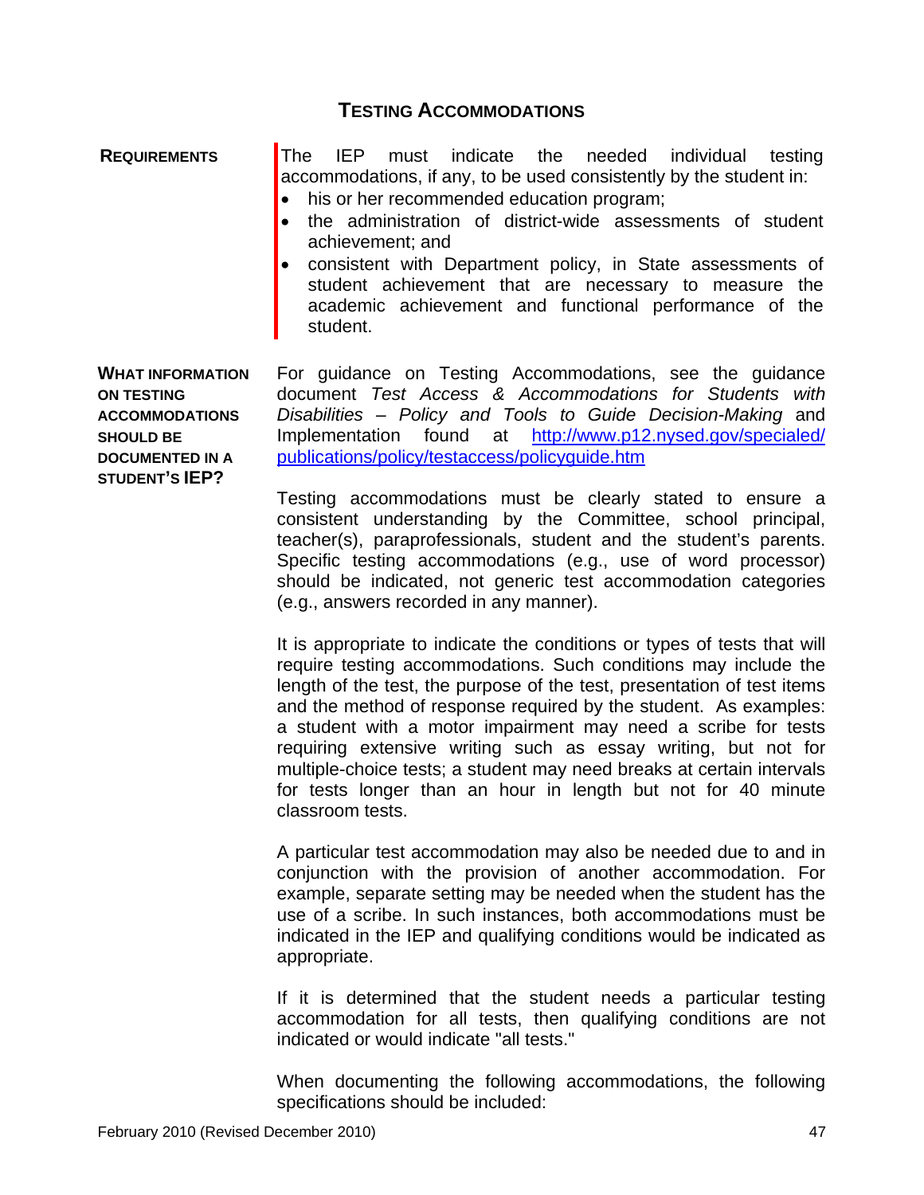## TESTING ACCOMMODATIONS

**REQUIREMENTS**

The IEP must indicate the needed individual testing accommodations, if any, to be used consistently by the student in:

- his or her recommended education program;
- the administration of district-wide assessments of student achievement; and
- consistent with Department policy, in State assessments of student achievement that are necessary to measure the academic achievement and functional performance of the student.

**WHAT INFORMATION ON TESTING ACCOMMODATIONS SHOULD BE DOCUMENTED IN A STUDENT'S IEP?**

For guidance on Testing Accommodations, see the guidance document *Test Access & Accommodations for Students with Disabilities – Policy and Tools to Guide Decision-Making* and Implementation found at [http://www.p12.nysed.gov/specialed/publications/policy/testaccess/policyguide.htm](http://www.p12.nysed.gov/specialed/publications/policy/testaccess/policyguide.htm)

Testing accommodations must be clearly stated to ensure a consistent understanding by the Committee, school principal, teacher(s), paraprofessionals, student and the student's parents. Specific testing accommodations (e.g., use of word processor) should be indicated, not generic test accommodation categories (e.g., answers recorded in any manner).

It is appropriate to indicate the conditions or types of tests that will require testing accommodations. Such conditions may include the length of the test, the purpose of the test, presentation of test items and the method of response required by the student. As examples: a student with a motor impairment may need a scribe for tests requiring extensive writing such as essay writing, but not for multiple-choice tests; a student may need breaks at certain intervals for tests longer than an hour in length but not for 40 minute classroom tests.

A particular test accommodation may also be needed due to and in conjunction with the provision of another accommodation. For example, separate setting may be needed when the student has the use of a scribe. In such instances, both accommodations must be indicated in the IEP and qualifying conditions would be indicated as appropriate.

If it is determined that the student needs a particular testing accommodation for all tests, then qualifying conditions are not indicated or would indicate "all tests."

When documenting the following accommodations, the following specifications should be included: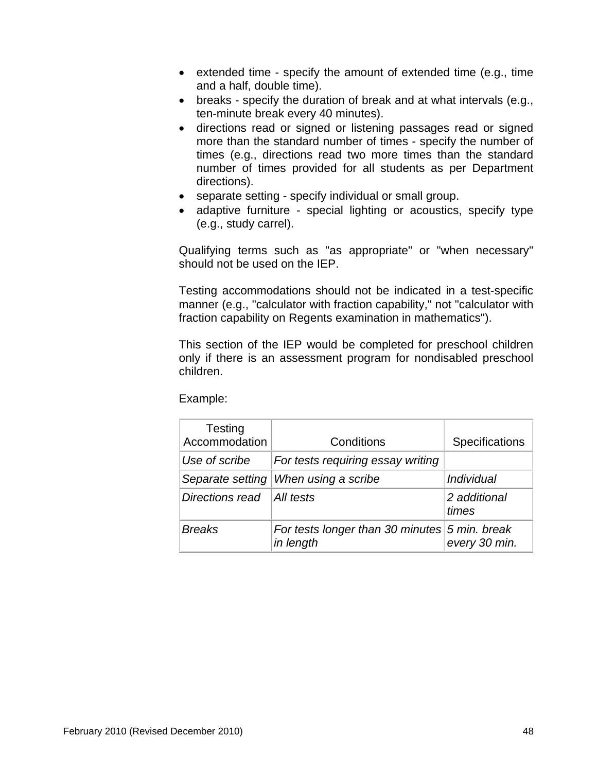- extended time - specify the amount of extended time (e.g., time and a half, double time).
- breaks - specify the duration of break and at what intervals (e.g., ten-minute break every 40 minutes).
- directions read or signed or listening passages read or signed more than the standard number of times - specify the number of times (e.g., directions read two more times than the standard number of times provided for all students as per Department directions).
- separate setting - specify individual or small group.
- adaptive furniture - special lighting or acoustics, specify type (e.g., study carrel).

Qualifying terms such as "as appropriate" or "when necessary" should not be used on the IEP.

Testing accommodations should not be indicated in a test-specific manner (e.g., "calculator with fraction capability," not "calculator with fraction capability on Regents examination in mathematics").

This section of the IEP would be completed for preschool children only if there is an assessment program for nondisabled preschool children.

Example:

| Testing Accommodation | Conditions | Specifications |
|---|---|---|
| *Use of scribe* | *For tests requiring essay writing* | |
| *Separate setting* | *When using a scribe* | *Individual* |
| *Directions read* | *All tests* | *2 additional times* |
| *Breaks* | *For tests longer than 30 minutes in length* | *5 min. break every 30 min.* |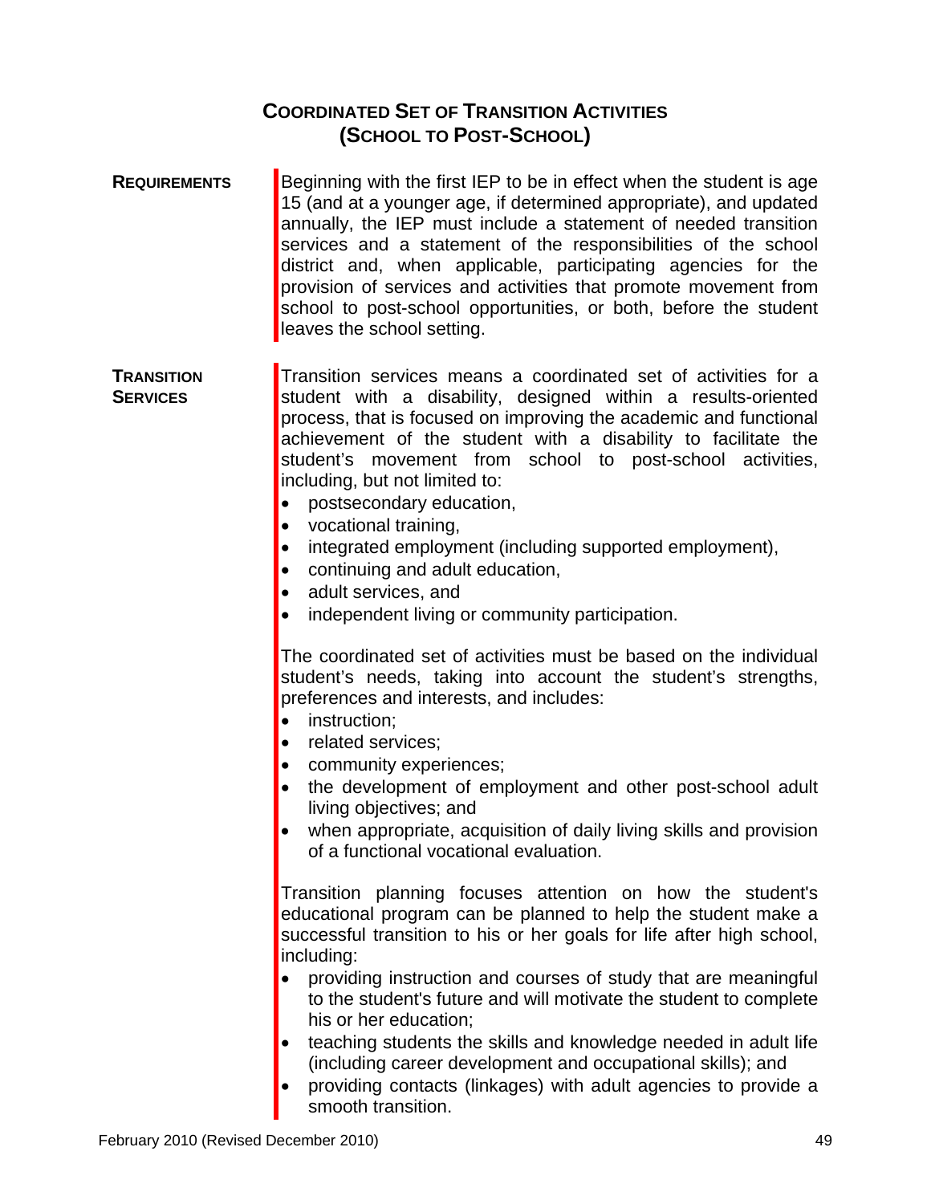## COORDINATED SET OF TRANSITION ACTIVITIES (SCHOOL TO POST-SCHOOL)

**REQUIREMENTS**

Beginning with the first IEP to be in effect when the student is age 15 (and at a younger age, if determined appropriate), and updated annually, the IEP must include a statement of needed transition services and a statement of the responsibilities of the school district and, when applicable, participating agencies for the provision of services and activities that promote movement from school to post-school opportunities, or both, before the student leaves the school setting.

**TRANSITION SERVICES**

Transition services means a coordinated set of activities for a student with a disability, designed within a results-oriented process, that is focused on improving the academic and functional achievement of the student with a disability to facilitate the student's movement from school to post-school activities, including, but not limited to:

- postsecondary education,
- vocational training,
- integrated employment (including supported employment),
- continuing and adult education,
- adult services, and
- independent living or community participation.

The coordinated set of activities must be based on the individual student's needs, taking into account the student's strengths, preferences and interests, and includes:

- instruction;
- related services;
- community experiences;
- the development of employment and other post-school adult living objectives; and
- when appropriate, acquisition of daily living skills and provision of a functional vocational evaluation.

Transition planning focuses attention on how the student's educational program can be planned to help the student make a successful transition to his or her goals for life after high school, including:

- providing instruction and courses of study that are meaningful to the student's future and will motivate the student to complete his or her education;
- teaching students the skills and knowledge needed in adult life (including career development and occupational skills); and
- providing contacts (linkages) with adult agencies to provide a smooth transition.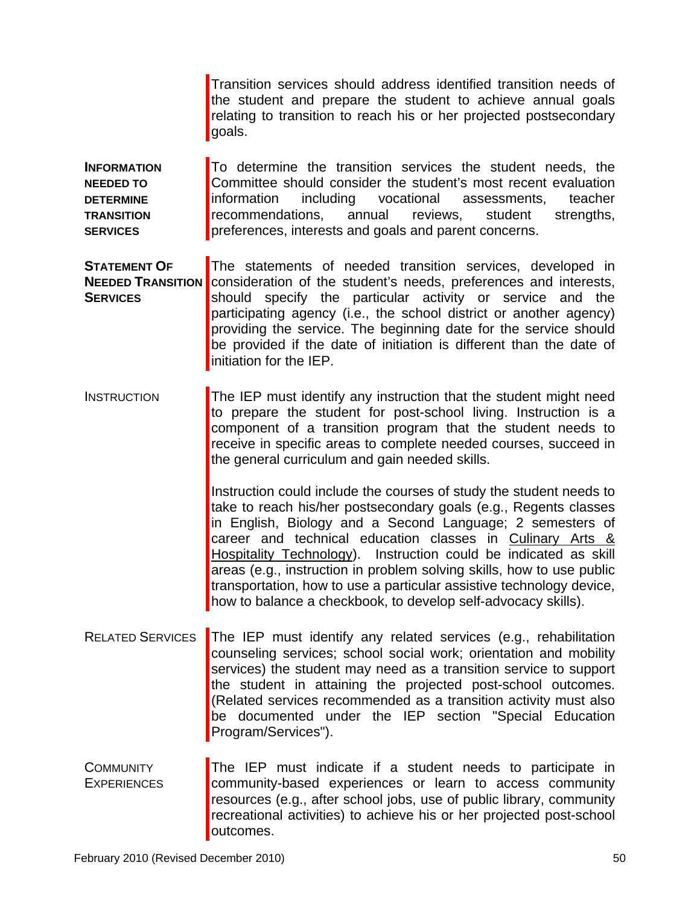Transition services should address identified transition needs of the student and prepare the student to achieve annual goals relating to transition to reach his or her projected postsecondary goals.

**INFORMATION NEEDED TO DETERMINE TRANSITION SERVICES**

To determine the transition services the student needs, the Committee should consider the student's most recent evaluation information including vocational assessments, teacher recommendations, annual reviews, student strengths, preferences, interests and goals and parent concerns.

**STATEMENT OF NEEDED TRANSITION SERVICES**

The statements of needed transition services, developed in consideration of the student's needs, preferences and interests, should specify the particular activity or service and the participating agency (i.e., the school district or another agency) providing the service. The beginning date for the service should be provided if the date of initiation is different than the date of initiation for the IEP.

INSTRUCTION

The IEP must identify any instruction that the student might need to prepare the student for post-school living. Instruction is a component of a transition program that the student needs to receive in specific areas to complete needed courses, succeed in the general curriculum and gain needed skills.

Instruction could include the courses of study the student needs to take to reach his/her postsecondary goals (e.g., Regents classes in English, Biology and a Second Language; 2 semesters of career and technical education classes in Culinary Arts & Hospitality Technology). Instruction could be indicated as skill areas (e.g., instruction in problem solving skills, how to use public transportation, how to use a particular assistive technology device, how to balance a checkbook, to develop self-advocacy skills).

RELATED SERVICES

The IEP must identify any related services (e.g., rehabilitation counseling services; school social work; orientation and mobility services) the student may need as a transition service to support the student in attaining the projected post-school outcomes. (Related services recommended as a transition activity must also be documented under the IEP section "Special Education Program/Services").

COMMUNITY EXPERIENCES

The IEP must indicate if a student needs to participate in community-based experiences or learn to access community resources (e.g., after school jobs, use of public library, community recreational activities) to achieve his or her projected post-school outcomes.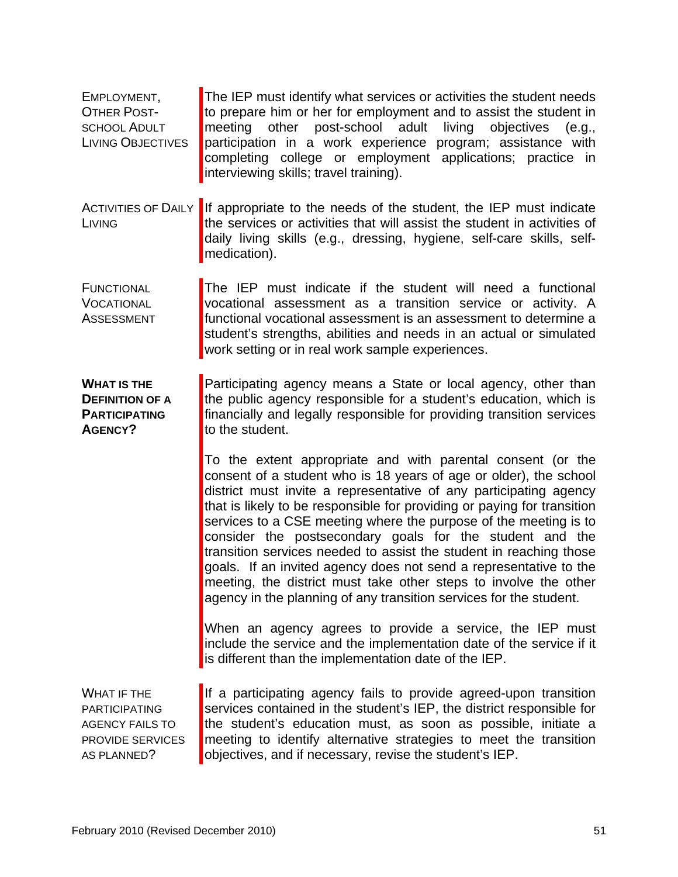**Employment, Other Post-School Adult Living Objectives**

The IEP must identify what services or activities the student needs to prepare him or her for employment and to assist the student in meeting other post-school adult living objectives (e.g., participation in a work experience program; assistance with completing college or employment applications; practice in interviewing skills; travel training).

**Activities of Daily Living**

If appropriate to the needs of the student, the IEP must indicate the services or activities that will assist the student in activities of daily living skills (e.g., dressing, hygiene, self-care skills, self-medication).

**Functional Vocational Assessment**

The IEP must indicate if the student will need a functional vocational assessment as a transition service or activity. A functional vocational assessment is an assessment to determine a student's strengths, abilities and needs in an actual or simulated work setting or in real work sample experiences.

### What is the Definition of a Participating Agency?

Participating agency means a State or local agency, other than the public agency responsible for a student's education, which is financially and legally responsible for providing transition services to the student.

To the extent appropriate and with parental consent (or the consent of a student who is 18 years of age or older), the school district must invite a representative of any participating agency that is likely to be responsible for providing or paying for transition services to a CSE meeting where the purpose of the meeting is to consider the postsecondary goals for the student and the transition services needed to assist the student in reaching those goals. If an invited agency does not send a representative to the meeting, the district must take other steps to involve the other agency in the planning of any transition services for the student.

When an agency agrees to provide a service, the IEP must include the service and the implementation date of the service if it is different than the implementation date of the IEP.

**What if the Participating Agency Fails to Provide Services as Planned?**

If a participating agency fails to provide agreed-upon transition services contained in the student's IEP, the district responsible for the student's education must, as soon as possible, initiate a meeting to identify alternative strategies to meet the transition objectives, and if necessary, revise the student's IEP.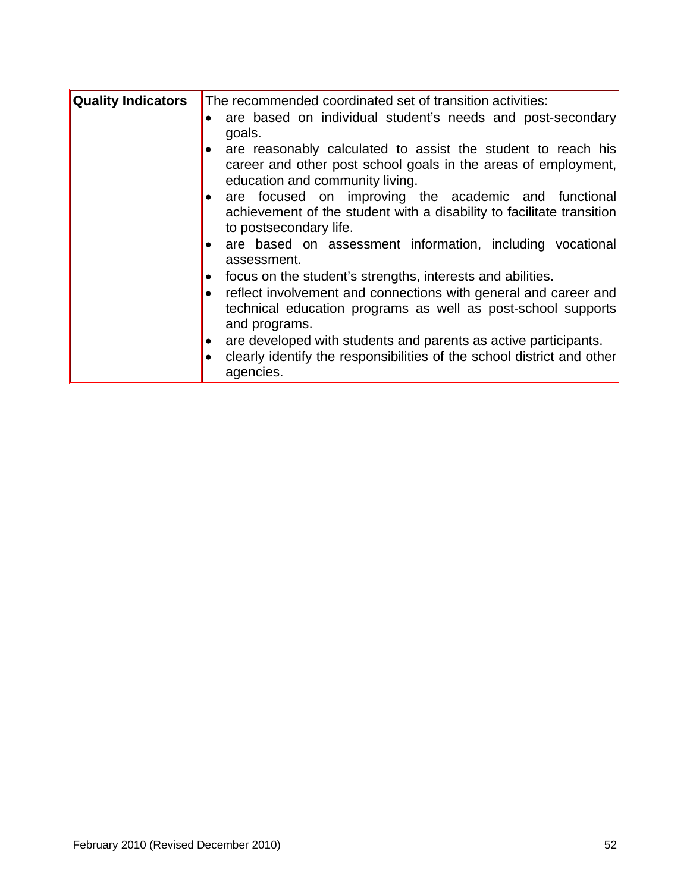| Quality Indicators | The recommended coordinated set of transition activities:<br>• are based on individual student's needs and post-secondary goals.<br>• are reasonably calculated to assist the student to reach his career and other post school goals in the areas of employment, education and community living.<br>• are focused on improving the academic and functional achievement of the student with a disability to facilitate transition to postsecondary life.<br>• are based on assessment information, including vocational assessment.<br>• focus on the student's strengths, interests and abilities.<br>• reflect involvement and connections with general and career and technical education programs as well as post-school supports and programs.<br>• are developed with students and parents as active participants.<br>• clearly identify the responsibilities of the school district and other agencies. |
|---|---|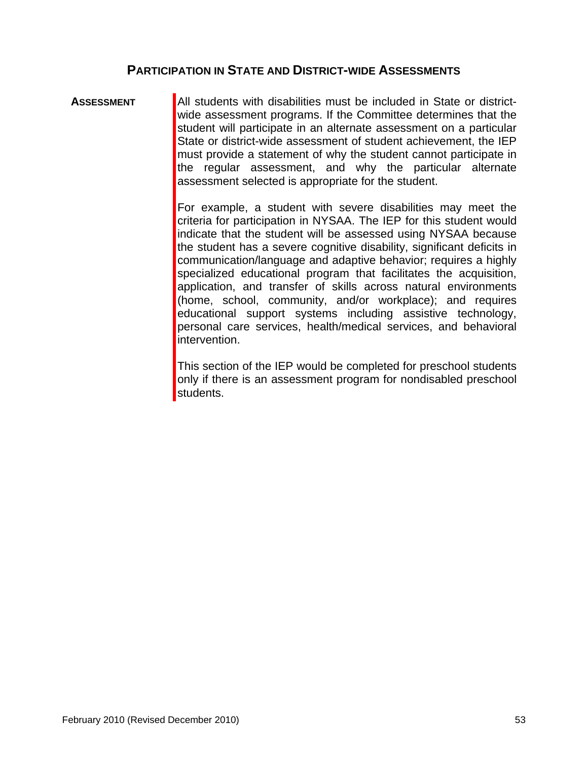## Participation in State and District-wide Assessments

**Assessment**

All students with disabilities must be included in State or district-wide assessment programs. If the Committee determines that the student will participate in an alternate assessment on a particular State or district-wide assessment of student achievement, the IEP must provide a statement of why the student cannot participate in the regular assessment, and why the particular alternate assessment selected is appropriate for the student.

For example, a student with severe disabilities may meet the criteria for participation in NYSAA. The IEP for this student would indicate that the student will be assessed using NYSAA because the student has a severe cognitive disability, significant deficits in communication/language and adaptive behavior; requires a highly specialized educational program that facilitates the acquisition, application, and transfer of skills across natural environments (home, school, community, and/or workplace); and requires educational support systems including assistive technology, personal care services, health/medical services, and behavioral intervention.

This section of the IEP would be completed for preschool students only if there is an assessment program for nondisabled preschool students.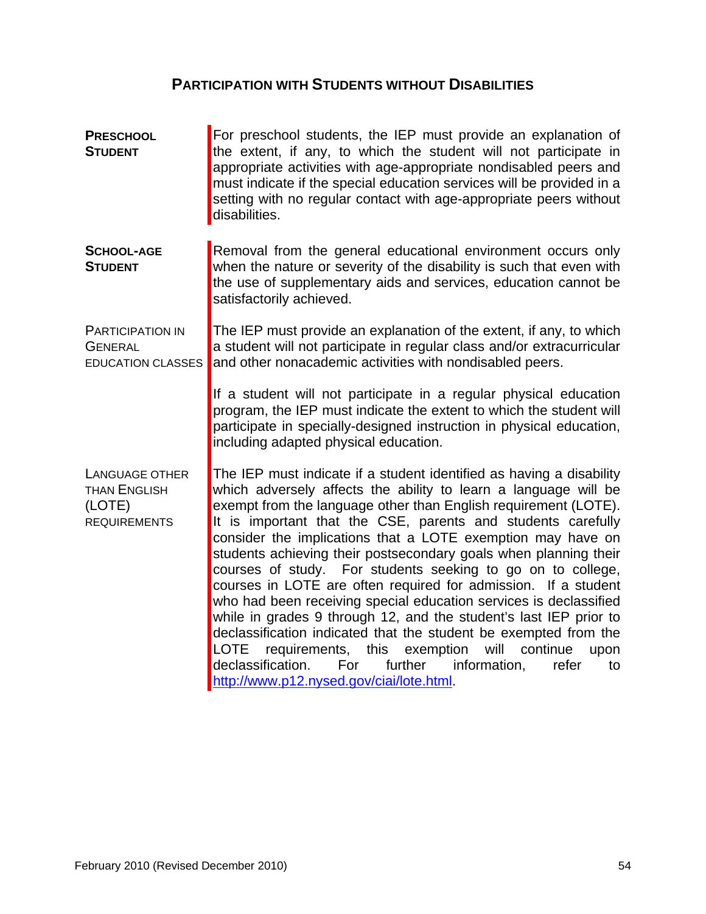## Participation with Students without Disabilities

**Preschool Student**

For preschool students, the IEP must provide an explanation of the extent, if any, to which the student will not participate in appropriate activities with age-appropriate nondisabled peers and must indicate if the special education services will be provided in a setting with no regular contact with age-appropriate peers without disabilities.

**School-age Student**

Removal from the general educational environment occurs only when the nature or severity of the disability is such that even with the use of supplementary aids and services, education cannot be satisfactorily achieved.

Participation in General Education Classes

The IEP must provide an explanation of the extent, if any, to which a student will not participate in regular class and/or extracurricular and other nonacademic activities with nondisabled peers.

If a student will not participate in a regular physical education program, the IEP must indicate the extent to which the student will participate in specially-designed instruction in physical education, including adapted physical education.

Language Other than English (LOTE) Requirements

The IEP must indicate if a student identified as having a disability which adversely affects the ability to learn a language will be exempt from the language other than English requirement (LOTE). It is important that the CSE, parents and students carefully consider the implications that a LOTE exemption may have on students achieving their postsecondary goals when planning their courses of study. For students seeking to go on to college, courses in LOTE are often required for admission. If a student who had been receiving special education services is declassified while in grades 9 through 12, and the student's last IEP prior to declassification indicated that the student be exempted from the LOTE requirements, this exemption will continue upon declassification. For further information, refer to http://www.p12.nysed.gov/ciai/lote.html.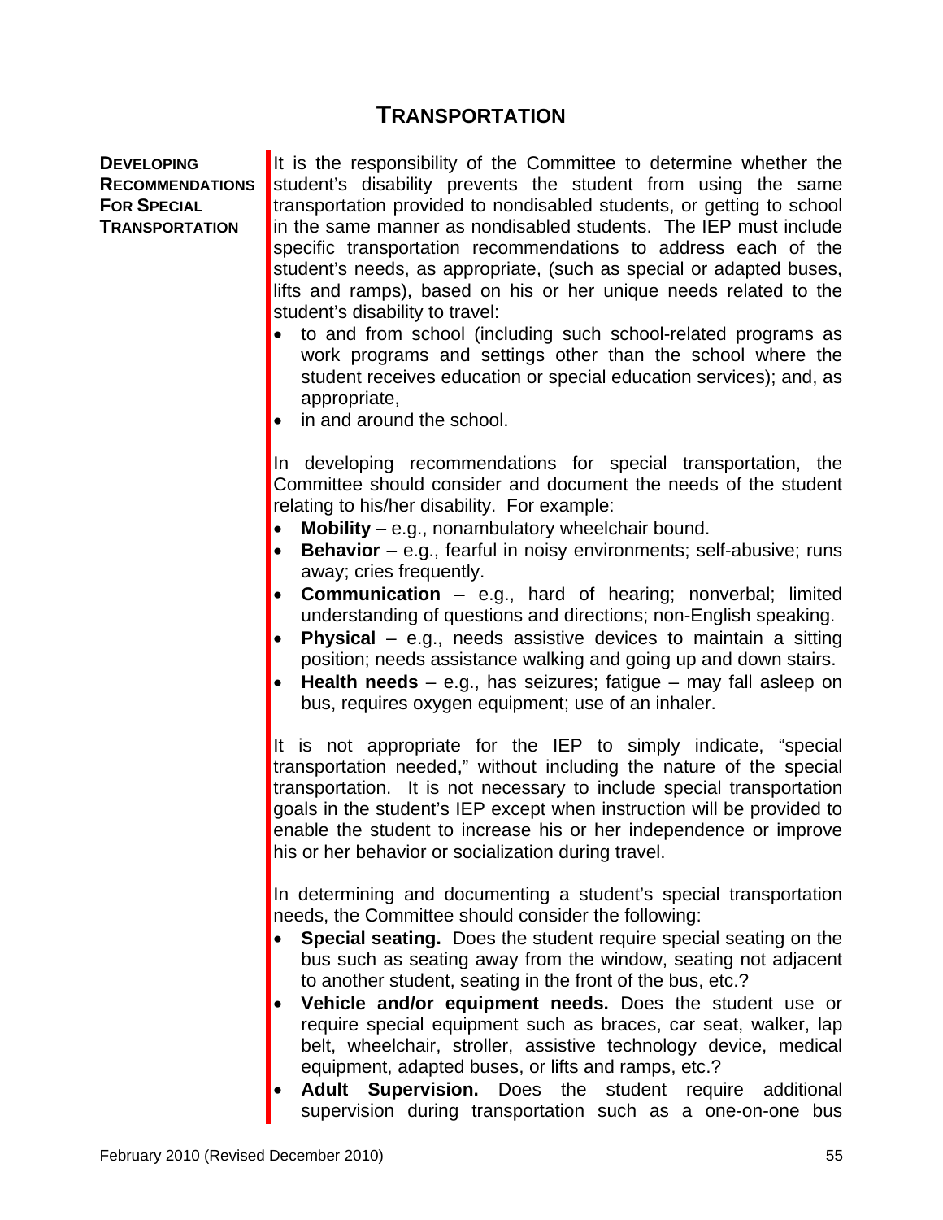# Transportation

**Developing Recommendations for Special Transportation**

It is the responsibility of the Committee to determine whether the student's disability prevents the student from using the same transportation provided to nondisabled students, or getting to school in the same manner as nondisabled students. The IEP must include specific transportation recommendations to address each of the student's needs, as appropriate, (such as special or adapted buses, lifts and ramps), based on his or her unique needs related to the student's disability to travel:

- to and from school (including such school-related programs as work programs and settings other than the school where the student receives education or special education services); and, as appropriate,
- in and around the school.

In developing recommendations for special transportation, the Committee should consider and document the needs of the student relating to his/her disability. For example:

- **Mobility** – e.g., nonambulatory wheelchair bound.
- **Behavior** – e.g., fearful in noisy environments; self-abusive; runs away; cries frequently.
- **Communication** – e.g., hard of hearing; nonverbal; limited understanding of questions and directions; non-English speaking.
- **Physical** – e.g., needs assistive devices to maintain a sitting position; needs assistance walking and going up and down stairs.
- **Health needs** – e.g., has seizures; fatigue – may fall asleep on bus, requires oxygen equipment; use of an inhaler.

It is not appropriate for the IEP to simply indicate, "special transportation needed," without including the nature of the special transportation. It is not necessary to include special transportation goals in the student's IEP except when instruction will be provided to enable the student to increase his or her independence or improve his or her behavior or socialization during travel.

In determining and documenting a student's special transportation needs, the Committee should consider the following:

- **Special seating.** Does the student require special seating on the bus such as seating away from the window, seating not adjacent to another student, seating in the front of the bus, etc.?
- **Vehicle and/or equipment needs.** Does the student use or require special equipment such as braces, car seat, walker, lap belt, wheelchair, stroller, assistive technology device, medical equipment, adapted buses, or lifts and ramps, etc.?
- **Adult Supervision.** Does the student require additional supervision during transportation such as a one-on-one bus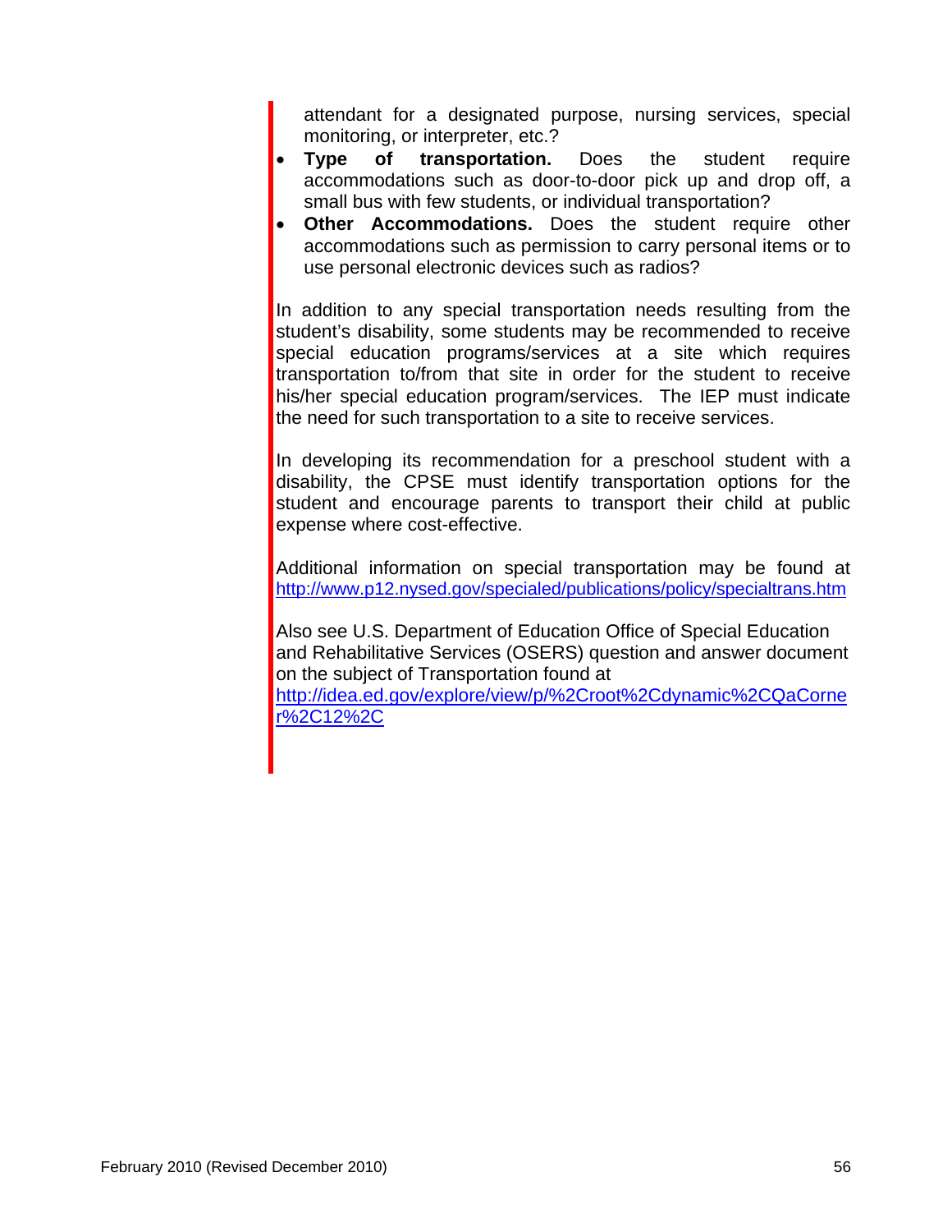attendant for a designated purpose, nursing services, special monitoring, or interpreter, etc.?

- **Type of transportation.** Does the student require accommodations such as door-to-door pick up and drop off, a small bus with few students, or individual transportation?
- **Other Accommodations.** Does the student require other accommodations such as permission to carry personal items or to use personal electronic devices such as radios?

In addition to any special transportation needs resulting from the student's disability, some students may be recommended to receive special education programs/services at a site which requires transportation to/from that site in order for the student to receive his/her special education program/services. The IEP must indicate the need for such transportation to a site to receive services.

In developing its recommendation for a preschool student with a disability, the CPSE must identify transportation options for the student and encourage parents to transport their child at public expense where cost-effective.

Additional information on special transportation may be found at http://www.p12.nysed.gov/specialed/publications/policy/specialtrans.htm

Also see U.S. Department of Education Office of Special Education and Rehabilitative Services (OSERS) question and answer document on the subject of Transportation found at http://idea.ed.gov/explore/view/p/%2Croot%2Cdynamic%2CQaCorner%2C12%2C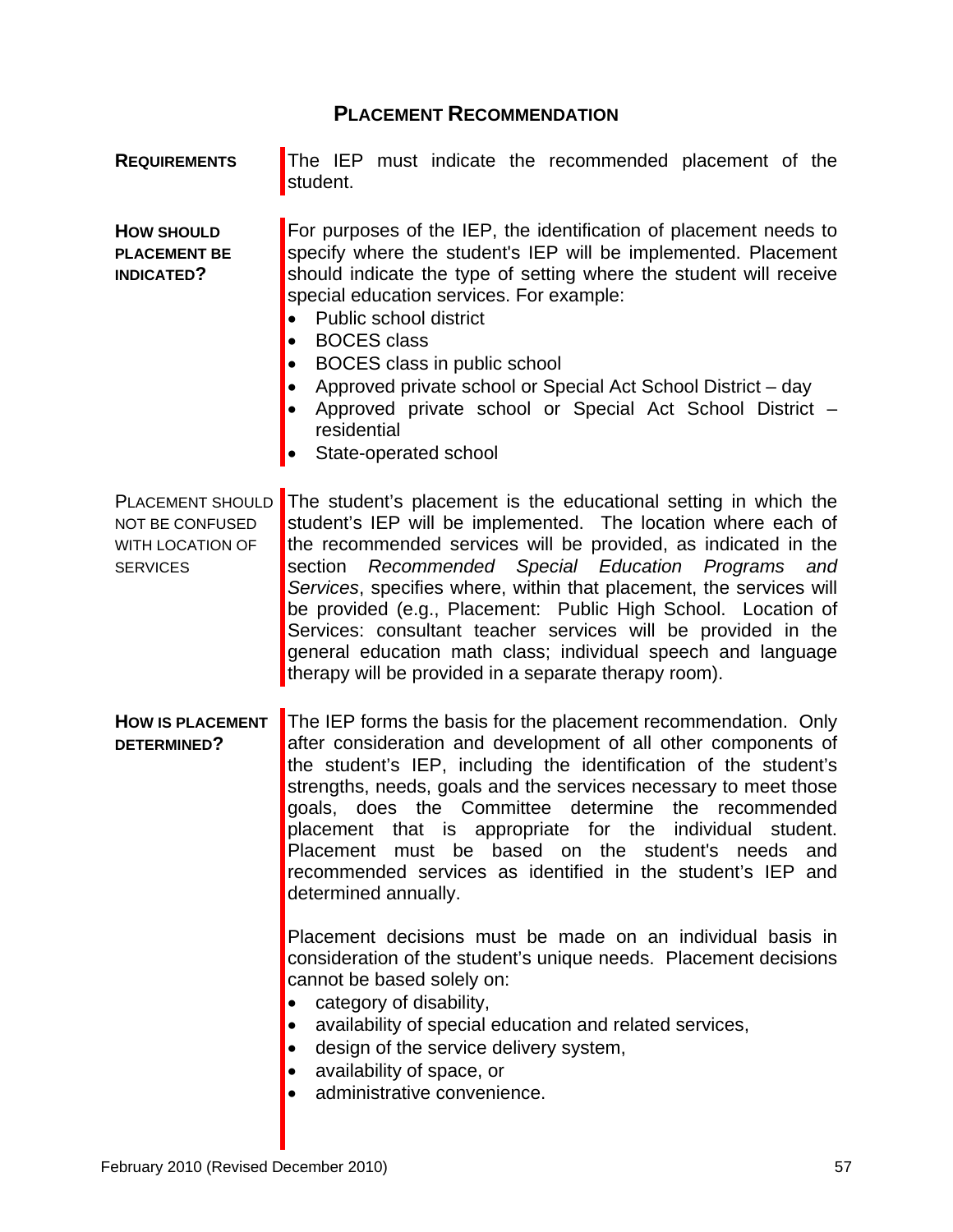## PLACEMENT RECOMMENDATION

**REQUIREMENTS**

The IEP must indicate the recommended placement of the student.

**HOW SHOULD PLACEMENT BE INDICATED?**

For purposes of the IEP, the identification of placement needs to specify where the student's IEP will be implemented. Placement should indicate the type of setting where the student will receive special education services. For example:

- Public school district
- BOCES class
- BOCES class in public school
- Approved private school or Special Act School District – day
- Approved private school or Special Act School District – residential
- State-operated school

PLACEMENT SHOULD NOT BE CONFUSED WITH LOCATION OF SERVICES

The student's placement is the educational setting in which the student's IEP will be implemented. The location where each of the recommended services will be provided, as indicated in the section *Recommended Special Education Programs and Services*, specifies where, within that placement, the services will be provided (e.g., Placement: Public High School. Location of Services: consultant teacher services will be provided in the general education math class; individual speech and language therapy will be provided in a separate therapy room).

**HOW IS PLACEMENT DETERMINED?**

The IEP forms the basis for the placement recommendation. Only after consideration and development of all other components of the student's IEP, including the identification of the student's strengths, needs, goals and the services necessary to meet those goals, does the Committee determine the recommended placement that is appropriate for the individual student. Placement must be based on the student's needs and recommended services as identified in the student's IEP and determined annually.

Placement decisions must be made on an individual basis in consideration of the student's unique needs. Placement decisions cannot be based solely on:

- category of disability,
- availability of special education and related services,
- design of the service delivery system,
- availability of space, or
- administrative convenience.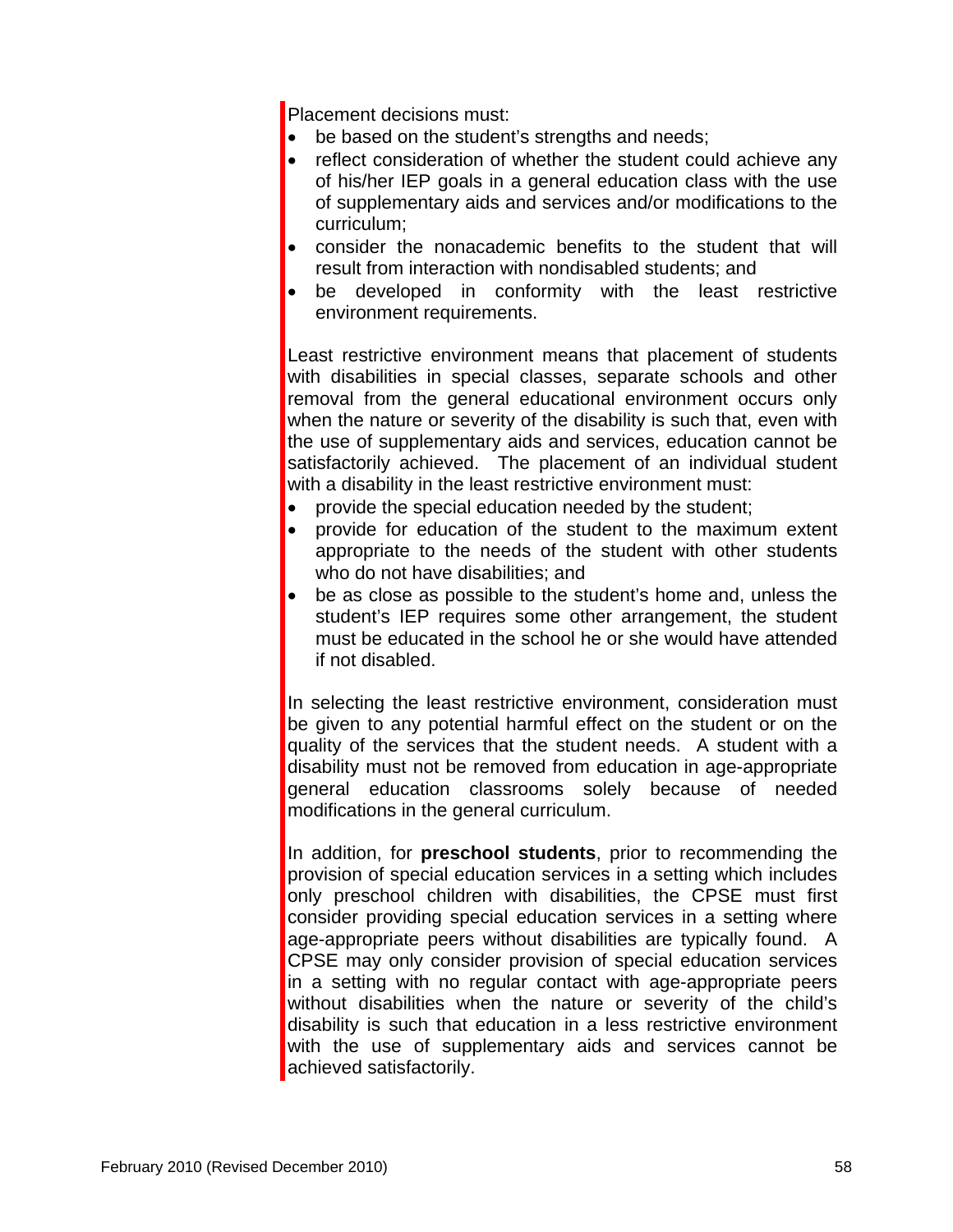Placement decisions must:

- be based on the student's strengths and needs;
- reflect consideration of whether the student could achieve any of his/her IEP goals in a general education class with the use of supplementary aids and services and/or modifications to the curriculum;
- consider the nonacademic benefits to the student that will result from interaction with nondisabled students; and
- be developed in conformity with the least restrictive environment requirements.

Least restrictive environment means that placement of students with disabilities in special classes, separate schools and other removal from the general educational environment occurs only when the nature or severity of the disability is such that, even with the use of supplementary aids and services, education cannot be satisfactorily achieved. The placement of an individual student with a disability in the least restrictive environment must:

- provide the special education needed by the student;
- provide for education of the student to the maximum extent appropriate to the needs of the student with other students who do not have disabilities; and
- be as close as possible to the student's home and, unless the student's IEP requires some other arrangement, the student must be educated in the school he or she would have attended if not disabled.

In selecting the least restrictive environment, consideration must be given to any potential harmful effect on the student or on the quality of the services that the student needs. A student with a disability must not be removed from education in age-appropriate general education classrooms solely because of needed modifications in the general curriculum.

In addition, for **preschool students**, prior to recommending the provision of special education services in a setting which includes only preschool children with disabilities, the CPSE must first consider providing special education services in a setting where age-appropriate peers without disabilities are typically found. A CPSE may only consider provision of special education services in a setting with no regular contact with age-appropriate peers without disabilities when the nature or severity of the child's disability is such that education in a less restrictive environment with the use of supplementary aids and services cannot be achieved satisfactorily.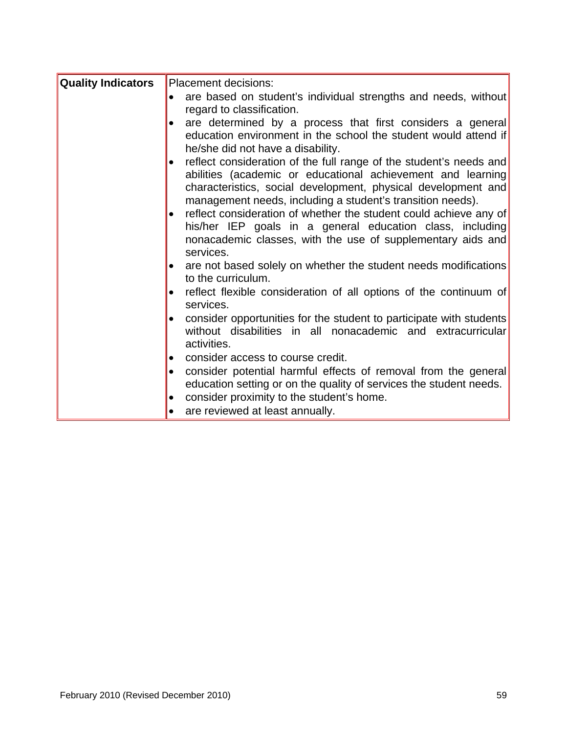| | |
|---|---|
| **Quality Indicators** | Placement decisions:<br>• are based on student's individual strengths and needs, without regard to classification.<br>• are determined by a process that first considers a general education environment in the school the student would attend if he/she did not have a disability.<br>• reflect consideration of the full range of the student's needs and abilities (academic or educational achievement and learning characteristics, social development, physical development and management needs, including a student's transition needs).<br>• reflect consideration of whether the student could achieve any of his/her IEP goals in a general education class, including nonacademic classes, with the use of supplementary aids and services.<br>• are not based solely on whether the student needs modifications to the curriculum.<br>• reflect flexible consideration of all options of the continuum of services.<br>• consider opportunities for the student to participate with students without disabilities in all nonacademic and extracurricular activities.<br>• consider access to course credit.<br>• consider potential harmful effects of removal from the general education setting or on the quality of services the student needs.<br>• consider proximity to the student's home.<br>• are reviewed at least annually. |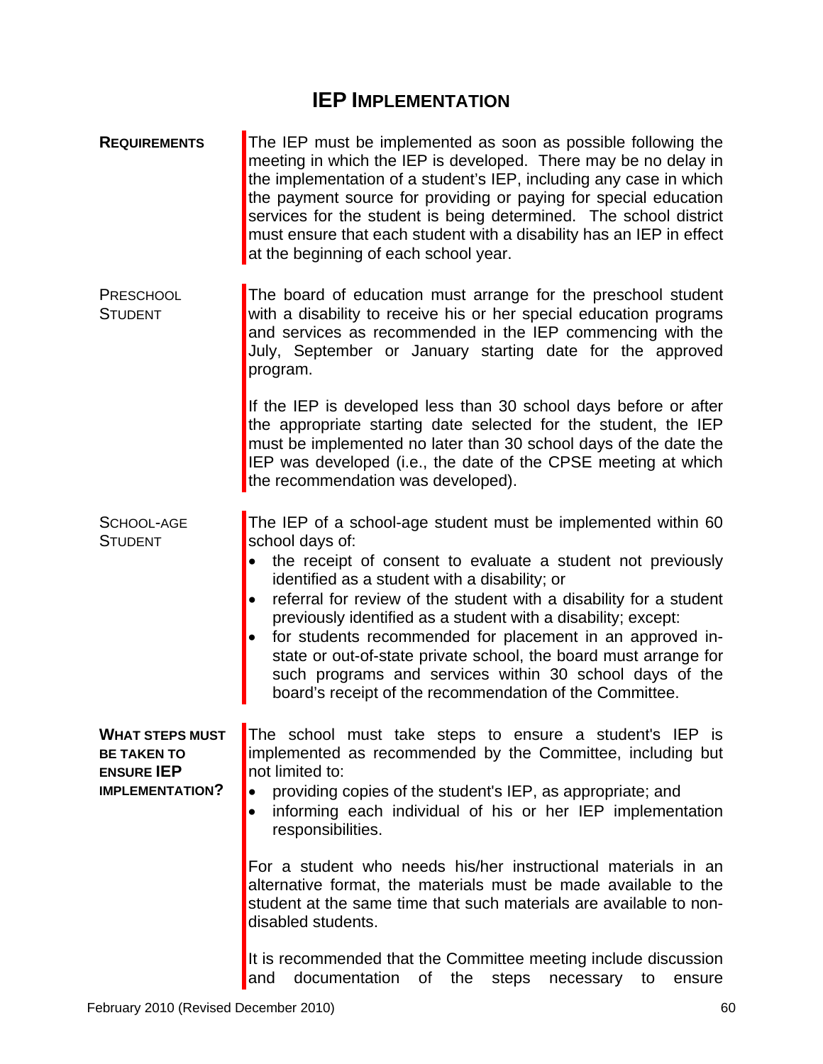## IEP Implementation

**REQUIREMENTS**

The IEP must be implemented as soon as possible following the meeting in which the IEP is developed. There may be no delay in the implementation of a student's IEP, including any case in which the payment source for providing or paying for special education services for the student is being determined. The school district must ensure that each student with a disability has an IEP in effect at the beginning of each school year.

**PRESCHOOL STUDENT**

The board of education must arrange for the preschool student with a disability to receive his or her special education programs and services as recommended in the IEP commencing with the July, September or January starting date for the approved program.

If the IEP is developed less than 30 school days before or after the appropriate starting date selected for the student, the IEP must be implemented no later than 30 school days of the date the IEP was developed (i.e., the date of the CPSE meeting at which the recommendation was developed).

**SCHOOL-AGE STUDENT**

The IEP of a school-age student must be implemented within 60 school days of:

- the receipt of consent to evaluate a student not previously identified as a student with a disability; or
- referral for review of the student with a disability for a student previously identified as a student with a disability; except:
- for students recommended for placement in an approved in-state or out-of-state private school, the board must arrange for such programs and services within 30 school days of the board's receipt of the recommendation of the Committee.

**WHAT STEPS MUST BE TAKEN TO ENSURE IEP IMPLEMENTATION?**

The school must take steps to ensure a student's IEP is implemented as recommended by the Committee, including but not limited to:

- providing copies of the student's IEP, as appropriate; and
- informing each individual of his or her IEP implementation responsibilities.

For a student who needs his/her instructional materials in an alternative format, the materials must be made available to the student at the same time that such materials are available to non-disabled students.

It is recommended that the Committee meeting include discussion and documentation of the steps necessary to ensure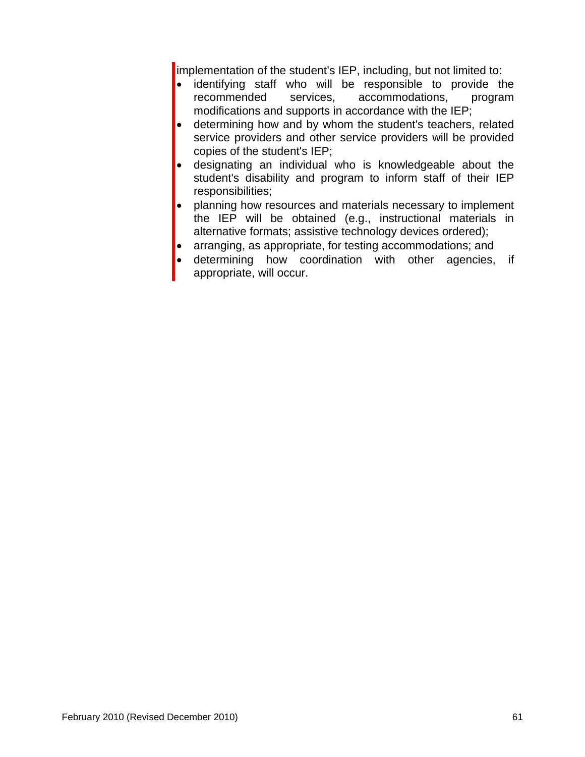implementation of the student's IEP, including, but not limited to:

- identifying staff who will be responsible to provide the recommended services, accommodations, program modifications and supports in accordance with the IEP;
- determining how and by whom the student's teachers, related service providers and other service providers will be provided copies of the student's IEP;
- designating an individual who is knowledgeable about the student's disability and program to inform staff of their IEP responsibilities;
- planning how resources and materials necessary to implement the IEP will be obtained (e.g., instructional materials in alternative formats; assistive technology devices ordered);
- arranging, as appropriate, for testing accommodations; and
- determining how coordination with other agencies, if appropriate, will occur.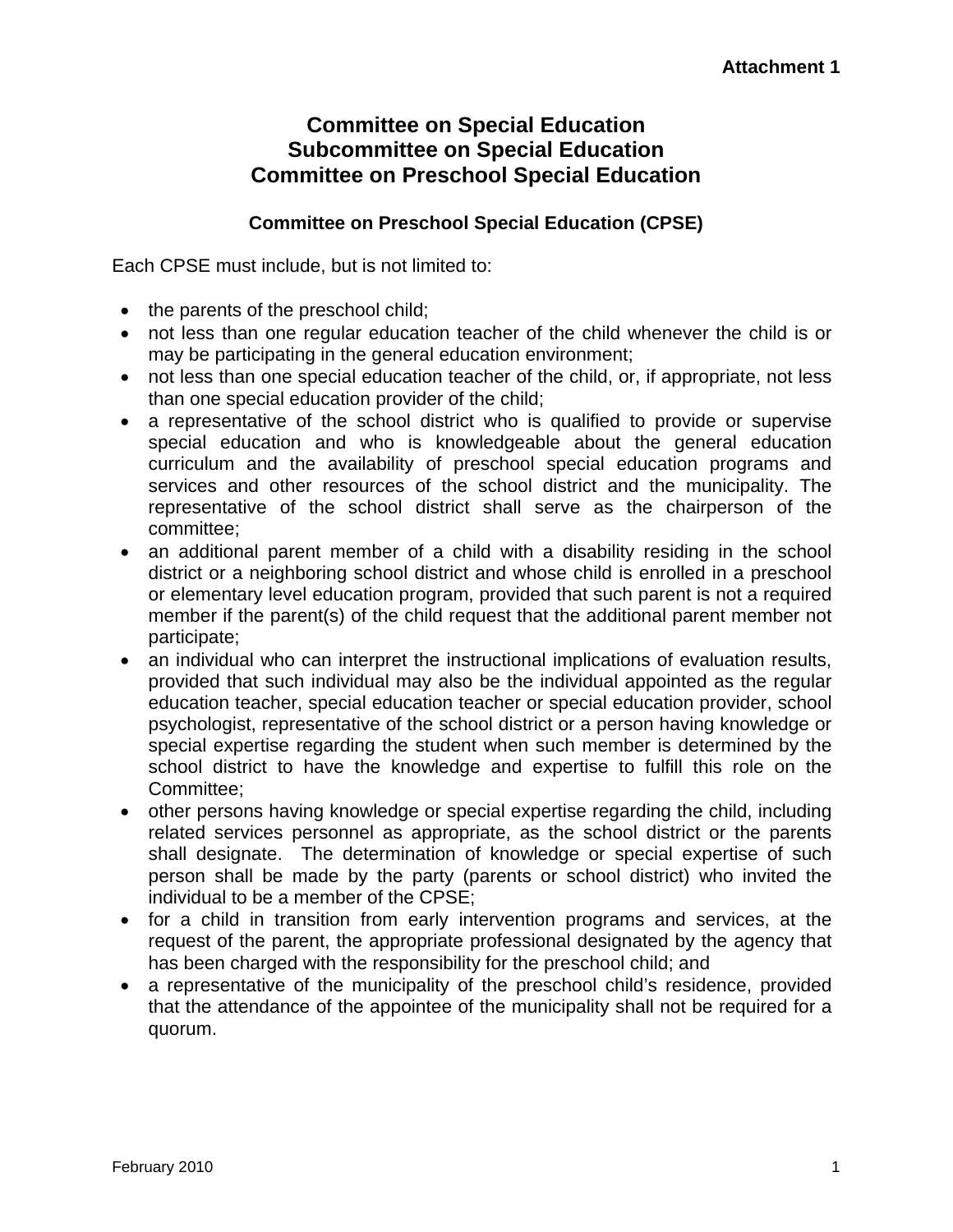**Attachment 1**

# Committee on Special Education
# Subcommittee on Special Education
# Committee on Preschool Special Education

## Committee on Preschool Special Education (CPSE)

Each CPSE must include, but is not limited to:

- the parents of the preschool child;
- not less than one regular education teacher of the child whenever the child is or may be participating in the general education environment;
- not less than one special education teacher of the child, or, if appropriate, not less than one special education provider of the child;
- a representative of the school district who is qualified to provide or supervise special education and who is knowledgeable about the general education curriculum and the availability of preschool special education programs and services and other resources of the school district and the municipality. The representative of the school district shall serve as the chairperson of the committee;
- an additional parent member of a child with a disability residing in the school district or a neighboring school district and whose child is enrolled in a preschool or elementary level education program, provided that such parent is not a required member if the parent(s) of the child request that the additional parent member not participate;
- an individual who can interpret the instructional implications of evaluation results, provided that such individual may also be the individual appointed as the regular education teacher, special education teacher or special education provider, school psychologist, representative of the school district or a person having knowledge or special expertise regarding the student when such member is determined by the school district to have the knowledge and expertise to fulfill this role on the Committee;
- other persons having knowledge or special expertise regarding the child, including related services personnel as appropriate, as the school district or the parents shall designate. The determination of knowledge or special expertise of such person shall be made by the party (parents or school district) who invited the individual to be a member of the CPSE;
- for a child in transition from early intervention programs and services, at the request of the parent, the appropriate professional designated by the agency that has been charged with the responsibility for the preschool child; and
- a representative of the municipality of the preschool child's residence, provided that the attendance of the appointee of the municipality shall not be required for a quorum.

February 2010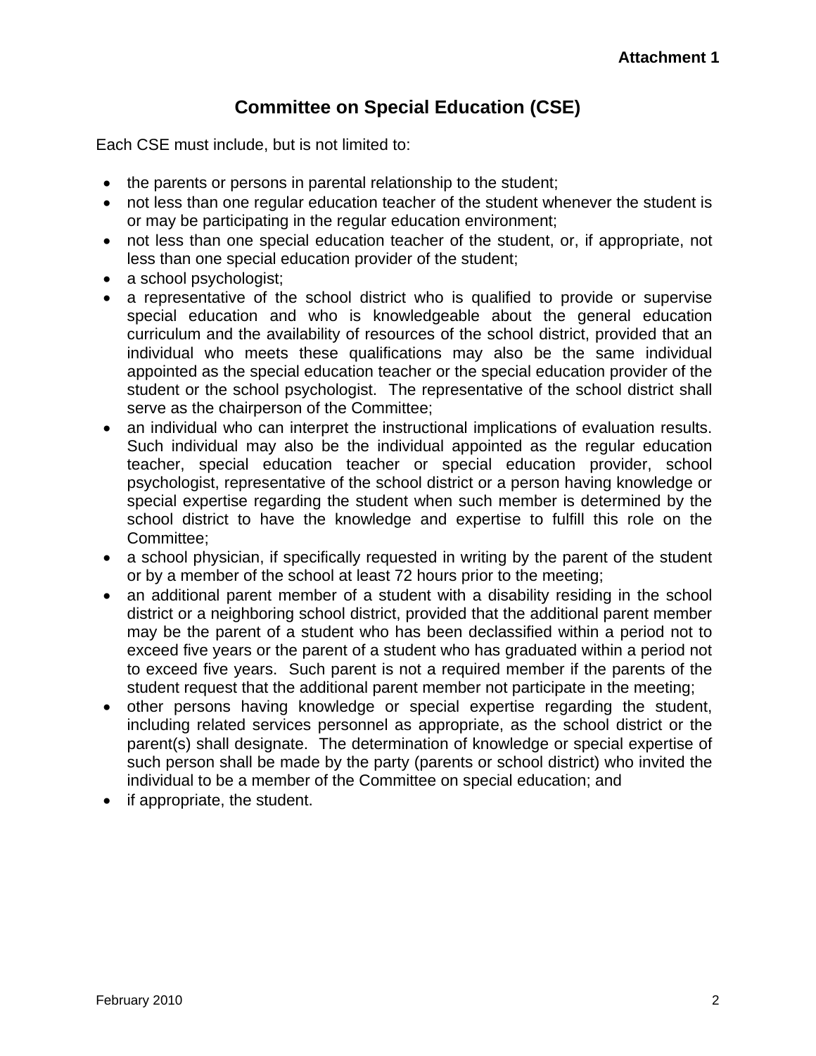**Attachment 1**

# Committee on Special Education (CSE)

Each CSE must include, but is not limited to:

- the parents or persons in parental relationship to the student;
- not less than one regular education teacher of the student whenever the student is or may be participating in the regular education environment;
- not less than one special education teacher of the student, or, if appropriate, not less than one special education provider of the student;
- a school psychologist;
- a representative of the school district who is qualified to provide or supervise special education and who is knowledgeable about the general education curriculum and the availability of resources of the school district, provided that an individual who meets these qualifications may also be the same individual appointed as the special education teacher or the special education provider of the student or the school psychologist. The representative of the school district shall serve as the chairperson of the Committee;
- an individual who can interpret the instructional implications of evaluation results. Such individual may also be the individual appointed as the regular education teacher, special education teacher or special education provider, school psychologist, representative of the school district or a person having knowledge or special expertise regarding the student when such member is determined by the school district to have the knowledge and expertise to fulfill this role on the Committee;
- a school physician, if specifically requested in writing by the parent of the student or by a member of the school at least 72 hours prior to the meeting;
- an additional parent member of a student with a disability residing in the school district or a neighboring school district, provided that the additional parent member may be the parent of a student who has been declassified within a period not to exceed five years or the parent of a student who has graduated within a period not to exceed five years. Such parent is not a required member if the parents of the student request that the additional parent member not participate in the meeting;
- other persons having knowledge or special expertise regarding the student, including related services personnel as appropriate, as the school district or the parent(s) shall designate. The determination of knowledge or special expertise of such person shall be made by the party (parents or school district) who invited the individual to be a member of the Committee on special education; and
- if appropriate, the student.

February 2010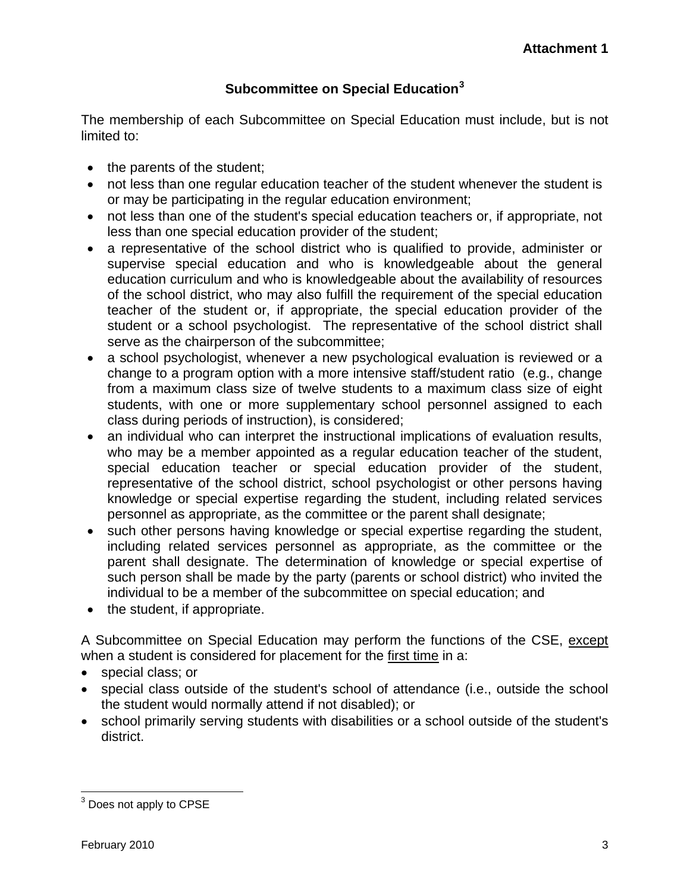**Attachment 1**

## Subcommittee on Special Education[3]

The membership of each Subcommittee on Special Education must include, but is not limited to:

- the parents of the student;
- not less than one regular education teacher of the student whenever the student is or may be participating in the regular education environment;
- not less than one of the student's special education teachers or, if appropriate, not less than one special education provider of the student;
- a representative of the school district who is qualified to provide, administer or supervise special education and who is knowledgeable about the general education curriculum and who is knowledgeable about the availability of resources of the school district, who may also fulfill the requirement of the special education teacher of the student or, if appropriate, the special education provider of the student or a school psychologist. The representative of the school district shall serve as the chairperson of the subcommittee;
- a school psychologist, whenever a new psychological evaluation is reviewed or a change to a program option with a more intensive staff/student ratio (e.g., change from a maximum class size of twelve students to a maximum class size of eight students, with one or more supplementary school personnel assigned to each class during periods of instruction), is considered;
- an individual who can interpret the instructional implications of evaluation results, who may be a member appointed as a regular education teacher of the student, special education teacher or special education provider of the student, representative of the school district, school psychologist or other persons having knowledge or special expertise regarding the student, including related services personnel as appropriate, as the committee or the parent shall designate;
- such other persons having knowledge or special expertise regarding the student, including related services personnel as appropriate, as the committee or the parent shall designate. The determination of knowledge or special expertise of such person shall be made by the party (parents or school district) who invited the individual to be a member of the subcommittee on special education; and
- the student, if appropriate.

A Subcommittee on Special Education may perform the functions of the CSE, <u>except</u> when a student is considered for placement for the <u>first time</u> in a:

- special class; or
- special class outside of the student's school of attendance (i.e., outside the school the student would normally attend if not disabled); or
- school primarily serving students with disabilities or a school outside of the student's district.

[3] Does not apply to CPSE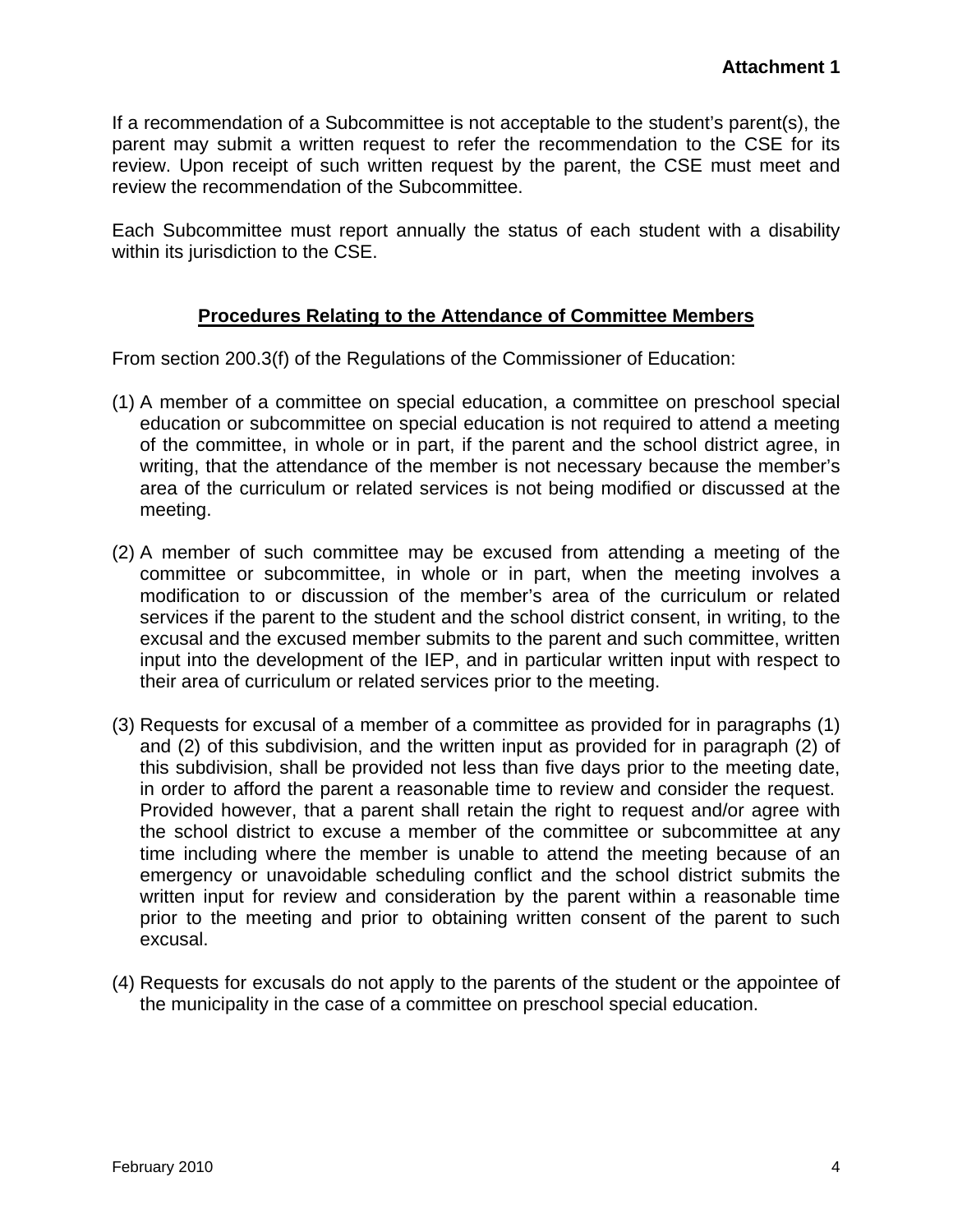**Attachment 1**

If a recommendation of a Subcommittee is not acceptable to the student's parent(s), the parent may submit a written request to refer the recommendation to the CSE for its review. Upon receipt of such written request by the parent, the CSE must meet and review the recommendation of the Subcommittee.

Each Subcommittee must report annually the status of each student with a disability within its jurisdiction to the CSE.

## Procedures Relating to the Attendance of Committee Members

From section 200.3(f) of the Regulations of the Commissioner of Education:

(1) A member of a committee on special education, a committee on preschool special education or subcommittee on special education is not required to attend a meeting of the committee, in whole or in part, if the parent and the school district agree, in writing, that the attendance of the member is not necessary because the member's area of the curriculum or related services is not being modified or discussed at the meeting.

(2) A member of such committee may be excused from attending a meeting of the committee or subcommittee, in whole or in part, when the meeting involves a modification to or discussion of the member's area of the curriculum or related services if the parent to the student and the school district consent, in writing, to the excusal and the excused member submits to the parent and such committee, written input into the development of the IEP, and in particular written input with respect to their area of curriculum or related services prior to the meeting.

(3) Requests for excusal of a member of a committee as provided for in paragraphs (1) and (2) of this subdivision, and the written input as provided for in paragraph (2) of this subdivision, shall be provided not less than five days prior to the meeting date, in order to afford the parent a reasonable time to review and consider the request. Provided however, that a parent shall retain the right to request and/or agree with the school district to excuse a member of the committee or subcommittee at any time including where the member is unable to attend the meeting because of an emergency or unavoidable scheduling conflict and the school district submits the written input for review and consideration by the parent within a reasonable time prior to the meeting and prior to obtaining written consent of the parent to such excusal.

(4) Requests for excusals do not apply to the parents of the student or the appointee of the municipality in the case of a committee on preschool special education.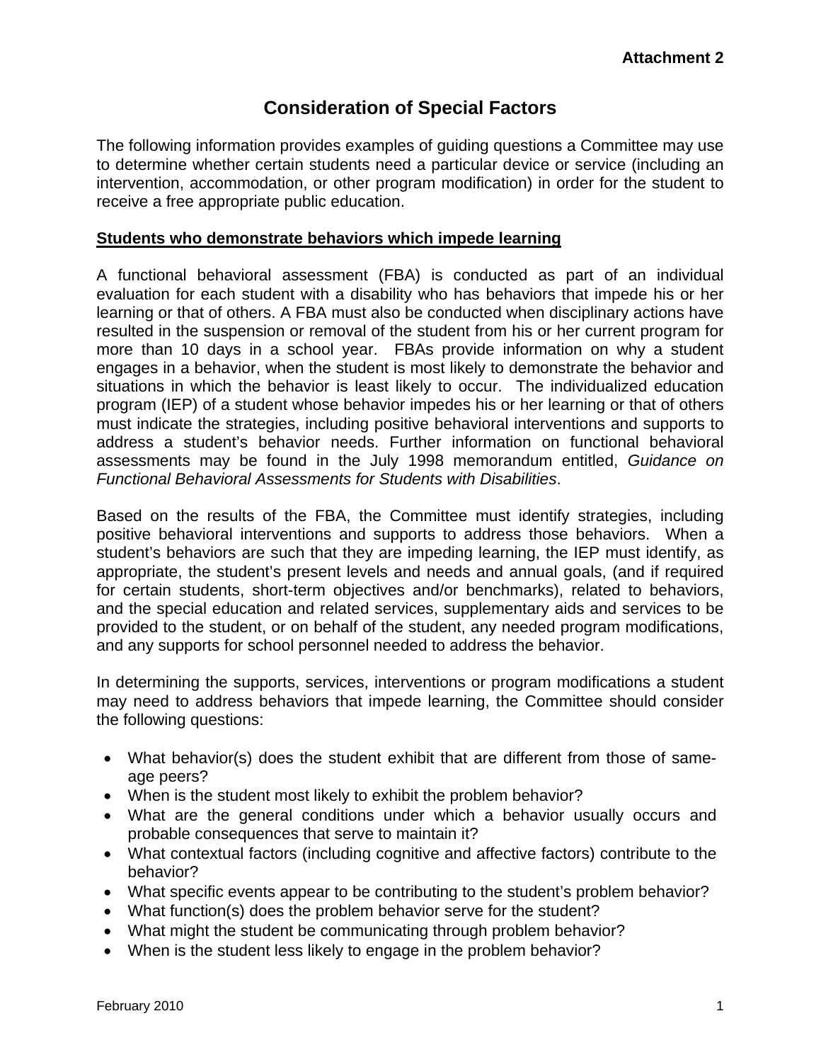Attachment 2

# Consideration of Special Factors

The following information provides examples of guiding questions a Committee may use to determine whether certain students need a particular device or service (including an intervention, accommodation, or other program modification) in order for the student to receive a free appropriate public education.

## Students who demonstrate behaviors which impede learning

A functional behavioral assessment (FBA) is conducted as part of an individual evaluation for each student with a disability who has behaviors that impede his or her learning or that of others. A FBA must also be conducted when disciplinary actions have resulted in the suspension or removal of the student from his or her current program for more than 10 days in a school year. FBAs provide information on why a student engages in a behavior, when the student is most likely to demonstrate the behavior and situations in which the behavior is least likely to occur. The individualized education program (IEP) of a student whose behavior impedes his or her learning or that of others must indicate the strategies, including positive behavioral interventions and supports to address a student's behavior needs. Further information on functional behavioral assessments may be found in the July 1998 memorandum entitled, *Guidance on Functional Behavioral Assessments for Students with Disabilities*.

Based on the results of the FBA, the Committee must identify strategies, including positive behavioral interventions and supports to address those behaviors. When a student's behaviors are such that they are impeding learning, the IEP must identify, as appropriate, the student's present levels and needs and annual goals, (and if required for certain students, short-term objectives and/or benchmarks), related to behaviors, and the special education and related services, supplementary aids and services to be provided to the student, or on behalf of the student, any needed program modifications, and any supports for school personnel needed to address the behavior.

In determining the supports, services, interventions or program modifications a student may need to address behaviors that impede learning, the Committee should consider the following questions:

- What behavior(s) does the student exhibit that are different from those of same-age peers?
- When is the student most likely to exhibit the problem behavior?
- What are the general conditions under which a behavior usually occurs and probable consequences that serve to maintain it?
- What contextual factors (including cognitive and affective factors) contribute to the behavior?
- What specific events appear to be contributing to the student's problem behavior?
- What function(s) does the problem behavior serve for the student?
- What might the student be communicating through problem behavior?
- When is the student less likely to engage in the problem behavior?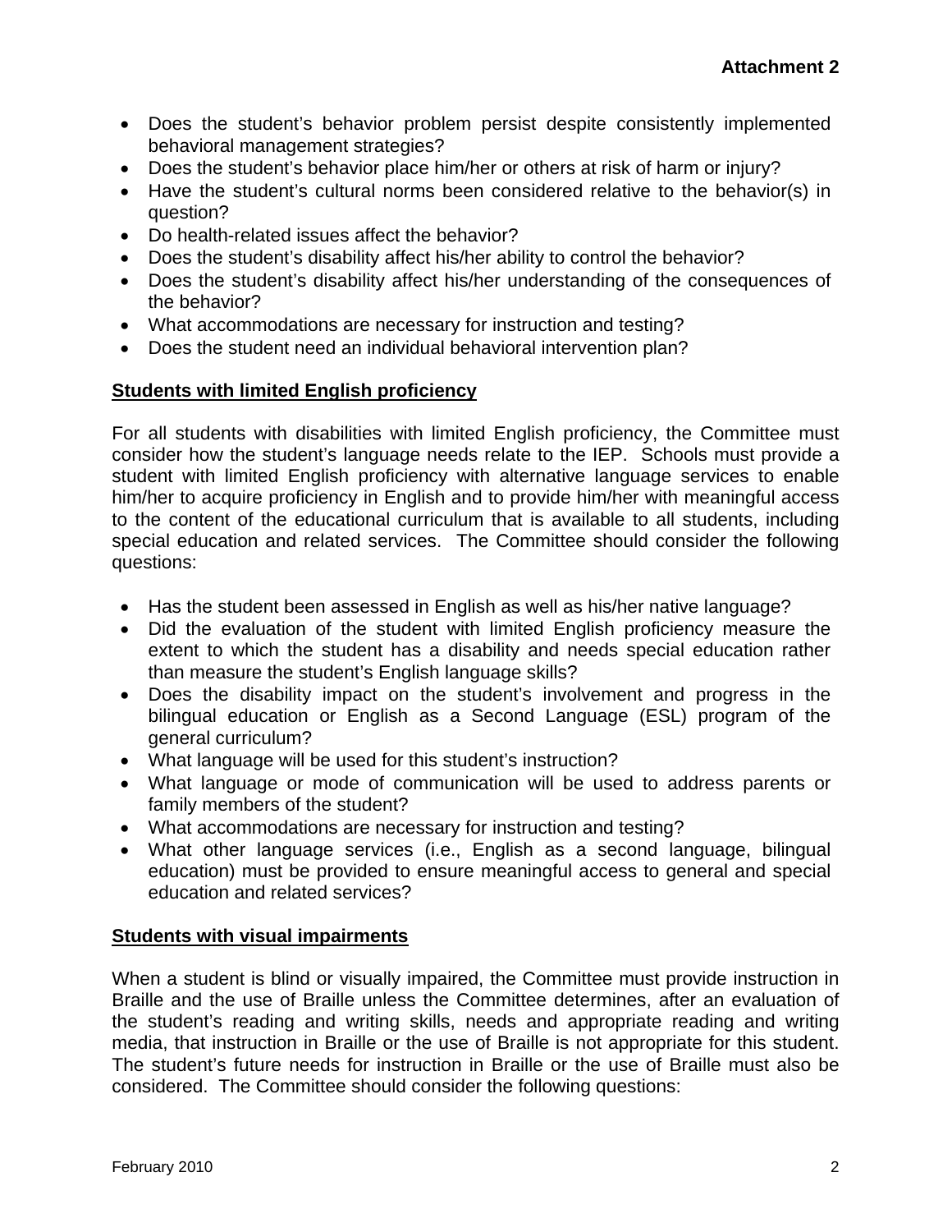- Does the student's behavior problem persist despite consistently implemented behavioral management strategies?
- Does the student's behavior place him/her or others at risk of harm or injury?
- Have the student's cultural norms been considered relative to the behavior(s) in question?
- Do health-related issues affect the behavior?
- Does the student's disability affect his/her ability to control the behavior?
- Does the student's disability affect his/her understanding of the consequences of the behavior?
- What accommodations are necessary for instruction and testing?
- Does the student need an individual behavioral intervention plan?

**Students with limited English proficiency**

For all students with disabilities with limited English proficiency, the Committee must consider how the student's language needs relate to the IEP. Schools must provide a student with limited English proficiency with alternative language services to enable him/her to acquire proficiency in English and to provide him/her with meaningful access to the content of the educational curriculum that is available to all students, including special education and related services. The Committee should consider the following questions:

- Has the student been assessed in English as well as his/her native language?
- Did the evaluation of the student with limited English proficiency measure the extent to which the student has a disability and needs special education rather than measure the student's English language skills?
- Does the disability impact on the student's involvement and progress in the bilingual education or English as a Second Language (ESL) program of the general curriculum?
- What language will be used for this student's instruction?
- What language or mode of communication will be used to address parents or family members of the student?
- What accommodations are necessary for instruction and testing?
- What other language services (i.e., English as a second language, bilingual education) must be provided to ensure meaningful access to general and special education and related services?

**Students with visual impairments**

When a student is blind or visually impaired, the Committee must provide instruction in Braille and the use of Braille unless the Committee determines, after an evaluation of the student's reading and writing skills, needs and appropriate reading and writing media, that instruction in Braille or the use of Braille is not appropriate for this student. The student's future needs for instruction in Braille or the use of Braille must also be considered. The Committee should consider the following questions: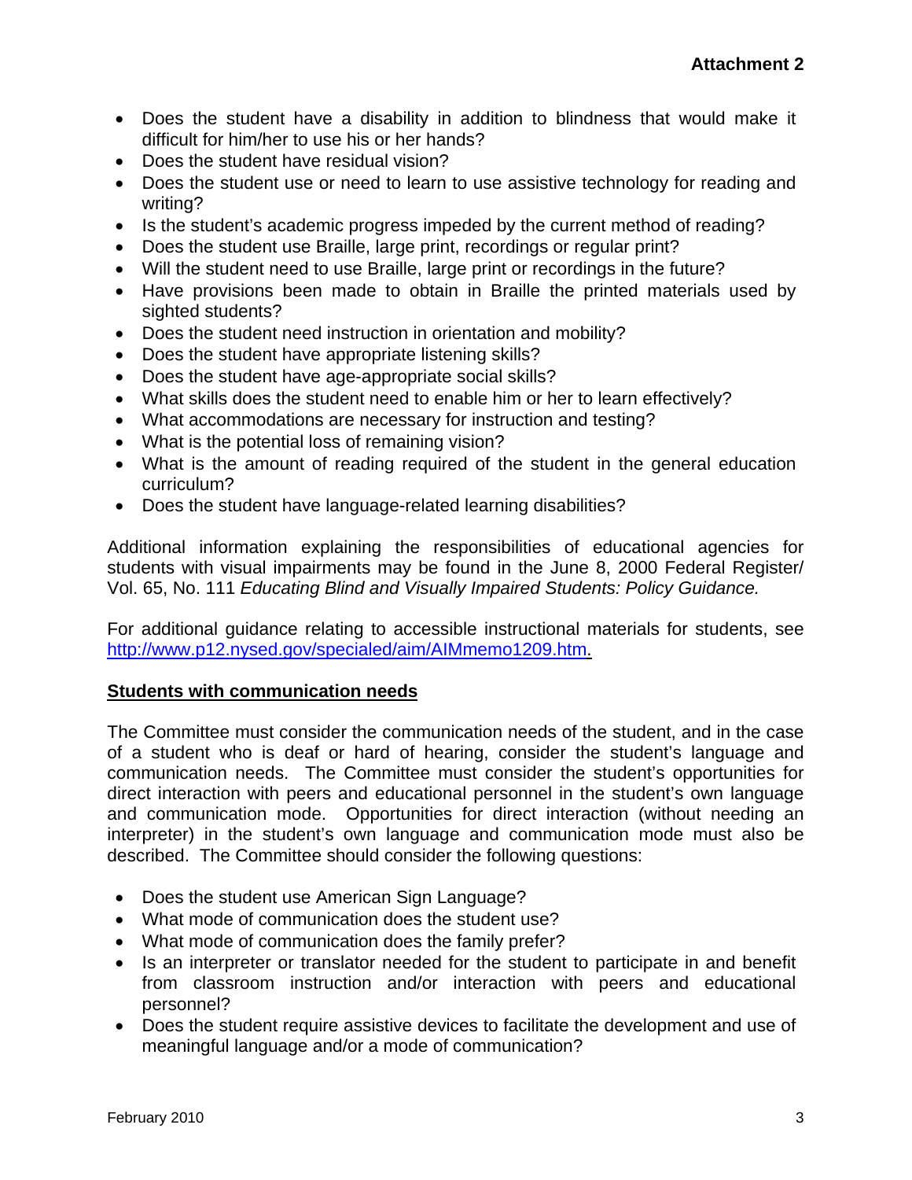**Attachment 2**

- Does the student have a disability in addition to blindness that would make it difficult for him/her to use his or her hands?
- Does the student have residual vision?
- Does the student use or need to learn to use assistive technology for reading and writing?
- Is the student's academic progress impeded by the current method of reading?
- Does the student use Braille, large print, recordings or regular print?
- Will the student need to use Braille, large print or recordings in the future?
- Have provisions been made to obtain in Braille the printed materials used by sighted students?
- Does the student need instruction in orientation and mobility?
- Does the student have appropriate listening skills?
- Does the student have age-appropriate social skills?
- What skills does the student need to enable him or her to learn effectively?
- What accommodations are necessary for instruction and testing?
- What is the potential loss of remaining vision?
- What is the amount of reading required of the student in the general education curriculum?
- Does the student have language-related learning disabilities?

Additional information explaining the responsibilities of educational agencies for students with visual impairments may be found in the June 8, 2000 Federal Register/ Vol. 65, No. 111 *Educating Blind and Visually Impaired Students: Policy Guidance.*

For additional guidance relating to accessible instructional materials for students, see [http://www.p12.nysed.gov/specialed/aim/AIMmemo1209.htm](http://www.p12.nysed.gov/specialed/aim/AIMmemo1209.htm).

**Students with communication needs**

The Committee must consider the communication needs of the student, and in the case of a student who is deaf or hard of hearing, consider the student's language and communication needs. The Committee must consider the student's opportunities for direct interaction with peers and educational personnel in the student's own language and communication mode. Opportunities for direct interaction (without needing an interpreter) in the student's own language and communication mode must also be described. The Committee should consider the following questions:

- Does the student use American Sign Language?
- What mode of communication does the student use?
- What mode of communication does the family prefer?
- Is an interpreter or translator needed for the student to participate in and benefit from classroom instruction and/or interaction with peers and educational personnel?
- Does the student require assistive devices to facilitate the development and use of meaningful language and/or a mode of communication?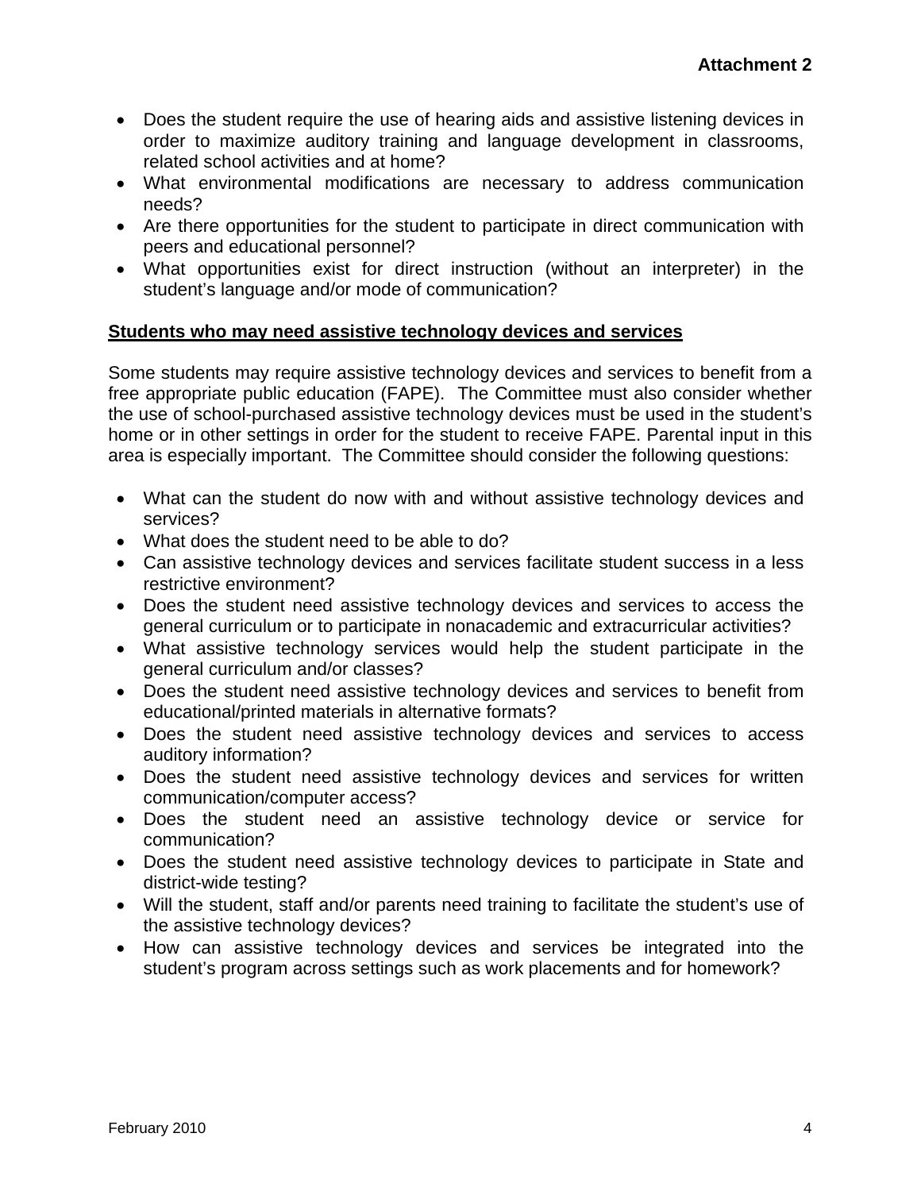- Does the student require the use of hearing aids and assistive listening devices in order to maximize auditory training and language development in classrooms, related school activities and at home?
- What environmental modifications are necessary to address communication needs?
- Are there opportunities for the student to participate in direct communication with peers and educational personnel?
- What opportunities exist for direct instruction (without an interpreter) in the student's language and/or mode of communication?

**Students who may need assistive technology devices and services**

Some students may require assistive technology devices and services to benefit from a free appropriate public education (FAPE). The Committee must also consider whether the use of school-purchased assistive technology devices must be used in the student's home or in other settings in order for the student to receive FAPE. Parental input in this area is especially important. The Committee should consider the following questions:

- What can the student do now with and without assistive technology devices and services?
- What does the student need to be able to do?
- Can assistive technology devices and services facilitate student success in a less restrictive environment?
- Does the student need assistive technology devices and services to access the general curriculum or to participate in nonacademic and extracurricular activities?
- What assistive technology services would help the student participate in the general curriculum and/or classes?
- Does the student need assistive technology devices and services to benefit from educational/printed materials in alternative formats?
- Does the student need assistive technology devices and services to access auditory information?
- Does the student need assistive technology devices and services for written communication/computer access?
- Does the student need an assistive technology device or service for communication?
- Does the student need assistive technology devices to participate in State and district-wide testing?
- Will the student, staff and/or parents need training to facilitate the student's use of the assistive technology devices?
- How can assistive technology devices and services be integrated into the student's program across settings such as work placements and for homework?